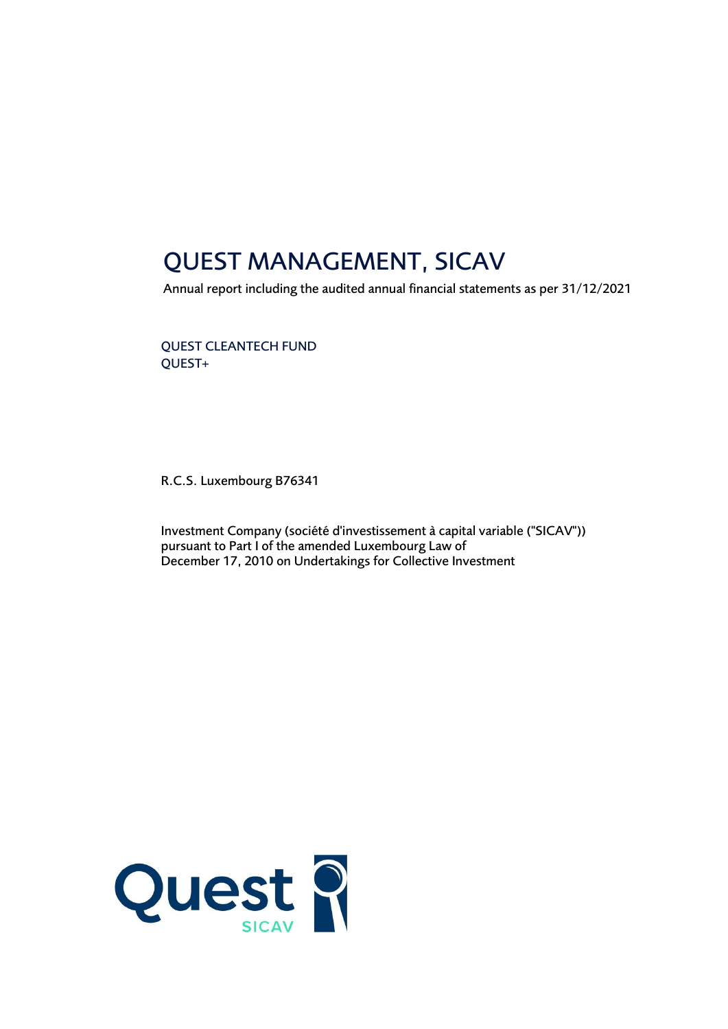# QUEST MANAGEMENT, SICAV

Annual report including the audited annual financial statements as per 31/12/2021

QUEST CLEANTECH FUND
QUEST+

R.C.S. Luxembourg B76341

Investment Company (société d'investissement à capital variable ("SICAV"))
pursuant to Part I of the amended Luxembourg Law of
December 17, 2010 on Undertakings for Collective Investment

Quest SICAV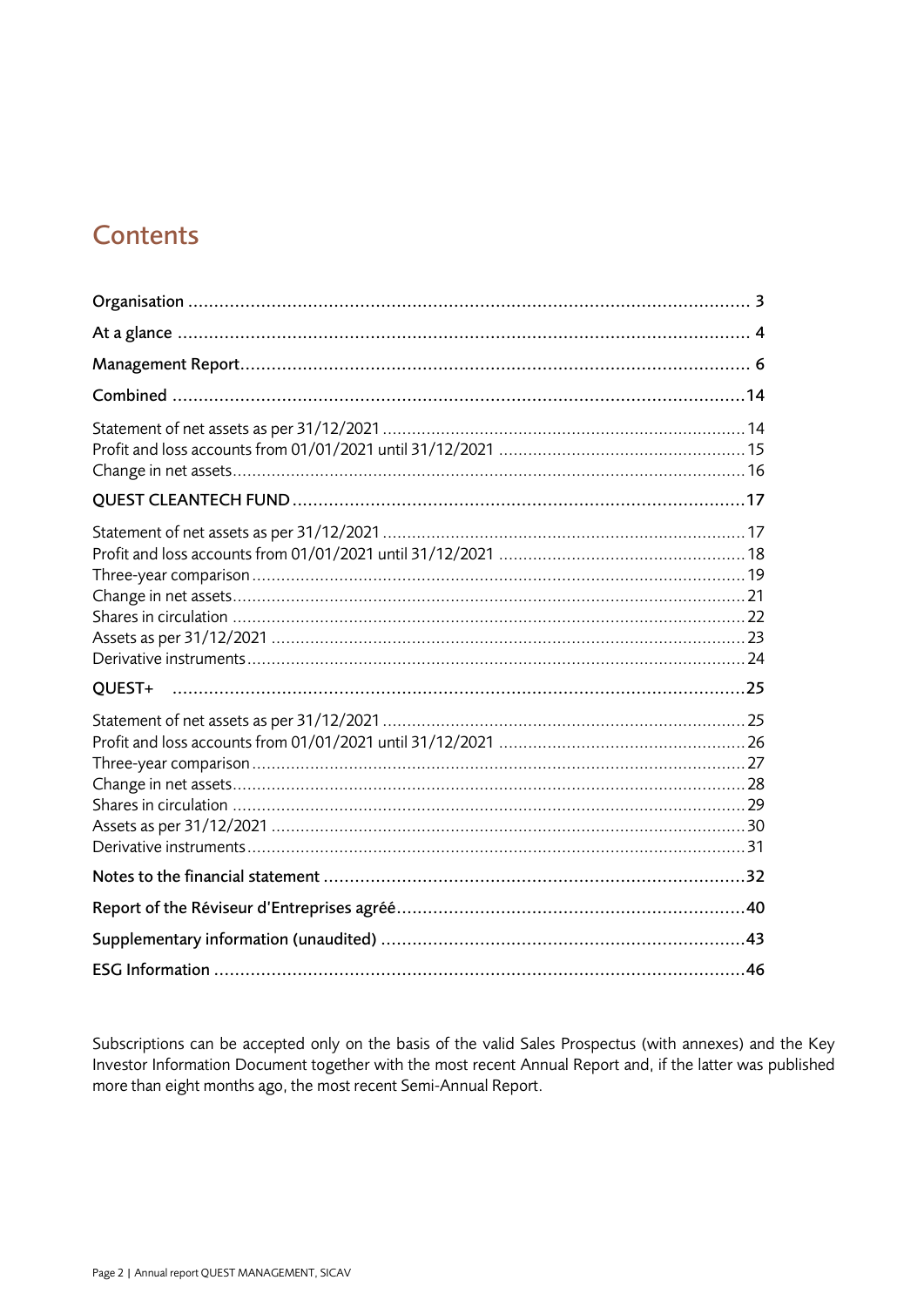# Contents

| | |
|---|---|
| **Organisation** | **3** |
| **At a glance** | **4** |
| **Management Report** | **6** |
| **Combined** | **14** |
| Statement of net assets as per 31/12/2021 | 14 |
| Profit and loss accounts from 01/01/2021 until 31/12/2021 | 15 |
| Change in net assets | 16 |
| **QUEST CLEANTECH FUND** | **17** |
| Statement of net assets as per 31/12/2021 | 17 |
| Profit and loss accounts from 01/01/2021 until 31/12/2021 | 18 |
| Three-year comparison | 19 |
| Change in net assets | 21 |
| Shares in circulation | 22 |
| Assets as per 31/12/2021 | 23 |
| Derivative instruments | 24 |
| **QUEST+** | **25** |
| Statement of net assets as per 31/12/2021 | 25 |
| Profit and loss accounts from 01/01/2021 until 31/12/2021 | 26 |
| Three-year comparison | 27 |
| Change in net assets | 28 |
| Shares in circulation | 29 |
| Assets as per 31/12/2021 | 30 |
| Derivative instruments | 31 |
| **Notes to the financial statement** | **32** |
| **Report of the Réviseur d'Entreprises agréé** | **40** |
| **Supplementary information (unaudited)** | **43** |
| **ESG Information** | **46** |

Subscriptions can be accepted only on the basis of the valid Sales Prospectus (with annexes) and the Key Investor Information Document together with the most recent Annual Report and, if the latter was published more than eight months ago, the most recent Semi-Annual Report.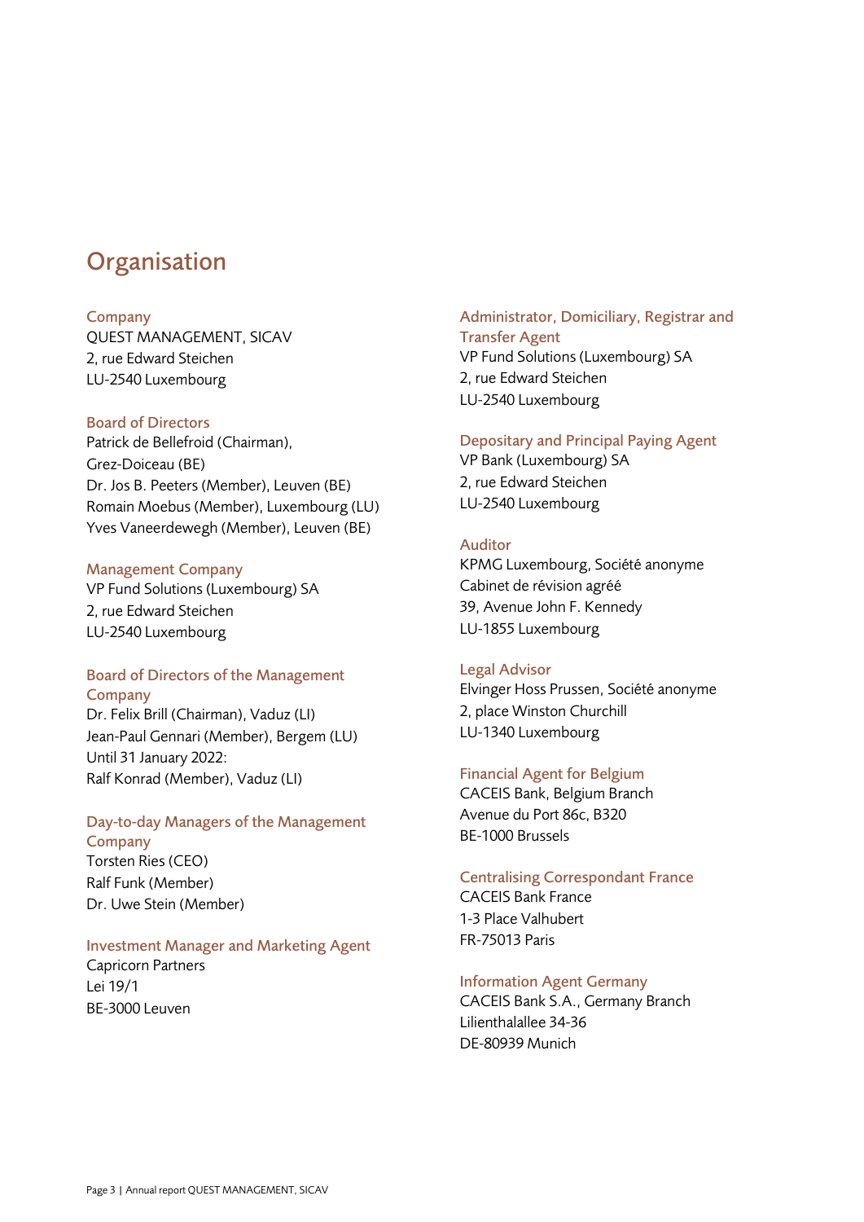# Organisation

**Company**
QUEST MANAGEMENT, SICAV
2, rue Edward Steichen
LU-2540 Luxembourg

**Board of Directors**
Patrick de Bellefroid (Chairman),
Grez-Doiceau (BE)
Dr. Jos B. Peeters (Member), Leuven (BE)
Romain Moebus (Member), Luxembourg (LU)
Yves Vaneerdewegh (Member), Leuven (BE)

**Management Company**
VP Fund Solutions (Luxembourg) SA
2, rue Edward Steichen
LU-2540 Luxembourg

**Board of Directors of the Management Company**
Dr. Felix Brill (Chairman), Vaduz (LI)
Jean-Paul Gennari (Member), Bergem (LU)
Until 31 January 2022:
Ralf Konrad (Member), Vaduz (LI)

**Day-to-day Managers of the Management Company**
Torsten Ries (CEO)
Ralf Funk (Member)
Dr. Uwe Stein (Member)

**Investment Manager and Marketing Agent**
Capricorn Partners
Lei 19/1
BE-3000 Leuven

**Administrator, Domiciliary, Registrar and Transfer Agent**
VP Fund Solutions (Luxembourg) SA
2, rue Edward Steichen
LU-2540 Luxembourg

**Depositary and Principal Paying Agent**
VP Bank (Luxembourg) SA
2, rue Edward Steichen
LU-2540 Luxembourg

**Auditor**
KPMG Luxembourg, Société anonyme
Cabinet de révision agréé
39, Avenue John F. Kennedy
LU-1855 Luxembourg

**Legal Advisor**
Elvinger Hoss Prussen, Société anonyme
2, place Winston Churchill
LU-1340 Luxembourg

**Financial Agent for Belgium**
CACEIS Bank, Belgium Branch
Avenue du Port 86c, B320
BE-1000 Brussels

**Centralising Correspondant France**
CACEIS Bank France
1-3 Place Valhubert
FR-75013 Paris

**Information Agent Germany**
CACEIS Bank S.A., Germany Branch
Lilienthalallee 34-36
DE-80939 Munich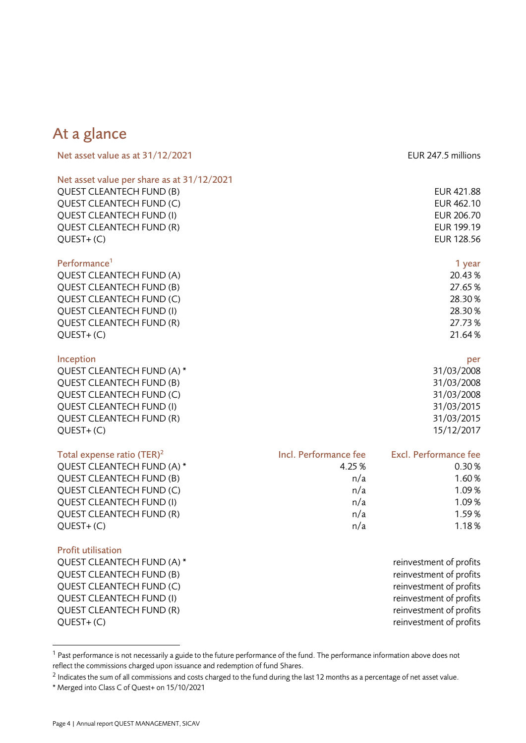## At a glance

| Net asset value as at 31/12/2021 | EUR 247.5 millions |
|---|---|

| Net asset value per share as at 31/12/2021 | |
|---|---|
| QUEST CLEANTECH FUND (B) | EUR 421.88 |
| QUEST CLEANTECH FUND (C) | EUR 462.10 |
| QUEST CLEANTECH FUND (I) | EUR 206.70 |
| QUEST CLEANTECH FUND (R) | EUR 199.19 |
| QUEST+ (C) | EUR 128.56 |

| Performance[1] | 1 year |
|---|---|
| QUEST CLEANTECH FUND (A) | 20.43 % |
| QUEST CLEANTECH FUND (B) | 27.65 % |
| QUEST CLEANTECH FUND (C) | 28.30 % |
| QUEST CLEANTECH FUND (I) | 28.30 % |
| QUEST CLEANTECH FUND (R) | 27.73 % |
| QUEST+ (C) | 21.64 % |

| Inception | per |
|---|---|
| QUEST CLEANTECH FUND (A) * | 31/03/2008 |
| QUEST CLEANTECH FUND (B) | 31/03/2008 |
| QUEST CLEANTECH FUND (C) | 31/03/2008 |
| QUEST CLEANTECH FUND (I) | 31/03/2015 |
| QUEST CLEANTECH FUND (R) | 31/03/2015 |
| QUEST+ (C) | 15/12/2017 |

| Total expense ratio (TER)[2] | Incl. Performance fee | Excl. Performance fee |
|---|---|---|
| QUEST CLEANTECH FUND (A) * | 4.25 % | 0.30 % |
| QUEST CLEANTECH FUND (B) | n/a | 1.60 % |
| QUEST CLEANTECH FUND (C) | n/a | 1.09 % |
| QUEST CLEANTECH FUND (I) | n/a | 1.09 % |
| QUEST CLEANTECH FUND (R) | n/a | 1.59 % |
| QUEST+ (C) | n/a | 1.18 % |

| Profit utilisation | |
|---|---|
| QUEST CLEANTECH FUND (A) * | reinvestment of profits |
| QUEST CLEANTECH FUND (B) | reinvestment of profits |
| QUEST CLEANTECH FUND (C) | reinvestment of profits |
| QUEST CLEANTECH FUND (I) | reinvestment of profits |
| QUEST CLEANTECH FUND (R) | reinvestment of profits |
| QUEST+ (C) | reinvestment of profits |

[1] Past performance is not necessarily a guide to the future performance of the fund. The performance information above does not reflect the commissions charged upon issuance and redemption of fund Shares.

[2] Indicates the sum of all commissions and costs charged to the fund during the last 12 months as a percentage of net asset value.

* Merged into Class C of Quest+ on 15/10/2021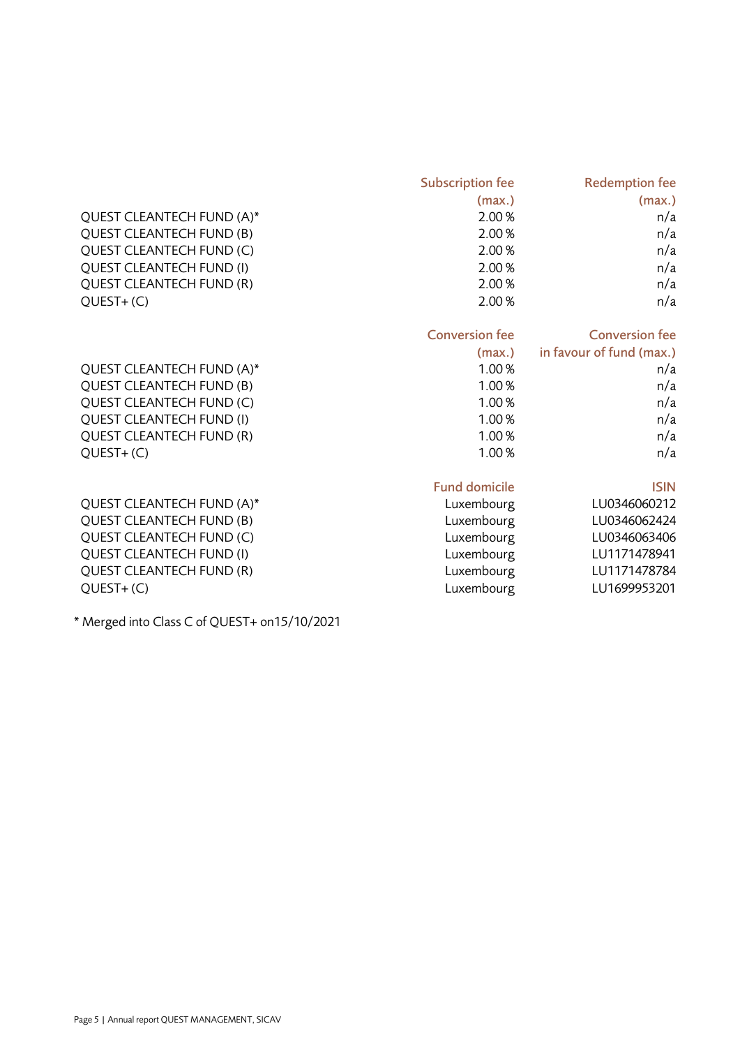| | Subscription fee (max.) | Redemption fee (max.) |
|---|---|---|
| QUEST CLEANTECH FUND (A)* | 2.00 % | n/a |
| QUEST CLEANTECH FUND (B) | 2.00 % | n/a |
| QUEST CLEANTECH FUND (C) | 2.00 % | n/a |
| QUEST CLEANTECH FUND (I) | 2.00 % | n/a |
| QUEST CLEANTECH FUND (R) | 2.00 % | n/a |
| QUEST+ (C) | 2.00 % | n/a |

| | Conversion fee (max.) | Conversion fee in favour of fund (max.) |
|---|---|---|
| QUEST CLEANTECH FUND (A)* | 1.00 % | n/a |
| QUEST CLEANTECH FUND (B) | 1.00 % | n/a |
| QUEST CLEANTECH FUND (C) | 1.00 % | n/a |
| QUEST CLEANTECH FUND (I) | 1.00 % | n/a |
| QUEST CLEANTECH FUND (R) | 1.00 % | n/a |
| QUEST+ (C) | 1.00 % | n/a |

| | Fund domicile | ISIN |
|---|---|---|
| QUEST CLEANTECH FUND (A)* | Luxembourg | LU0346060212 |
| QUEST CLEANTECH FUND (B) | Luxembourg | LU0346062424 |
| QUEST CLEANTECH FUND (C) | Luxembourg | LU0346063406 |
| QUEST CLEANTECH FUND (I) | Luxembourg | LU1171478941 |
| QUEST CLEANTECH FUND (R) | Luxembourg | LU1171478784 |
| QUEST+ (C) | Luxembourg | LU1699953201 |

* Merged into Class C of QUEST+ on15/10/2021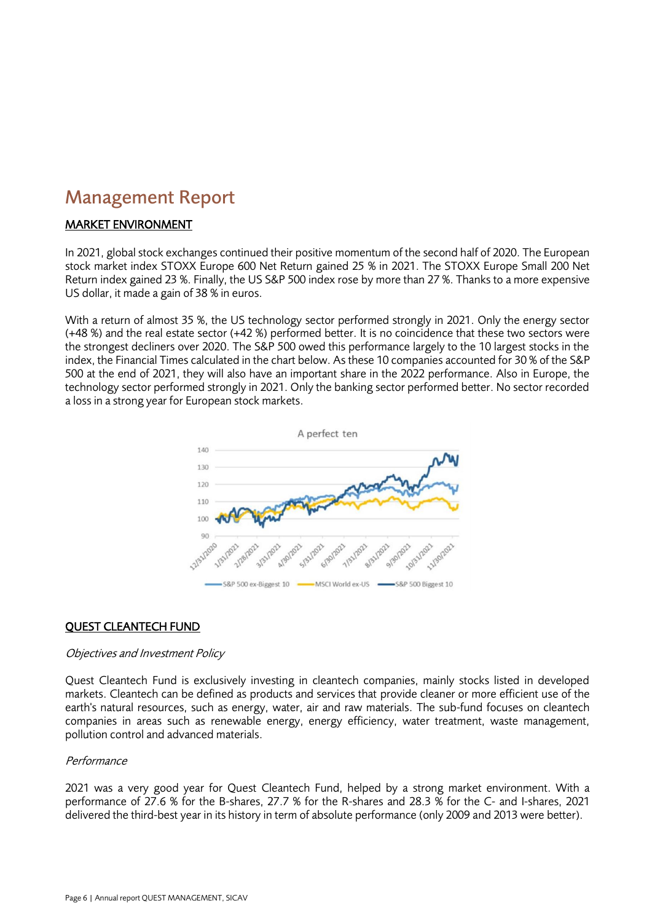# Management Report

## MARKET ENVIRONMENT

In 2021, global stock exchanges continued their positive momentum of the second half of 2020. The European stock market index STOXX Europe 600 Net Return gained 25 % in 2021. The STOXX Europe Small 200 Net Return index gained 23 %. Finally, the US S&P 500 index rose by more than 27 %. Thanks to a more expensive US dollar, it made a gain of 38 % in euros.

With a return of almost 35 %, the US technology sector performed strongly in 2021. Only the energy sector (+48 %) and the real estate sector (+42 %) performed better. It is no coincidence that these two sectors were the strongest decliners over 2020. The S&P 500 owed this performance largely to the 10 largest stocks in the index, the Financial Times calculated in the chart below. As these 10 companies accounted for 30 % of the S&P 500 at the end of 2021, they will also have an important share in the 2022 performance. Also in Europe, the technology sector performed strongly in 2021. Only the banking sector performed better. No sector recorded a loss in a strong year for European stock markets.

A perfect ten

## QUEST CLEANTECH FUND

*Objectives and Investment Policy*

Quest Cleantech Fund is exclusively investing in cleantech companies, mainly stocks listed in developed markets. Cleantech can be defined as products and services that provide cleaner or more efficient use of the earth's natural resources, such as energy, water, air and raw materials. The sub-fund focuses on cleantech companies in areas such as renewable energy, energy efficiency, water treatment, waste management, pollution control and advanced materials.

*Performance*

2021 was a very good year for Quest Cleantech Fund, helped by a strong market environment. With a performance of 27.6 % for the B-shares, 27.7 % for the R-shares and 28.3 % for the C- and I-shares, 2021 delivered the third-best year in its history in term of absolute performance (only 2009 and 2013 were better).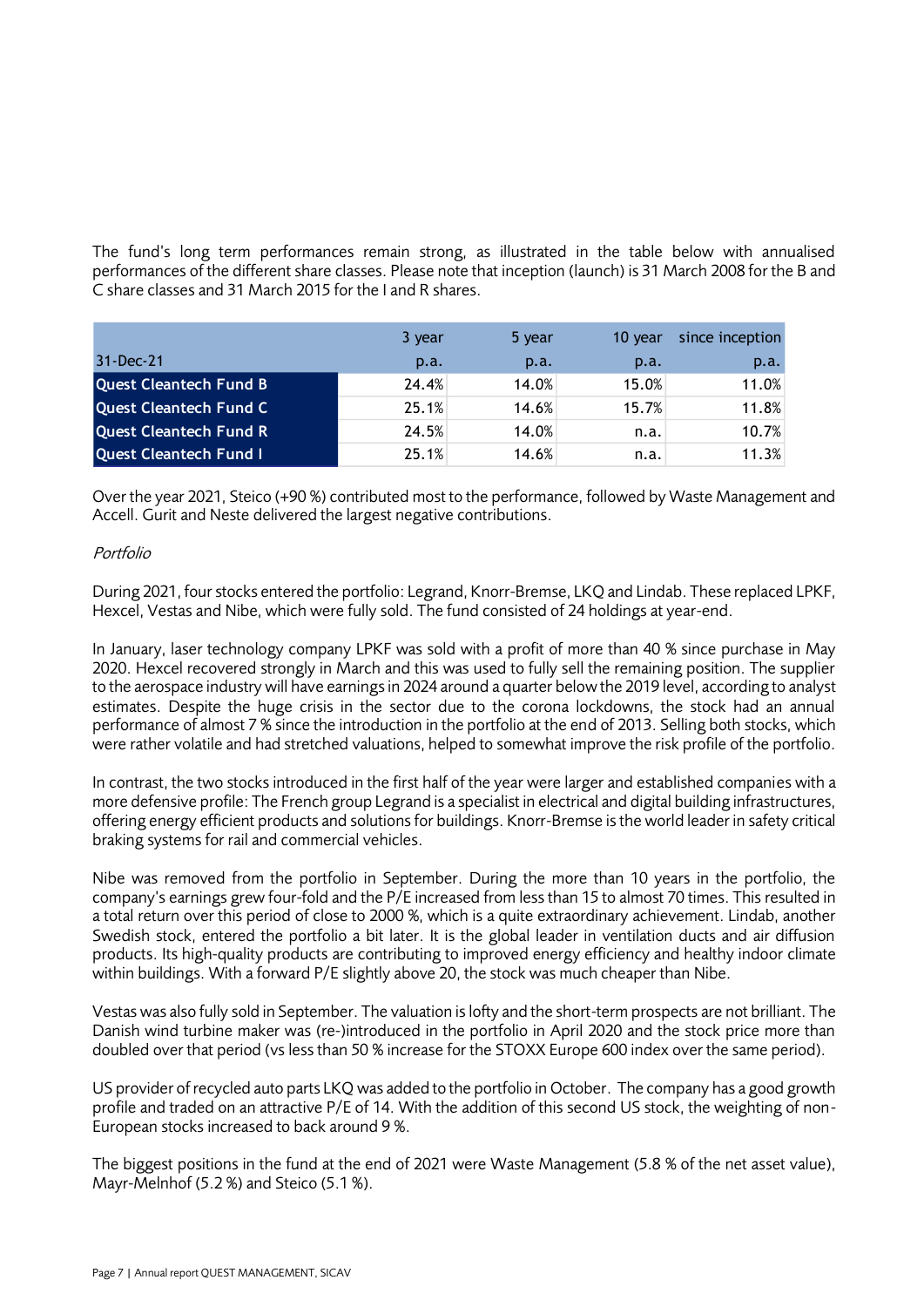The fund's long term performances remain strong, as illustrated in the table below with annualised performances of the different share classes. Please note that inception (launch) is 31 March 2008 for the B and C share classes and 31 March 2015 for the I and R shares.

| 31-Dec-21 | 3 year p.a. | 5 year p.a. | 10 year p.a. | since inception p.a. |
|---|---|---|---|---|
| Quest Cleantech Fund B | 24.4% | 14.0% | 15.0% | 11.0% |
| Quest Cleantech Fund C | 25.1% | 14.6% | 15.7% | 11.8% |
| Quest Cleantech Fund R | 24.5% | 14.0% | n.a. | 10.7% |
| Quest Cleantech Fund I | 25.1% | 14.6% | n.a. | 11.3% |

Over the year 2021, Steico (+90 %) contributed most to the performance, followed by Waste Management and Accell. Gurit and Neste delivered the largest negative contributions.

*Portfolio*

During 2021, four stocks entered the portfolio: Legrand, Knorr-Bremse, LKQ and Lindab. These replaced LPKF, Hexcel, Vestas and Nibe, which were fully sold. The fund consisted of 24 holdings at year-end.

In January, laser technology company LPKF was sold with a profit of more than 40 % since purchase in May 2020. Hexcel recovered strongly in March and this was used to fully sell the remaining position. The supplier to the aerospace industry will have earnings in 2024 around a quarter below the 2019 level, according to analyst estimates. Despite the huge crisis in the sector due to the corona lockdowns, the stock had an annual performance of almost 7 % since the introduction in the portfolio at the end of 2013. Selling both stocks, which were rather volatile and had stretched valuations, helped to somewhat improve the risk profile of the portfolio.

In contrast, the two stocks introduced in the first half of the year were larger and established companies with a more defensive profile: The French group Legrand is a specialist in electrical and digital building infrastructures, offering energy efficient products and solutions for buildings. Knorr-Bremse is the world leader in safety critical braking systems for rail and commercial vehicles.

Nibe was removed from the portfolio in September. During the more than 10 years in the portfolio, the company's earnings grew four-fold and the P/E increased from less than 15 to almost 70 times. This resulted in a total return over this period of close to 2000 %, which is a quite extraordinary achievement. Lindab, another Swedish stock, entered the portfolio a bit later. It is the global leader in ventilation ducts and air diffusion products. Its high-quality products are contributing to improved energy efficiency and healthy indoor climate within buildings. With a forward P/E slightly above 20, the stock was much cheaper than Nibe.

Vestas was also fully sold in September. The valuation is lofty and the short-term prospects are not brilliant. The Danish wind turbine maker was (re-)introduced in the portfolio in April 2020 and the stock price more than doubled over that period (vs less than 50 % increase for the STOXX Europe 600 index over the same period).

US provider of recycled auto parts LKQ was added to the portfolio in October. The company has a good growth profile and traded on an attractive P/E of 14. With the addition of this second US stock, the weighting of non-European stocks increased to back around 9 %.

The biggest positions in the fund at the end of 2021 were Waste Management (5.8 % of the net asset value), Mayr-Melnhof (5.2 %) and Steico (5.1 %).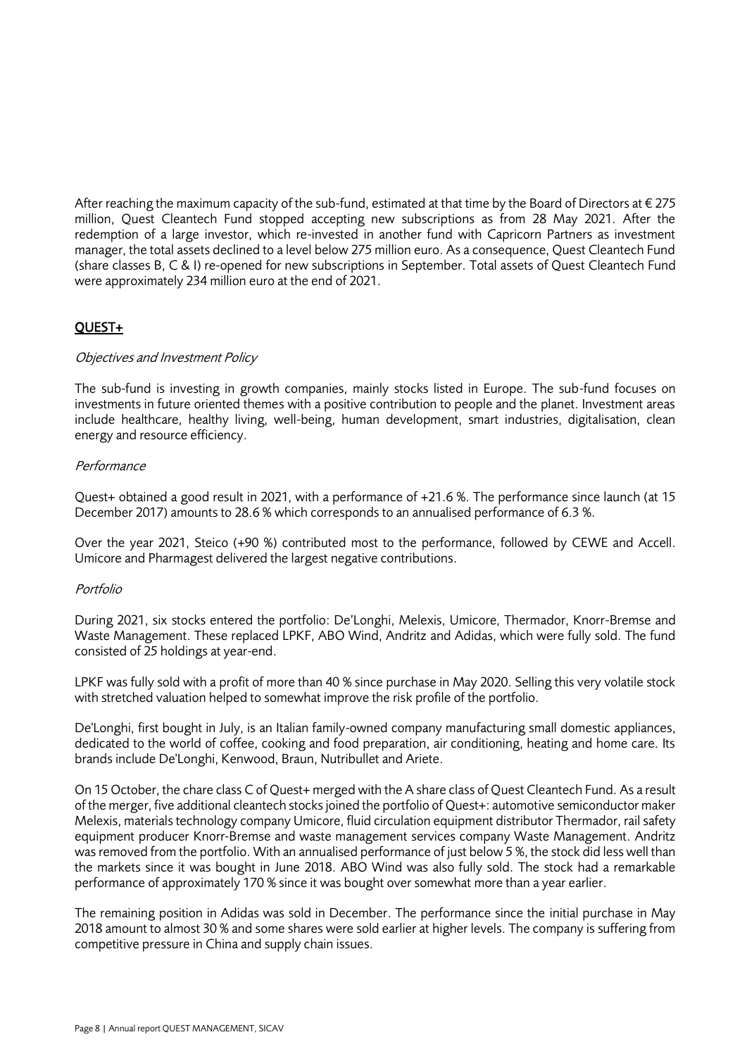After reaching the maximum capacity of the sub-fund, estimated at that time by the Board of Directors at € 275 million, Quest Cleantech Fund stopped accepting new subscriptions as from 28 May 2021. After the redemption of a large investor, which re-invested in another fund with Capricorn Partners as investment manager, the total assets declined to a level below 275 million euro. As a consequence, Quest Cleantech Fund (share classes B, C & I) re-opened for new subscriptions in September. Total assets of Quest Cleantech Fund were approximately 234 million euro at the end of 2021.

## QUEST+

*Objectives and Investment Policy*

The sub-fund is investing in growth companies, mainly stocks listed in Europe. The sub-fund focuses on investments in future oriented themes with a positive contribution to people and the planet. Investment areas include healthcare, healthy living, well-being, human development, smart industries, digitalisation, clean energy and resource efficiency.

*Performance*

Quest+ obtained a good result in 2021, with a performance of +21.6 %. The performance since launch (at 15 December 2017) amounts to 28.6 % which corresponds to an annualised performance of 6.3 %.

Over the year 2021, Steico (+90 %) contributed most to the performance, followed by CEWE and Accell. Umicore and Pharmagest delivered the largest negative contributions.

*Portfolio*

During 2021, six stocks entered the portfolio: De'Longhi, Melexis, Umicore, Thermador, Knorr-Bremse and Waste Management. These replaced LPKF, ABO Wind, Andritz and Adidas, which were fully sold. The fund consisted of 25 holdings at year-end.

LPKF was fully sold with a profit of more than 40 % since purchase in May 2020. Selling this very volatile stock with stretched valuation helped to somewhat improve the risk profile of the portfolio.

De'Longhi, first bought in July, is an Italian family-owned company manufacturing small domestic appliances, dedicated to the world of coffee, cooking and food preparation, air conditioning, heating and home care. Its brands include De'Longhi, Kenwood, Braun, Nutribullet and Ariete.

On 15 October, the chare class C of Quest+ merged with the A share class of Quest Cleantech Fund. As a result of the merger, five additional cleantech stocks joined the portfolio of Quest+: automotive semiconductor maker Melexis, materials technology company Umicore, fluid circulation equipment distributor Thermador, rail safety equipment producer Knorr-Bremse and waste management services company Waste Management. Andritz was removed from the portfolio. With an annualised performance of just below 5 %, the stock did less well than the markets since it was bought in June 2018. ABO Wind was also fully sold. The stock had a remarkable performance of approximately 170 % since it was bought over somewhat more than a year earlier.

The remaining position in Adidas was sold in December. The performance since the initial purchase in May 2018 amount to almost 30 % and some shares were sold earlier at higher levels. The company is suffering from competitive pressure in China and supply chain issues.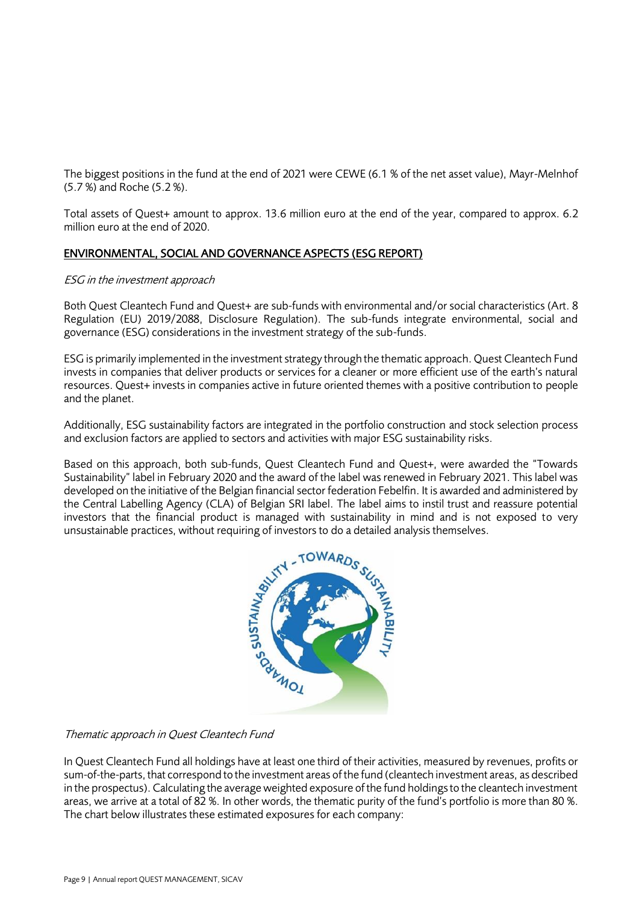The biggest positions in the fund at the end of 2021 were CEWE (6.1 % of the net asset value), Mayr-Melnhof (5.7 %) and Roche (5.2 %).

Total assets of Quest+ amount to approx. 13.6 million euro at the end of the year, compared to approx. 6.2 million euro at the end of 2020.

## ENVIRONMENTAL, SOCIAL AND GOVERNANCE ASPECTS (ESG REPORT)

*ESG in the investment approach*

Both Quest Cleantech Fund and Quest+ are sub-funds with environmental and/or social characteristics (Art. 8 Regulation (EU) 2019/2088, Disclosure Regulation). The sub-funds integrate environmental, social and governance (ESG) considerations in the investment strategy of the sub-funds.

ESG is primarily implemented in the investment strategy through the thematic approach. Quest Cleantech Fund invests in companies that deliver products or services for a cleaner or more efficient use of the earth's natural resources. Quest+ invests in companies active in future oriented themes with a positive contribution to people and the planet.

Additionally, ESG sustainability factors are integrated in the portfolio construction and stock selection process and exclusion factors are applied to sectors and activities with major ESG sustainability risks.

Based on this approach, both sub-funds, Quest Cleantech Fund and Quest+, were awarded the "Towards Sustainability" label in February 2020 and the award of the label was renewed in February 2021. This label was developed on the initiative of the Belgian financial sector federation Febelfin. It is awarded and administered by the Central Labelling Agency (CLA) of Belgian SRI label. The label aims to instil trust and reassure potential investors that the financial product is managed with sustainability in mind and is not exposed to very unsustainable practices, without requiring of investors to do a detailed analysis themselves.

*Thematic approach in Quest Cleantech Fund*

In Quest Cleantech Fund all holdings have at least one third of their activities, measured by revenues, profits or sum-of-the-parts, that correspond to the investment areas of the fund (cleantech investment areas, as described in the prospectus). Calculating the average weighted exposure of the fund holdings to the cleantech investment areas, we arrive at a total of 82 %. In other words, the thematic purity of the fund's portfolio is more than 80 %. The chart below illustrates these estimated exposures for each company: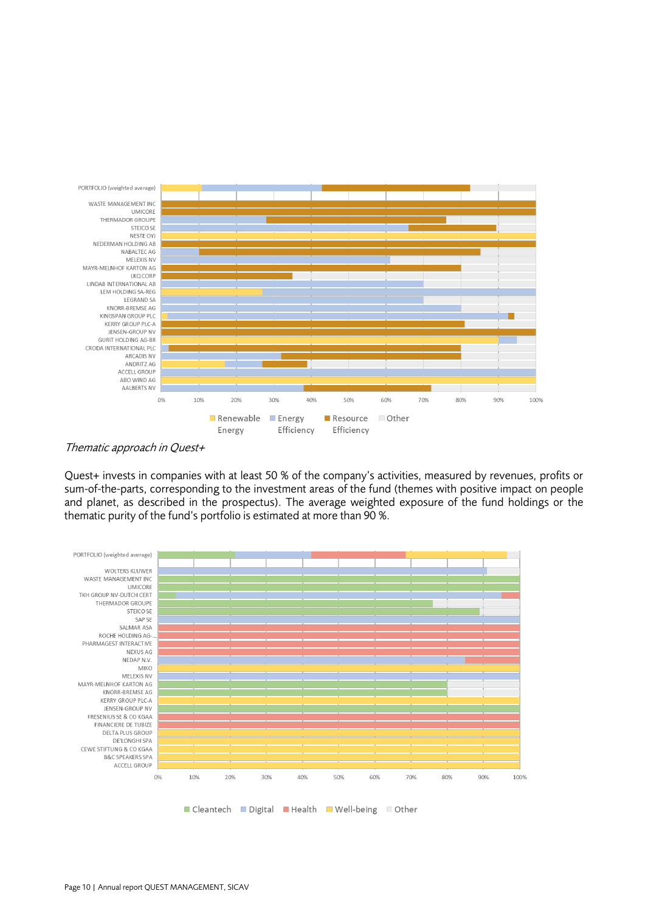PORTFOLIO (weighted average)

WASTE MANAGEMENT INC
UMICORE
THERMADOR GROUPE
STEICO SE
NESTE OYJ
NEDERMAN HOLDING AB
NABALTEC AG
MELEXIS NV
MAYR-MELNHOF KARTON AG
LKQ CORP
LINDAB INTERNATIONAL AB
LEM HOLDING SA-REG
LEGRAND SA
KNORR-BREMSE AG
KINGSPAN GROUP PLC
KERRY GROUP PLC-A
JENSEN-GROUP NV
GURIT HOLDING AG-BR
CRODA INTERNATIONAL PLC
ARCADIS NV
ANDRITZ AG
ACCELL GROUP
ABO WIND AG
AALBERTS NV

0% 10% 20% 30% 40% 50% 60% 70% 80% 90% 100%

Renewable Energy | Energy Efficiency | Resource Efficiency | Other

*Thematic approach in Quest+*

Quest+ invests in companies with at least 50 % of the company's activities, measured by revenues, profits or sum-of-the-parts, corresponding to the investment areas of the fund (themes with positive impact on people and planet, as described in the prospectus). The average weighted exposure of the fund holdings or the thematic purity of the fund's portfolio is estimated at more than 90 %.

PORTFOLIO (weighted average)

WOLTERS KLUWER
WASTE MANAGEMENT INC
UMICORE
TKH GROUP NV-DUTCH CERT
THERMADOR GROUPE
STEICO SE
SAP SE
SALMAR ASA
ROCHE HOLDING AG-...
PHARMAGEST INTERACTIVE
NEXUS AG
NEDAP N.V.
MIKO
MELEXIS NV
MAYR-MELNHOF KARTON AG
KNORR-BREMSE AG
KERRY GROUP PLC-A
JENSEN-GROUP NV
FRESENIUS SE & CO KGAA
FINANCIERE DE TUBIZE
DELTA PLUS GROUP
DE'LONGHI SPA
CEWE STIFTUNG & CO KGAA
B&C SPEAKERS SPA
ACCELL GROUP

0% 10% 20% 30% 40% 50% 60% 70% 80% 90% 100%

Cleantech | Digital | Health | Well-being | Other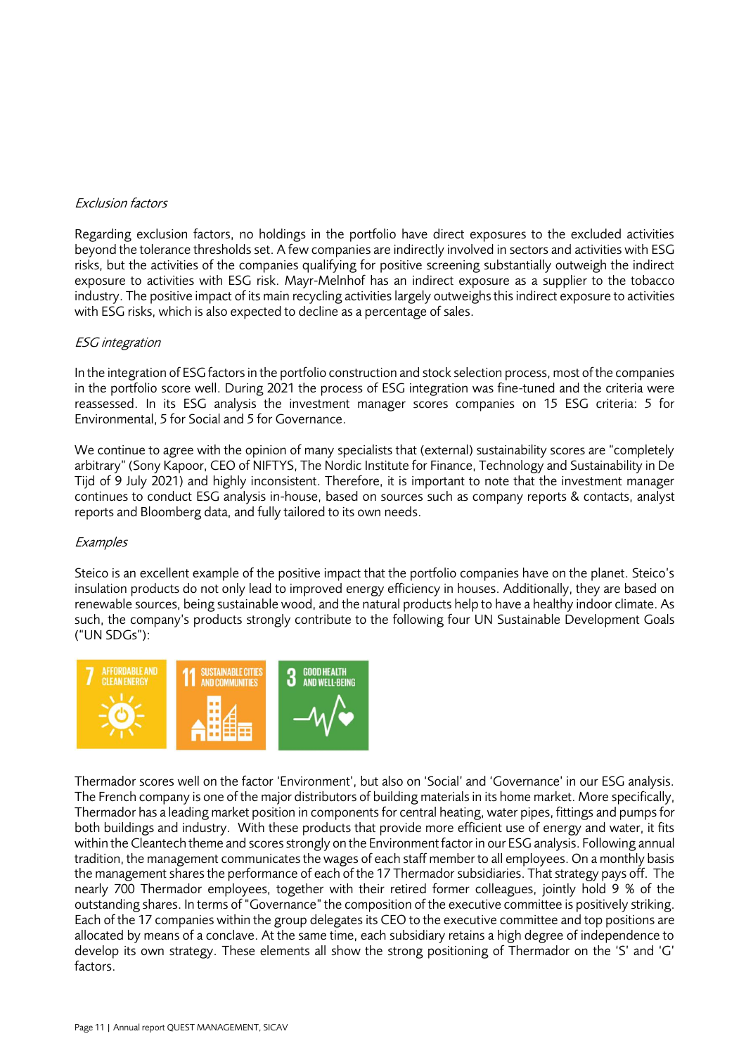*Exclusion factors*

Regarding exclusion factors, no holdings in the portfolio have direct exposures to the excluded activities beyond the tolerance thresholds set. A few companies are indirectly involved in sectors and activities with ESG risks, but the activities of the companies qualifying for positive screening substantially outweigh the indirect exposure to activities with ESG risk. Mayr-Melnhof has an indirect exposure as a supplier to the tobacco industry. The positive impact of its main recycling activities largely outweighs this indirect exposure to activities with ESG risks, which is also expected to decline as a percentage of sales.

*ESG integration*

In the integration of ESG factors in the portfolio construction and stock selection process, most of the companies in the portfolio score well. During 2021 the process of ESG integration was fine-tuned and the criteria were reassessed. In its ESG analysis the investment manager scores companies on 15 ESG criteria: 5 for Environmental, 5 for Social and 5 for Governance.

We continue to agree with the opinion of many specialists that (external) sustainability scores are "completely arbitrary" (Sony Kapoor, CEO of NIFTYS, The Nordic Institute for Finance, Technology and Sustainability in De Tijd of 9 July 2021) and highly inconsistent. Therefore, it is important to note that the investment manager continues to conduct ESG analysis in-house, based on sources such as company reports & contacts, analyst reports and Bloomberg data, and fully tailored to its own needs.

*Examples*

Steico is an excellent example of the positive impact that the portfolio companies have on the planet. Steico's insulation products do not only lead to improved energy efficiency in houses. Additionally, they are based on renewable sources, being sustainable wood, and the natural products help to have a healthy indoor climate. As such, the company's products strongly contribute to the following four UN Sustainable Development Goals ("UN SDGs"):

7 AFFORDABLE AND CLEAN ENERGY | 11 SUSTAINABLE CITIES AND COMMUNITIES | 3 GOOD HEALTH AND WELL-BEING

Thermador scores well on the factor 'Environment', but also on 'Social' and 'Governance' in our ESG analysis. The French company is one of the major distributors of building materials in its home market. More specifically, Thermador has a leading market position in components for central heating, water pipes, fittings and pumps for both buildings and industry. With these products that provide more efficient use of energy and water, it fits within the Cleantech theme and scores strongly on the Environment factor in our ESG analysis. Following annual tradition, the management communicates the wages of each staff member to all employees. On a monthly basis the management shares the performance of each of the 17 Thermador subsidiaries. That strategy pays off. The nearly 700 Thermador employees, together with their retired former colleagues, jointly hold 9 % of the outstanding shares. In terms of "Governance" the composition of the executive committee is positively striking. Each of the 17 companies within the group delegates its CEO to the executive committee and top positions are allocated by means of a conclave. At the same time, each subsidiary retains a high degree of independence to develop its own strategy. These elements all show the strong positioning of Thermador on the 'S' and 'G' factors.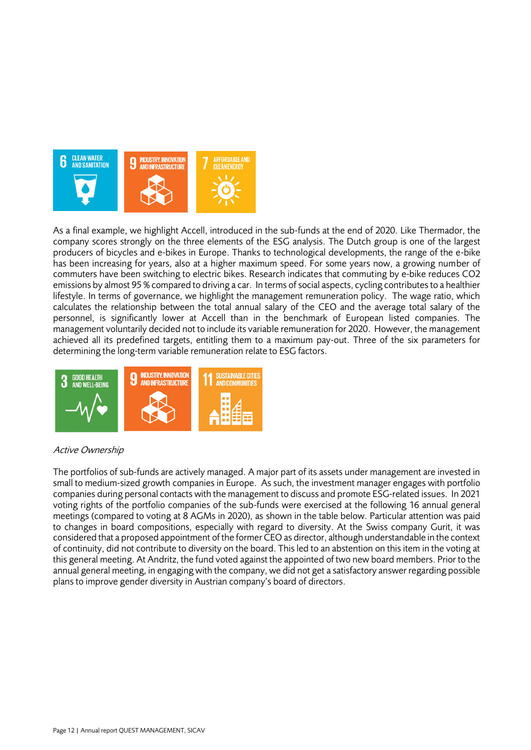As a final example, we highlight Accell, introduced in the sub-funds at the end of 2020. Like Thermador, the company scores strongly on the three elements of the ESG analysis. The Dutch group is one of the largest producers of bicycles and e-bikes in Europe. Thanks to technological developments, the range of the e-bike has been increasing for years, also at a higher maximum speed. For some years now, a growing number of commuters have been switching to electric bikes. Research indicates that commuting by e-bike reduces $CO_2$ emissions by almost 95 % compared to driving a car. In terms of social aspects, cycling contributes to a healthier lifestyle. In terms of governance, we highlight the management remuneration policy. The wage ratio, which calculates the relationship between the total annual salary of the CEO and the average total salary of the personnel, is significantly lower at Accell than in the benchmark of European listed companies. The management voluntarily decided not to include its variable remuneration for 2020. However, the management achieved all its predefined targets, entitling them to a maximum pay-out. Three of the six parameters for determining the long-term variable remuneration relate to ESG factors.

*Active Ownership*

The portfolios of sub-funds are actively managed. A major part of its assets under management are invested in small to medium-sized growth companies in Europe. As such, the investment manager engages with portfolio companies during personal contacts with the management to discuss and promote ESG-related issues. In 2021 voting rights of the portfolio companies of the sub-funds were exercised at the following 16 annual general meetings (compared to voting at 8 AGMs in 2020), as shown in the table below. Particular attention was paid to changes in board compositions, especially with regard to diversity. At the Swiss company Gurit, it was considered that a proposed appointment of the former CEO as director, although understandable in the context of continuity, did not contribute to diversity on the board. This led to an abstention on this item in the voting at this general meeting. At Andritz, the fund voted against the appointed of two new board members. Prior to the annual general meeting, in engaging with the company, we did not get a satisfactory answer regarding possible plans to improve gender diversity in Austrian company's board of directors.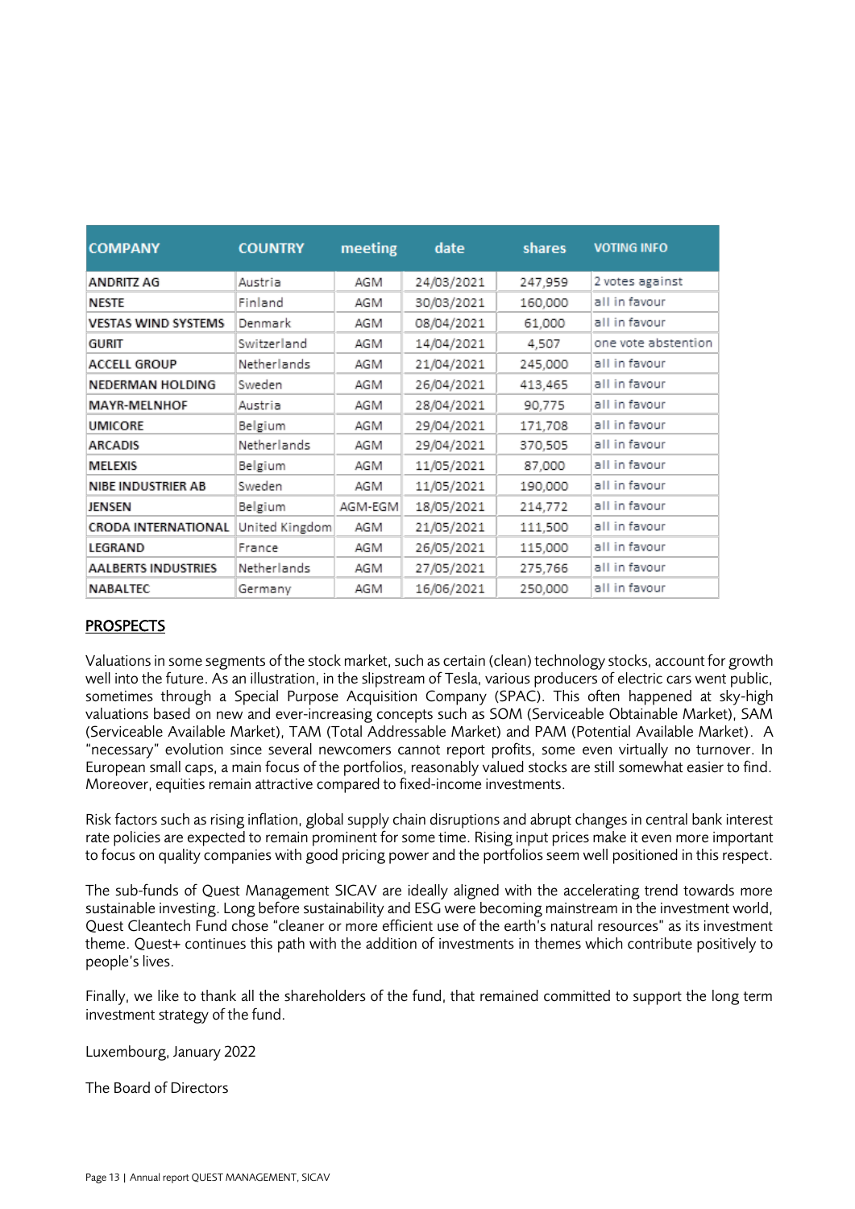| COMPANY | COUNTRY | meeting | date | shares | VOTING INFO |
|---|---|---|---|---|---|
| ANDRITZ AG | Austria | AGM | 24/03/2021 | 247,959 | 2 votes against |
| NESTE | Finland | AGM | 30/03/2021 | 160,000 | all in favour |
| VESTAS WIND SYSTEMS | Denmark | AGM | 08/04/2021 | 61,000 | all in favour |
| GURIT | Switzerland | AGM | 14/04/2021 | 4,507 | one vote abstention |
| ACCELL GROUP | Netherlands | AGM | 21/04/2021 | 245,000 | all in favour |
| NEDERMAN HOLDING | Sweden | AGM | 26/04/2021 | 413,465 | all in favour |
| MAYR-MELNHOF | Austria | AGM | 28/04/2021 | 90,775 | all in favour |
| UMICORE | Belgium | AGM | 29/04/2021 | 171,708 | all in favour |
| ARCADIS | Netherlands | AGM | 29/04/2021 | 370,505 | all in favour |
| MELEXIS | Belgium | AGM | 11/05/2021 | 87,000 | all in favour |
| NIBE INDUSTRIER AB | Sweden | AGM | 11/05/2021 | 190,000 | all in favour |
| JENSEN | Belgium | AGM-EGM | 18/05/2021 | 214,772 | all in favour |
| CRODA INTERNATIONAL | United Kingdom | AGM | 21/05/2021 | 111,500 | all in favour |
| LEGRAND | France | AGM | 26/05/2021 | 115,000 | all in favour |
| AALBERTS INDUSTRIES | Netherlands | AGM | 27/05/2021 | 275,766 | all in favour |
| NABALTEC | Germany | AGM | 16/06/2021 | 250,000 | all in favour |

## PROSPECTS

Valuations in some segments of the stock market, such as certain (clean) technology stocks, account for growth well into the future. As an illustration, in the slipstream of Tesla, various producers of electric cars went public, sometimes through a Special Purpose Acquisition Company (SPAC). This often happened at sky-high valuations based on new and ever-increasing concepts such as SOM (Serviceable Obtainable Market), SAM (Serviceable Available Market), TAM (Total Addressable Market) and PAM (Potential Available Market). A "necessary" evolution since several newcomers cannot report profits, some even virtually no turnover. In European small caps, a main focus of the portfolios, reasonably valued stocks are still somewhat easier to find. Moreover, equities remain attractive compared to fixed-income investments.

Risk factors such as rising inflation, global supply chain disruptions and abrupt changes in central bank interest rate policies are expected to remain prominent for some time. Rising input prices make it even more important to focus on quality companies with good pricing power and the portfolios seem well positioned in this respect.

The sub-funds of Quest Management SICAV are ideally aligned with the accelerating trend towards more sustainable investing. Long before sustainability and ESG were becoming mainstream in the investment world, Quest Cleantech Fund chose "cleaner or more efficient use of the earth's natural resources" as its investment theme. Quest+ continues this path with the addition of investments in themes which contribute positively to people's lives.

Finally, we like to thank all the shareholders of the fund, that remained committed to support the long term investment strategy of the fund.

Luxembourg, January 2022

The Board of Directors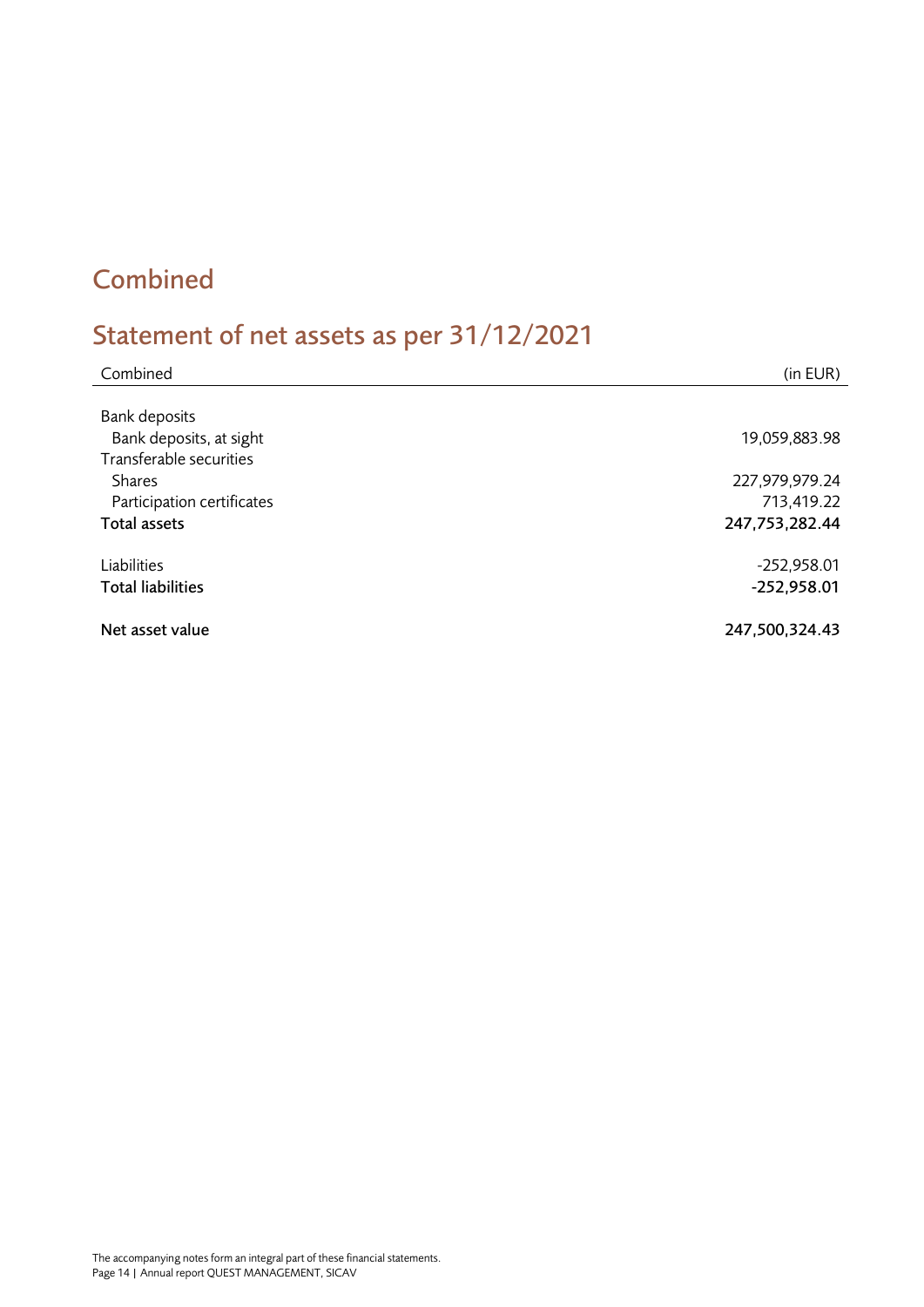# Combined

## Statement of net assets as per 31/12/2021

| Combined | (in EUR) |
|---|---|
| Bank deposits | |
| Bank deposits, at sight | 19,059,883.98 |
| Transferable securities | |
| Shares | 227,979,979.24 |
| Participation certificates | 713,419.22 |
| **Total assets** | **247,753,282.44** |
| | |
| Liabilities | -252,958.01 |
| **Total liabilities** | **-252,958.01** |
| | |
| **Net asset value** | **247,500,324.43** |

The accompanying notes form an integral part of these financial statements.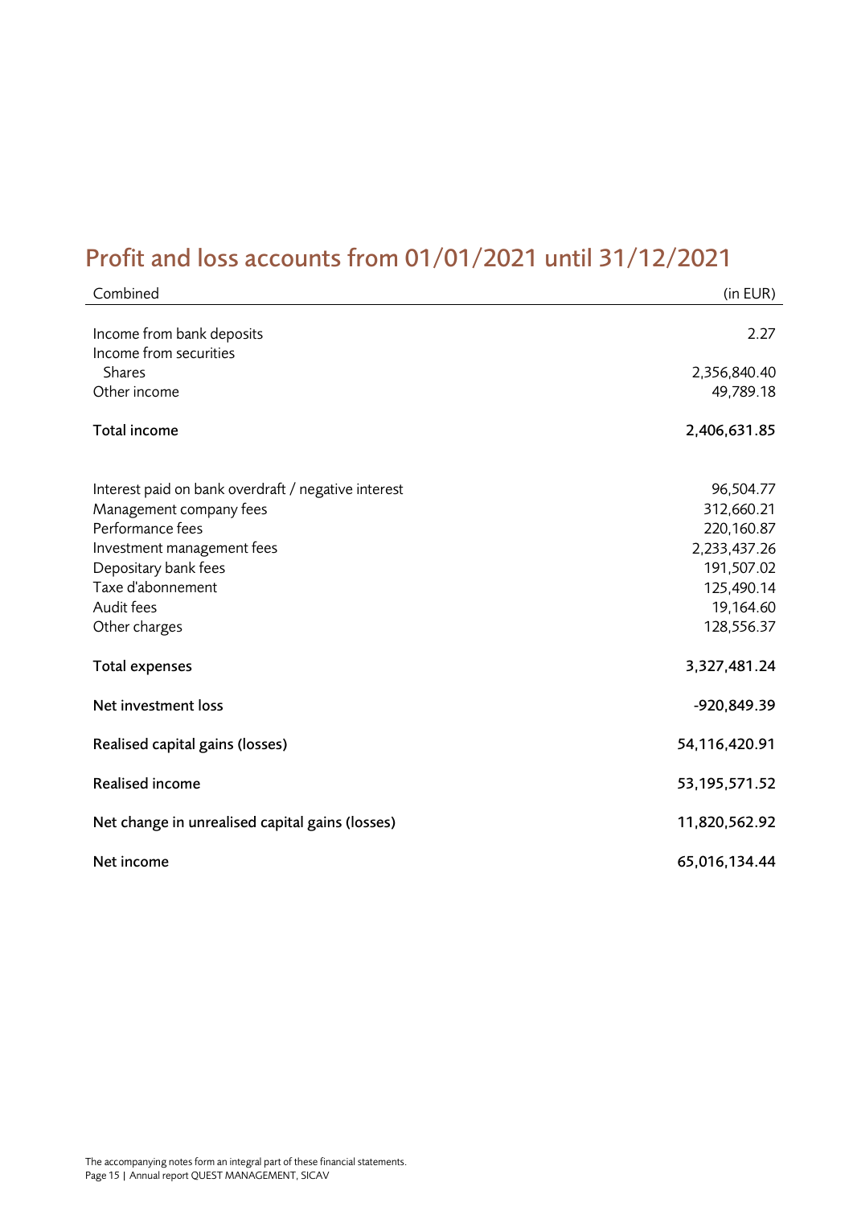# Profit and loss accounts from 01/01/2021 until 31/12/2021

| Combined | (in EUR) |
|---|---|
| Income from bank deposits | 2.27 |
| Income from securities | |
| Shares | 2,356,840.40 |
| Other income | 49,789.18 |
| **Total income** | **2,406,631.85** |
| Interest paid on bank overdraft / negative interest | 96,504.77 |
| Management company fees | 312,660.21 |
| Performance fees | 220,160.87 |
| Investment management fees | 2,233,437.26 |
| Depositary bank fees | 191,507.02 |
| Taxe d'abonnement | 125,490.14 |
| Audit fees | 19,164.60 |
| Other charges | 128,556.37 |
| **Total expenses** | **3,327,481.24** |
| **Net investment loss** | **-920,849.39** |
| **Realised capital gains (losses)** | **54,116,420.91** |
| **Realised income** | **53,195,571.52** |
| **Net change in unrealised capital gains (losses)** | **11,820,562.92** |
| **Net income** | **65,016,134.44** |

The accompanying notes form an integral part of these financial statements.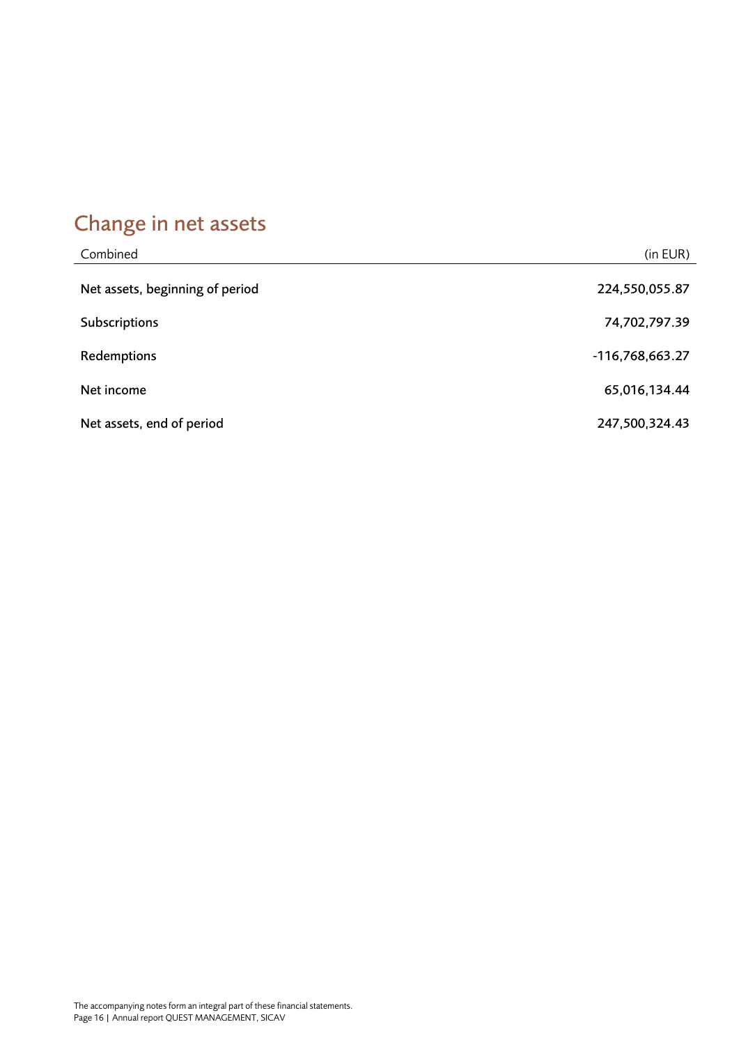## Change in net assets

| Combined | (in EUR) |
|---|---|
| Net assets, beginning of period | 224,550,055.87 |
| Subscriptions | 74,702,797.39 |
| Redemptions | -116,768,663.27 |
| Net income | 65,016,134.44 |
| Net assets, end of period | 247,500,324.43 |

The accompanying notes form an integral part of these financial statements.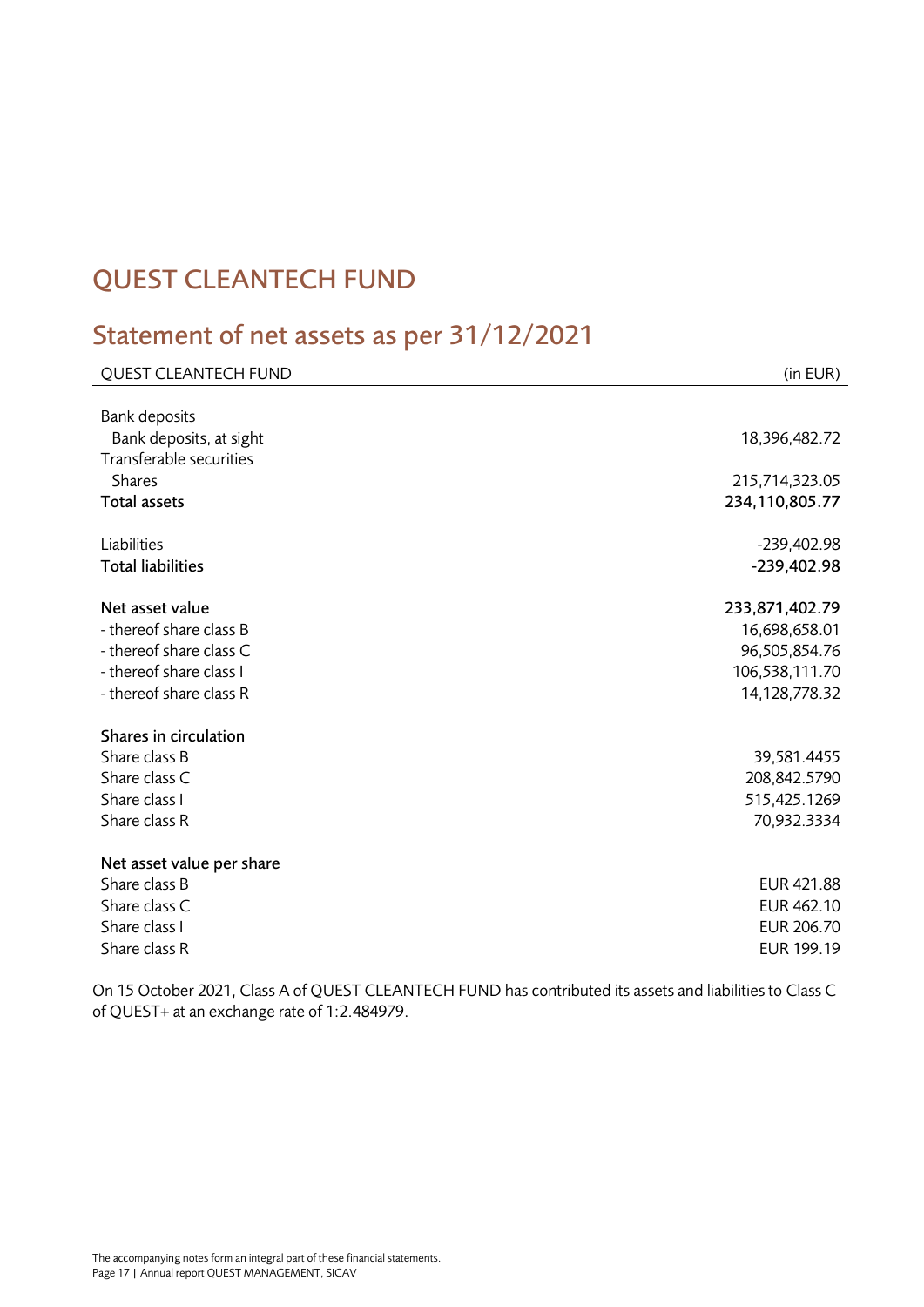# QUEST CLEANTECH FUND

## Statement of net assets as per 31/12/2021

| QUEST CLEANTECH FUND | (in EUR) |
|---|---|
| Bank deposits | |
| Bank deposits, at sight | 18,396,482.72 |
| Transferable securities | |
| Shares | 215,714,323.05 |
| **Total assets** | **234,110,805.77** |
| | |
| Liabilities | -239,402.98 |
| **Total liabilities** | **-239,402.98** |
| | |
| **Net asset value** | **233,871,402.79** |
| - thereof share class B | 16,698,658.01 |
| - thereof share class C | 96,505,854.76 |
| - thereof share class I | 106,538,111.70 |
| - thereof share class R | 14,128,778.32 |
| | |
| **Shares in circulation** | |
| Share class B | 39,581.4455 |
| Share class C | 208,842.5790 |
| Share class I | 515,425.1269 |
| Share class R | 70,932.3334 |
| | |
| **Net asset value per share** | |
| Share class B | EUR 421.88 |
| Share class C | EUR 462.10 |
| Share class I | EUR 206.70 |
| Share class R | EUR 199.19 |

On 15 October 2021, Class A of QUEST CLEANTECH FUND has contributed its assets and liabilities to Class C of QUEST+ at an exchange rate of 1:2.484979.

The accompanying notes form an integral part of these financial statements.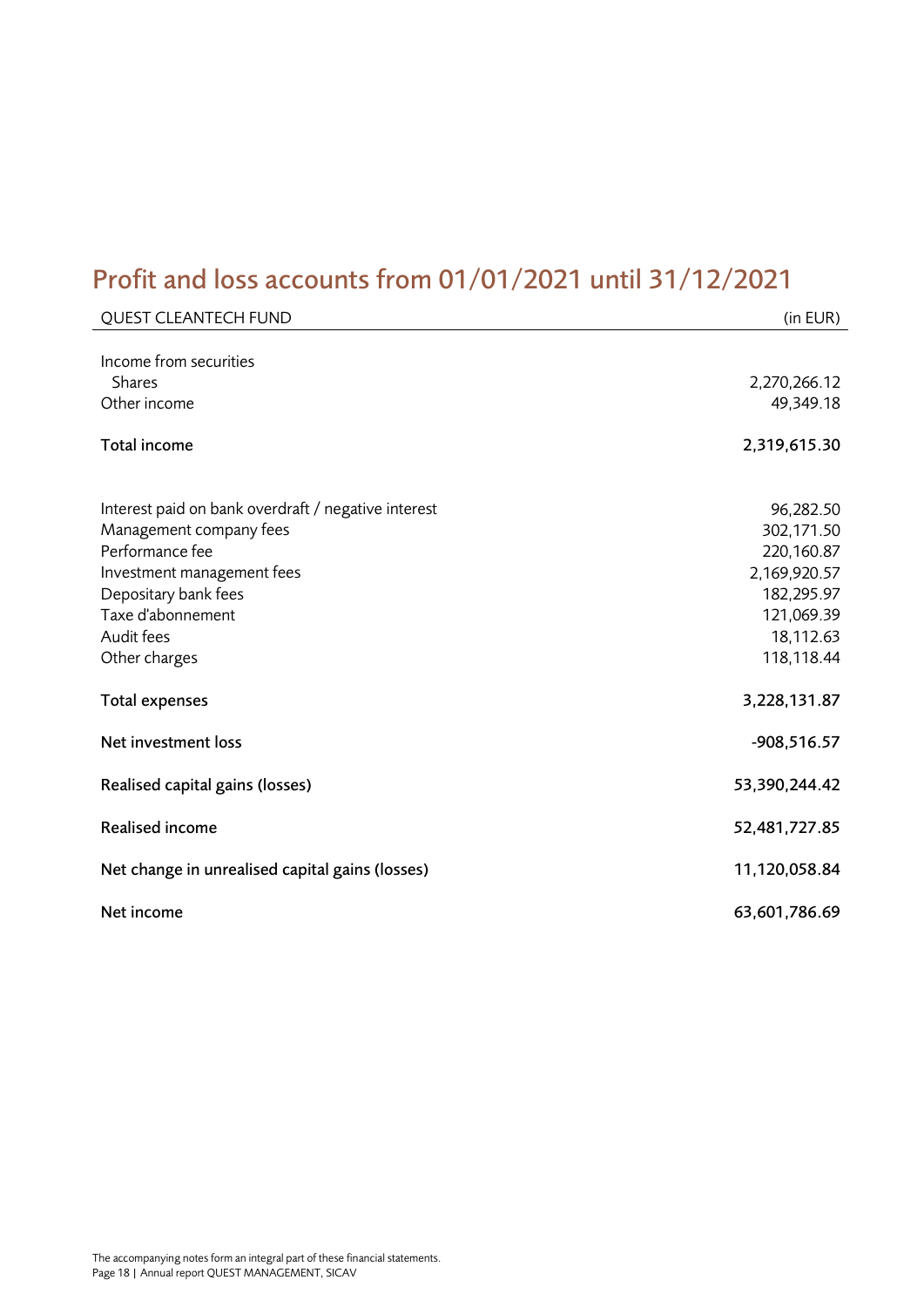# Profit and loss accounts from 01/01/2021 until 31/12/2021

| QUEST CLEANTECH FUND | (in EUR) |
|---|---|
| Income from securities | |
| Shares | 2,270,266.12 |
| Other income | 49,349.18 |
| **Total income** | **2,319,615.30** |
| | |
| Interest paid on bank overdraft / negative interest | 96,282.50 |
| Management company fees | 302,171.50 |
| Performance fee | 220,160.87 |
| Investment management fees | 2,169,920.57 |
| Depositary bank fees | 182,295.97 |
| Taxe d'abonnement | 121,069.39 |
| Audit fees | 18,112.63 |
| Other charges | 118,118.44 |
| **Total expenses** | **3,228,131.87** |
| **Net investment loss** | **-908,516.57** |
| **Realised capital gains (losses)** | **53,390,244.42** |
| **Realised income** | **52,481,727.85** |
| **Net change in unrealised capital gains (losses)** | **11,120,058.84** |
| **Net income** | **63,601,786.69** |

The accompanying notes form an integral part of these financial statements.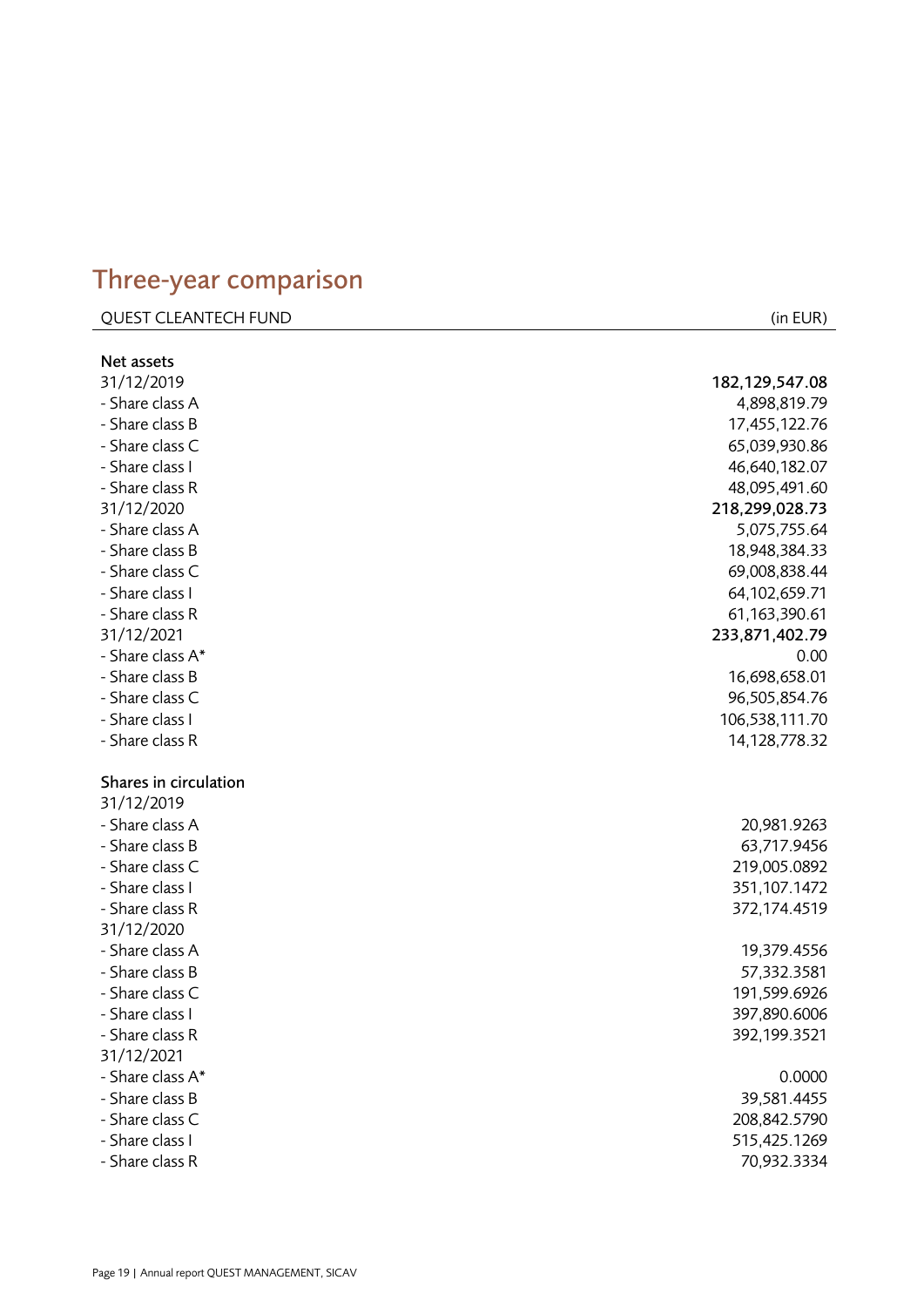# Three-year comparison

| QUEST CLEANTECH FUND | (in EUR) |
|---|---|
| **Net assets** | |
| 31/12/2019 | **182,129,547.08** |
| - Share class A | 4,898,819.79 |
| - Share class B | 17,455,122.76 |
| - Share class C | 65,039,930.86 |
| - Share class I | 46,640,182.07 |
| - Share class R | 48,095,491.60 |
| 31/12/2020 | **218,299,028.73** |
| - Share class A | 5,075,755.64 |
| - Share class B | 18,948,384.33 |
| - Share class C | 69,008,838.44 |
| - Share class I | 64,102,659.71 |
| - Share class R | 61,163,390.61 |
| 31/12/2021 | **233,871,402.79** |
| - Share class A* | 0.00 |
| - Share class B | 16,698,658.01 |
| - Share class C | 96,505,854.76 |
| - Share class I | 106,538,111.70 |
| - Share class R | 14,128,778.32 |
| | |
| **Shares in circulation** | |
| 31/12/2019 | |
| - Share class A | 20,981.9263 |
| - Share class B | 63,717.9456 |
| - Share class C | 219,005.0892 |
| - Share class I | 351,107.1472 |
| - Share class R | 372,174.4519 |
| 31/12/2020 | |
| - Share class A | 19,379.4556 |
| - Share class B | 57,332.3581 |
| - Share class C | 191,599.6926 |
| - Share class I | 397,890.6006 |
| - Share class R | 392,199.3521 |
| 31/12/2021 | |
| - Share class A* | 0.0000 |
| - Share class B | 39,581.4455 |
| - Share class C | 208,842.5790 |
| - Share class I | 515,425.1269 |
| - Share class R | 70,932.3334 |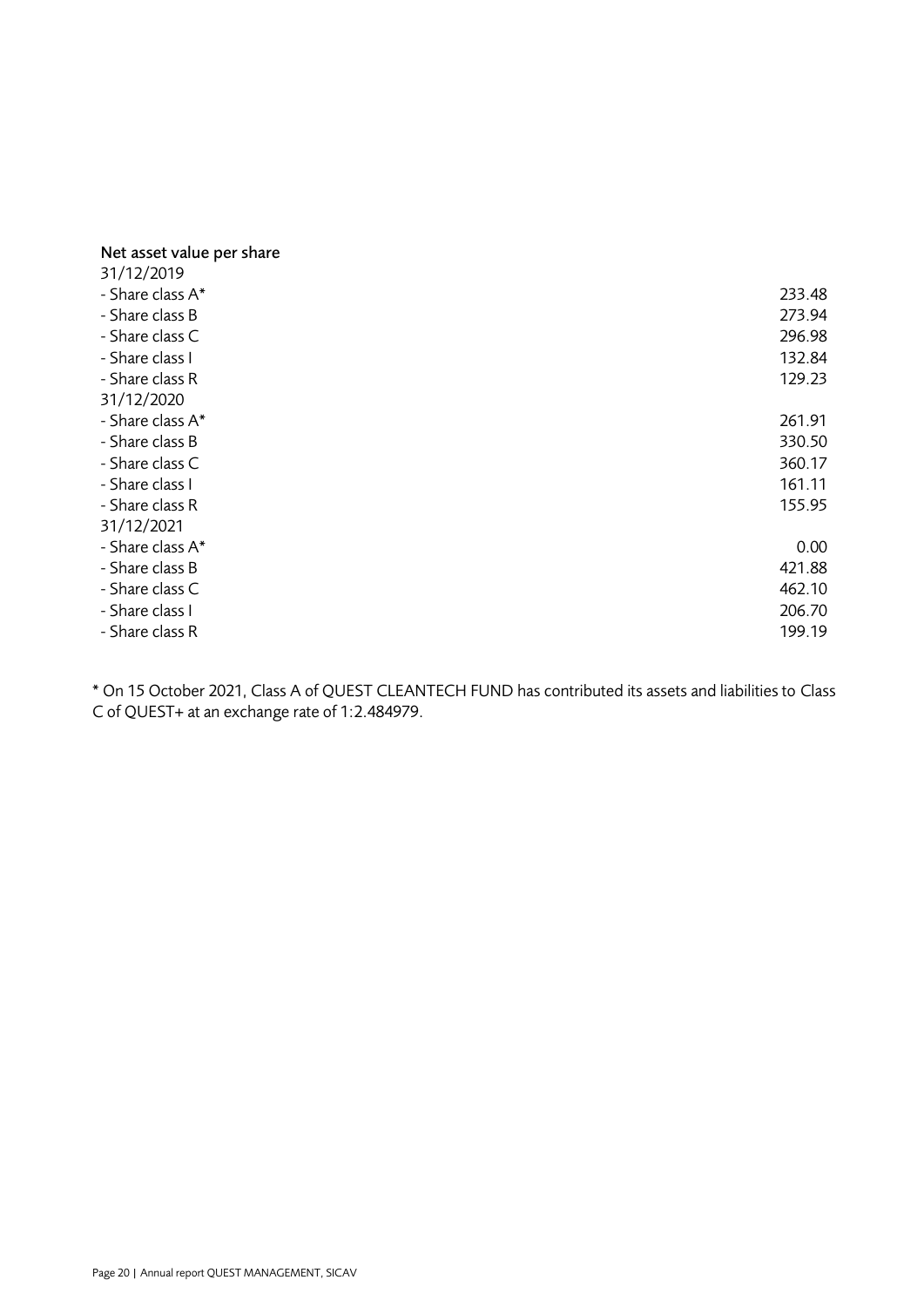**Net asset value per share**

| | |
|---|---|
| 31/12/2019 | |
| - Share class A* | 233.48 |
| - Share class B | 273.94 |
| - Share class C | 296.98 |
| - Share class I | 132.84 |
| - Share class R | 129.23 |
| 31/12/2020 | |
| - Share class A* | 261.91 |
| - Share class B | 330.50 |
| - Share class C | 360.17 |
| - Share class I | 161.11 |
| - Share class R | 155.95 |
| 31/12/2021 | |
| - Share class A* | 0.00 |
| - Share class B | 421.88 |
| - Share class C | 462.10 |
| - Share class I | 206.70 |
| - Share class R | 199.19 |

* On 15 October 2021, Class A of QUEST CLEANTECH FUND has contributed its assets and liabilities to Class C of QUEST+ at an exchange rate of 1:2.484979.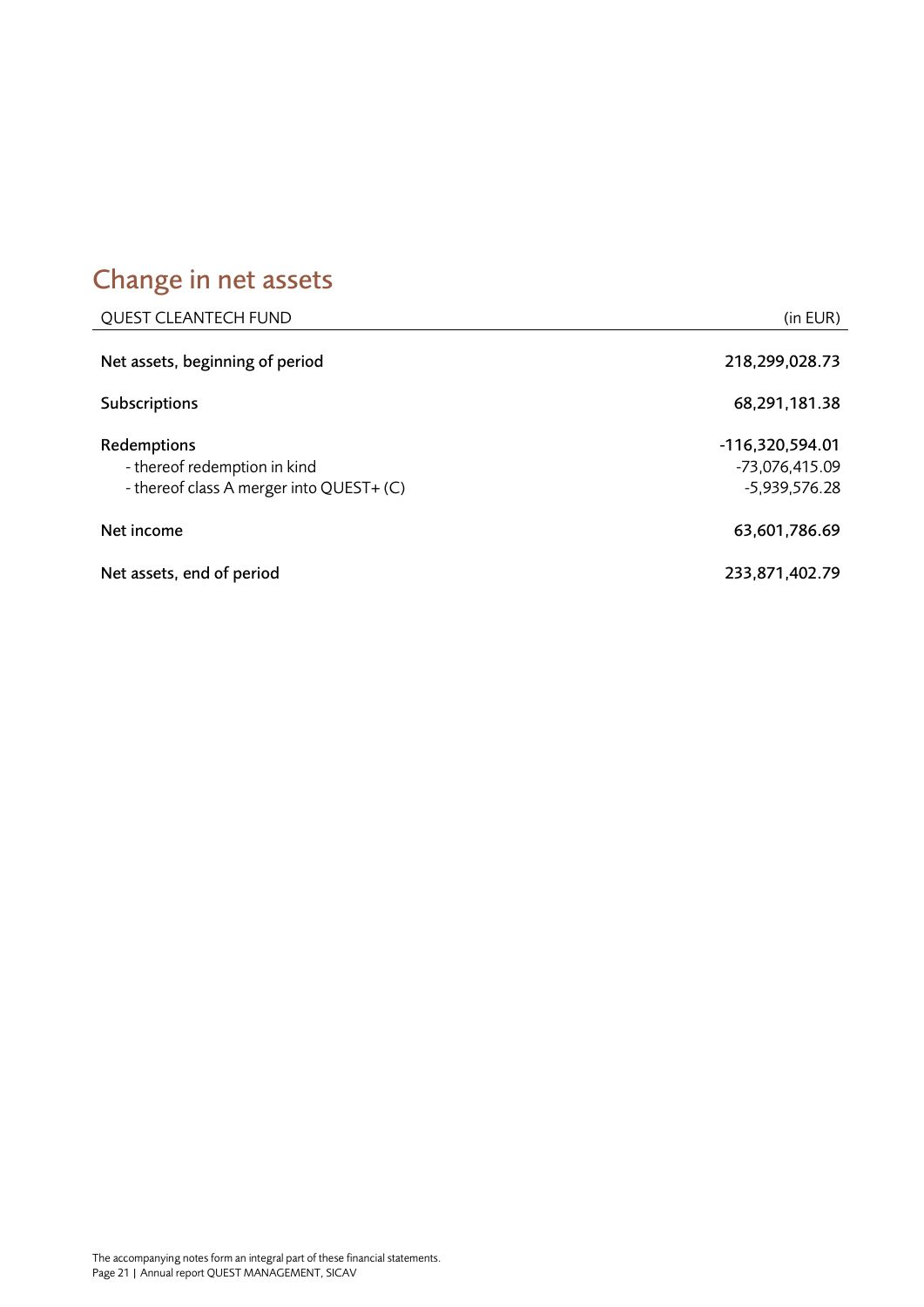## Change in net assets

| QUEST CLEANTECH FUND | (in EUR) |
|---|---|
| **Net assets, beginning of period** | **218,299,028.73** |
| **Subscriptions** | **68,291,181.38** |
| **Redemptions** | **-116,320,594.01** |
| - thereof redemption in kind | -73,076,415.09 |
| - thereof class A merger into QUEST+ (C) | -5,939,576.28 |
| **Net income** | **63,601,786.69** |
| **Net assets, end of period** | **233,871,402.79** |

The accompanying notes form an integral part of these financial statements.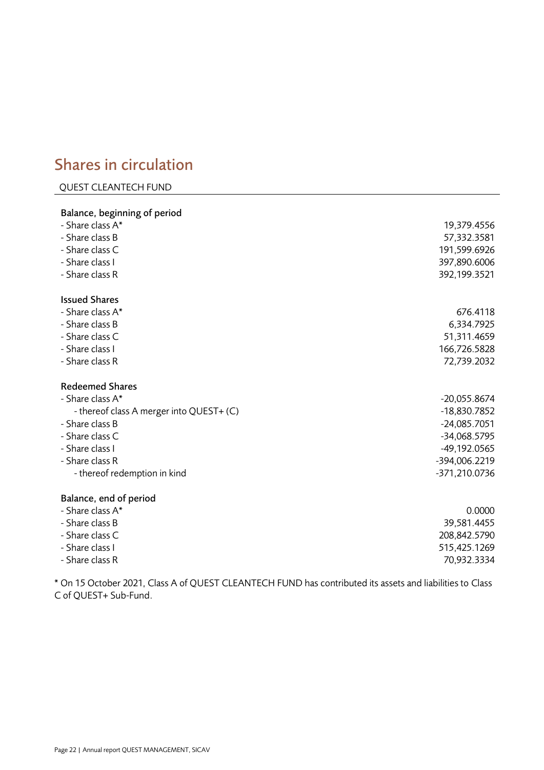## Shares in circulation

QUEST CLEANTECH FUND

| | |
|---|---|
| **Balance, beginning of period** | |
| - Share class A* | 19,379.4556 |
| - Share class B | 57,332.3581 |
| - Share class C | 191,599.6926 |
| - Share class I | 397,890.6006 |
| - Share class R | 392,199.3521 |
| | |
| **Issued Shares** | |
| - Share class A* | 676.4118 |
| - Share class B | 6,334.7925 |
| - Share class C | 51,311.4659 |
| - Share class I | 166,726.5828 |
| - Share class R | 72,739.2032 |
| | |
| **Redeemed Shares** | |
| - Share class A* | -20,055.8674 |
| - thereof class A merger into QUEST+ (C) | -18,830.7852 |
| - Share class B | -24,085.7051 |
| - Share class C | -34,068.5795 |
| - Share class I | -49,192.0565 |
| - Share class R | -394,006.2219 |
| - thereof redemption in kind | -371,210.0736 |
| | |
| **Balance, end of period** | |
| - Share class A* | 0.0000 |
| - Share class B | 39,581.4455 |
| - Share class C | 208,842.5790 |
| - Share class I | 515,425.1269 |
| - Share class R | 70,932.3334 |

* On 15 October 2021, Class A of QUEST CLEANTECH FUND has contributed its assets and liabilities to Class C of QUEST+ Sub-Fund.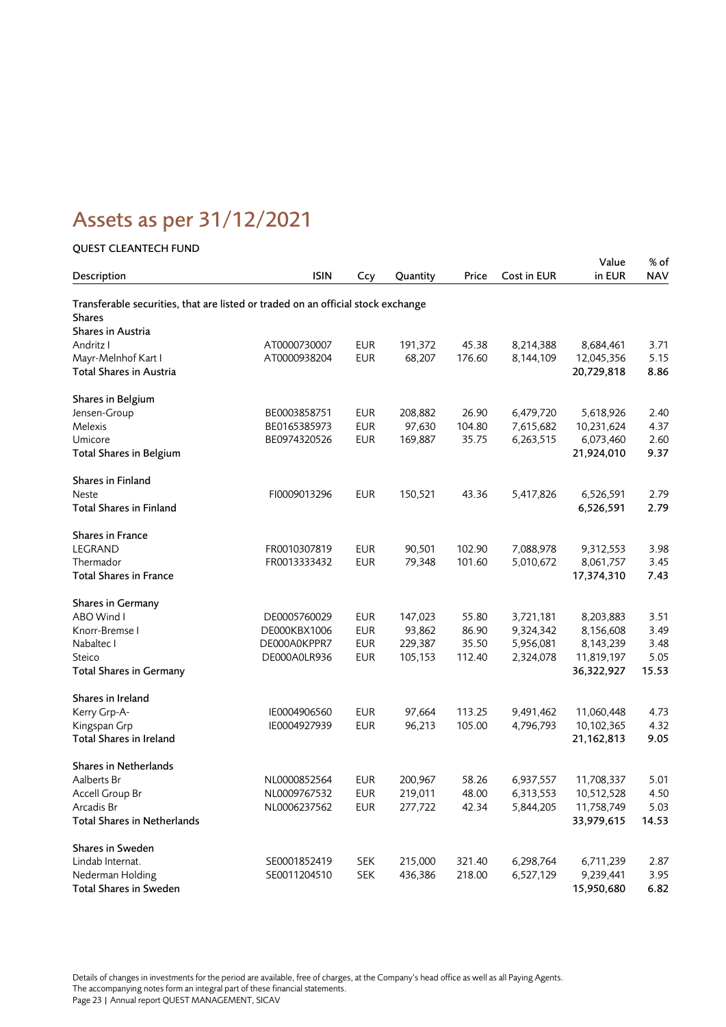# Assets as per 31/12/2021

**QUEST CLEANTECH FUND**

| Description | ISIN | Ccy | Quantity | Price | Cost in EUR | Value in EUR | % of NAV |
|---|---|---|---|---|---|---|---|
| Transferable securities, that are listed or traded on an official stock exchange | | | | | | | |
| **Shares** | | | | | | | |
| **Shares in Austria** | | | | | | | |
| Andritz I | AT0000730007 | EUR | 191,372 | 45.38 | 8,214,388 | 8,684,461 | 3.71 |
| Mayr-Melnhof Kart I | AT0000938204 | EUR | 68,207 | 176.60 | 8,144,109 | 12,045,356 | 5.15 |
| **Total Shares in Austria** | | | | | | **20,729,818** | **8.86** |
| | | | | | | | |
| **Shares in Belgium** | | | | | | | |
| Jensen-Group | BE0003858751 | EUR | 208,882 | 26.90 | 6,479,720 | 5,618,926 | 2.40 |
| Melexis | BE0165385973 | EUR | 97,630 | 104.80 | 7,615,682 | 10,231,624 | 4.37 |
| Umicore | BE0974320526 | EUR | 169,887 | 35.75 | 6,263,515 | 6,073,460 | 2.60 |
| **Total Shares in Belgium** | | | | | | **21,924,010** | **9.37** |
| | | | | | | | |
| **Shares in Finland** | | | | | | | |
| Neste | FI0009013296 | EUR | 150,521 | 43.36 | 5,417,826 | 6,526,591 | 2.79 |
| **Total Shares in Finland** | | | | | | **6,526,591** | **2.79** |
| | | | | | | | |
| **Shares in France** | | | | | | | |
| LEGRAND | FR0010307819 | EUR | 90,501 | 102.90 | 7,088,978 | 9,312,553 | 3.98 |
| Thermador | FR0013333432 | EUR | 79,348 | 101.60 | 5,010,672 | 8,061,757 | 3.45 |
| **Total Shares in France** | | | | | | **17,374,310** | **7.43** |
| | | | | | | | |
| **Shares in Germany** | | | | | | | |
| ABO Wind I | DE0005760029 | EUR | 147,023 | 55.80 | 3,721,181 | 8,203,883 | 3.51 |
| Knorr-Bremse I | DE000KBX1006 | EUR | 93,862 | 86.90 | 9,324,342 | 8,156,608 | 3.49 |
| Nabaltec I | DE000A0KPPR7 | EUR | 229,387 | 35.50 | 5,956,081 | 8,143,239 | 3.48 |
| Steico | DE000A0LR936 | EUR | 105,153 | 112.40 | 2,324,078 | 11,819,197 | 5.05 |
| **Total Shares in Germany** | | | | | | **36,322,927** | **15.53** |
| | | | | | | | |
| **Shares in Ireland** | | | | | | | |
| Kerry Grp-A- | IE0004906560 | EUR | 97,664 | 113.25 | 9,491,462 | 11,060,448 | 4.73 |
| Kingspan Grp | IE0004927939 | EUR | 96,213 | 105.00 | 4,796,793 | 10,102,365 | 4.32 |
| **Total Shares in Ireland** | | | | | | **21,162,813** | **9.05** |
| | | | | | | | |
| **Shares in Netherlands** | | | | | | | |
| Aalberts Br | NL0000852564 | EUR | 200,967 | 58.26 | 6,937,557 | 11,708,337 | 5.01 |
| Accell Group Br | NL0009767532 | EUR | 219,011 | 48.00 | 6,313,553 | 10,512,528 | 4.50 |
| Arcadis Br | NL0006237562 | EUR | 277,722 | 42.34 | 5,844,205 | 11,758,749 | 5.03 |
| **Total Shares in Netherlands** | | | | | | **33,979,615** | **14.53** |
| | | | | | | | |
| **Shares in Sweden** | | | | | | | |
| Lindab Internat. | SE0001852419 | SEK | 215,000 | 321.40 | 6,298,764 | 6,711,239 | 2.87 |
| Nederman Holding | SE0011204510 | SEK | 436,386 | 218.00 | 6,527,129 | 9,239,441 | 3.95 |
| **Total Shares in Sweden** | | | | | | **15,950,680** | **6.82** |

Details of changes in investments for the period are available, free of charges, at the Company's head office as well as all Paying Agents.
The accompanying notes form an integral part of these financial statements.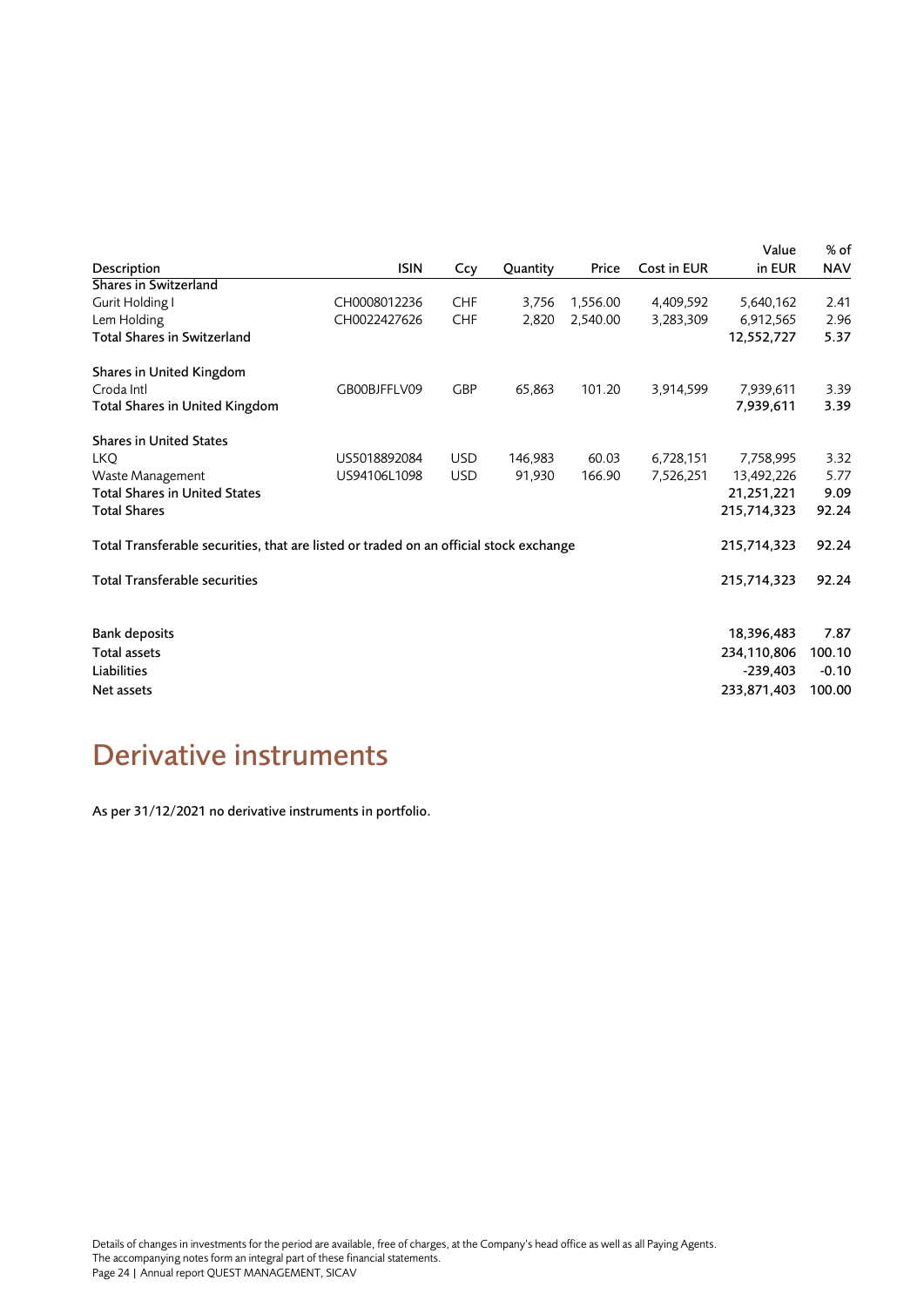| Description | ISIN | Ccy | Quantity | Price | Cost in EUR | Value in EUR | % of NAV |
|---|---|---|---|---|---|---|---|
| **Shares in Switzerland** | | | | | | | |
| Gurit Holding I | CH0008012236 | CHF | 3,756 | 1,556.00 | 4,409,592 | 5,640,162 | 2.41 |
| Lem Holding | CH0022427626 | CHF | 2,820 | 2,540.00 | 3,283,309 | 6,912,565 | 2.96 |
| **Total Shares in Switzerland** | | | | | | **12,552,727** | **5.37** |
| | | | | | | | |
| **Shares in United Kingdom** | | | | | | | |
| Croda Intl | GB00BJFFLV09 | GBP | 65,863 | 101.20 | 3,914,599 | 7,939,611 | 3.39 |
| **Total Shares in United Kingdom** | | | | | | **7,939,611** | **3.39** |
| | | | | | | | |
| **Shares in United States** | | | | | | | |
| LKQ | US5018892084 | USD | 146,983 | 60.03 | 6,728,151 | 7,758,995 | 3.32 |
| Waste Management | US94106L1098 | USD | 91,930 | 166.90 | 7,526,251 | 13,492,226 | 5.77 |
| **Total Shares in United States** | | | | | | **21,251,221** | **9.09** |
| **Total Shares** | | | | | | **215,714,323** | **92.24** |
| | | | | | | | |
| **Total Transferable securities, that are listed or traded on an official stock exchange** | | | | | | **215,714,323** | **92.24** |
| | | | | | | | |
| **Total Transferable securities** | | | | | | **215,714,323** | **92.24** |
| | | | | | | | |
| **Bank deposits** | | | | | | **18,396,483** | **7.87** |
| **Total assets** | | | | | | **234,110,806** | **100.10** |
| **Liabilities** | | | | | | **-239,403** | **-0.10** |
| **Net assets** | | | | | | **233,871,403** | **100.00** |

# Derivative instruments

As per 31/12/2021 no derivative instruments in portfolio.

Details of changes in investments for the period are available, free of charges, at the Company's head office as well as all Paying Agents.
The accompanying notes form an integral part of these financial statements.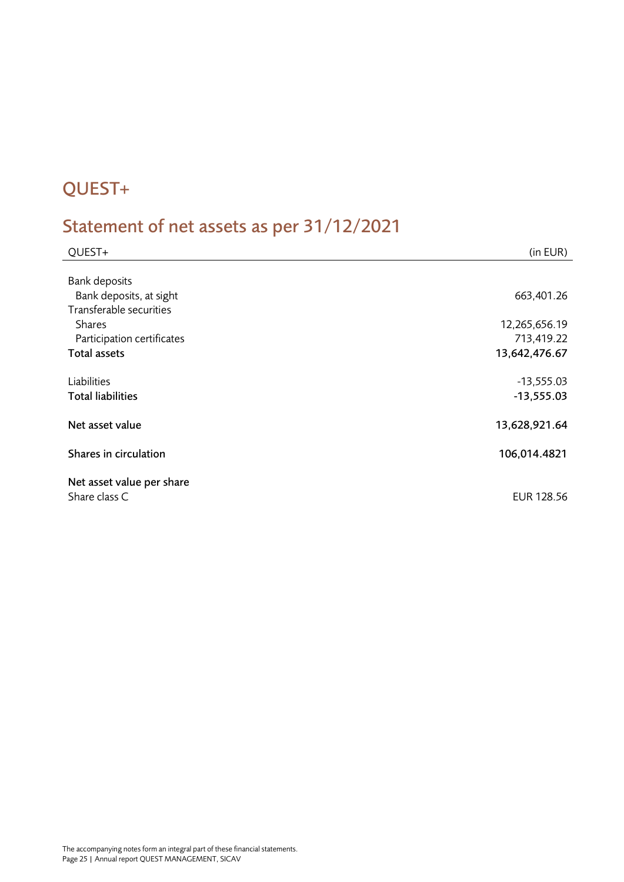# QUEST+

## Statement of net assets as per 31/12/2021

| QUEST+ | (in EUR) |
|---|---|
| Bank deposits | |
| Bank deposits, at sight | 663,401.26 |
| Transferable securities | |
| Shares | 12,265,656.19 |
| Participation certificates | 713,419.22 |
| **Total assets** | **13,642,476.67** |
| | |
| Liabilities | -13,555.03 |
| **Total liabilities** | **-13,555.03** |
| | |
| **Net asset value** | **13,628,921.64** |
| | |
| **Shares in circulation** | **106,014.4821** |
| | |
| **Net asset value per share** | |
| Share class C | EUR 128.56 |

The accompanying notes form an integral part of these financial statements.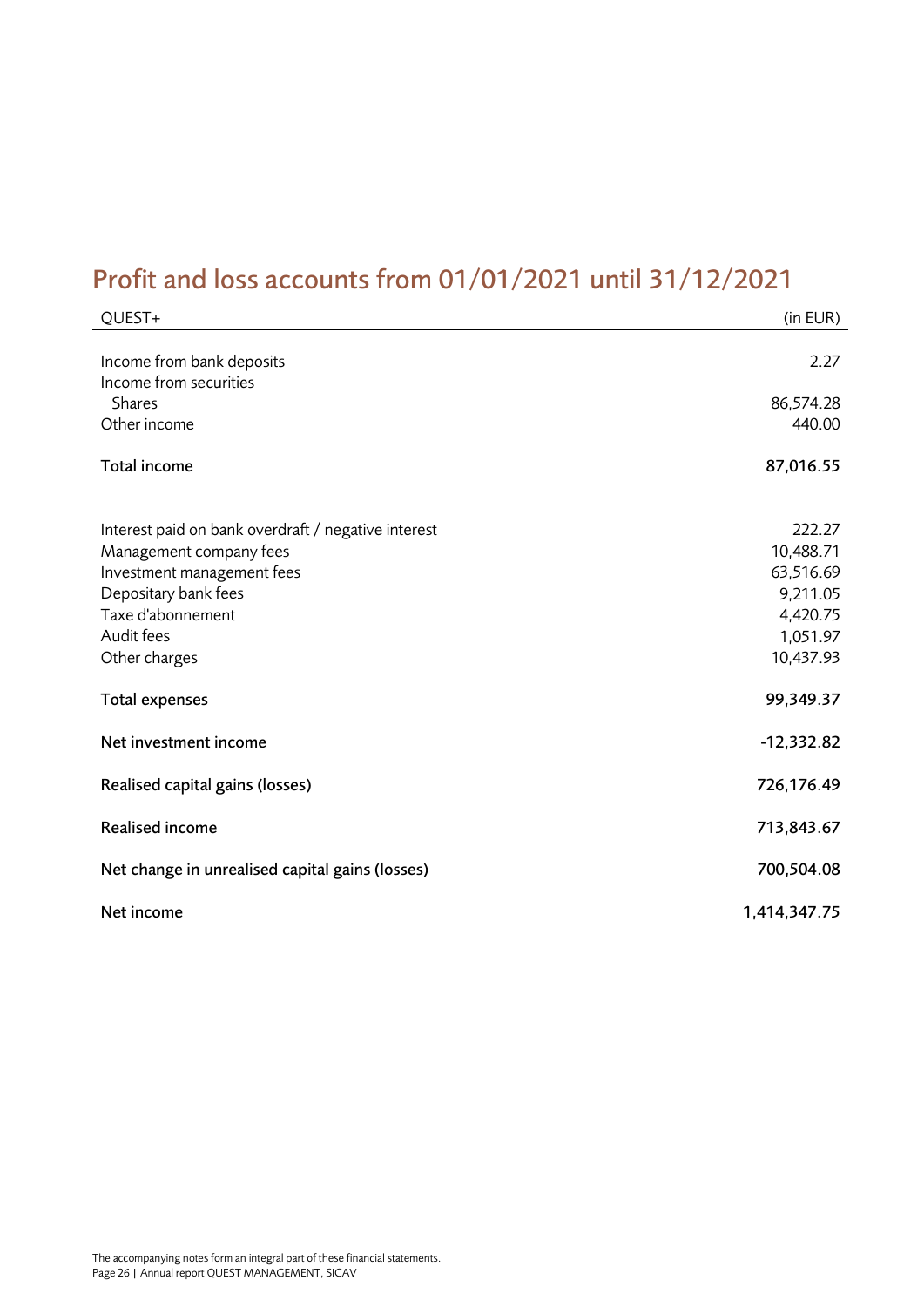# Profit and loss accounts from 01/01/2021 until 31/12/2021

| QUEST+ | (in EUR) |
|---|---:|
| Income from bank deposits | 2.27 |
| Income from securities | |
| Shares | 86,574.28 |
| Other income | 440.00 |
| **Total income** | **87,016.55** |
| Interest paid on bank overdraft / negative interest | 222.27 |
| Management company fees | 10,488.71 |
| Investment management fees | 63,516.69 |
| Depositary bank fees | 9,211.05 |
| Taxe d'abonnement | 4,420.75 |
| Audit fees | 1,051.97 |
| Other charges | 10,437.93 |
| **Total expenses** | **99,349.37** |
| **Net investment income** | **-12,332.82** |
| **Realised capital gains (losses)** | **726,176.49** |
| **Realised income** | **713,843.67** |
| **Net change in unrealised capital gains (losses)** | **700,504.08** |
| **Net income** | **1,414,347.75** |

The accompanying notes form an integral part of these financial statements.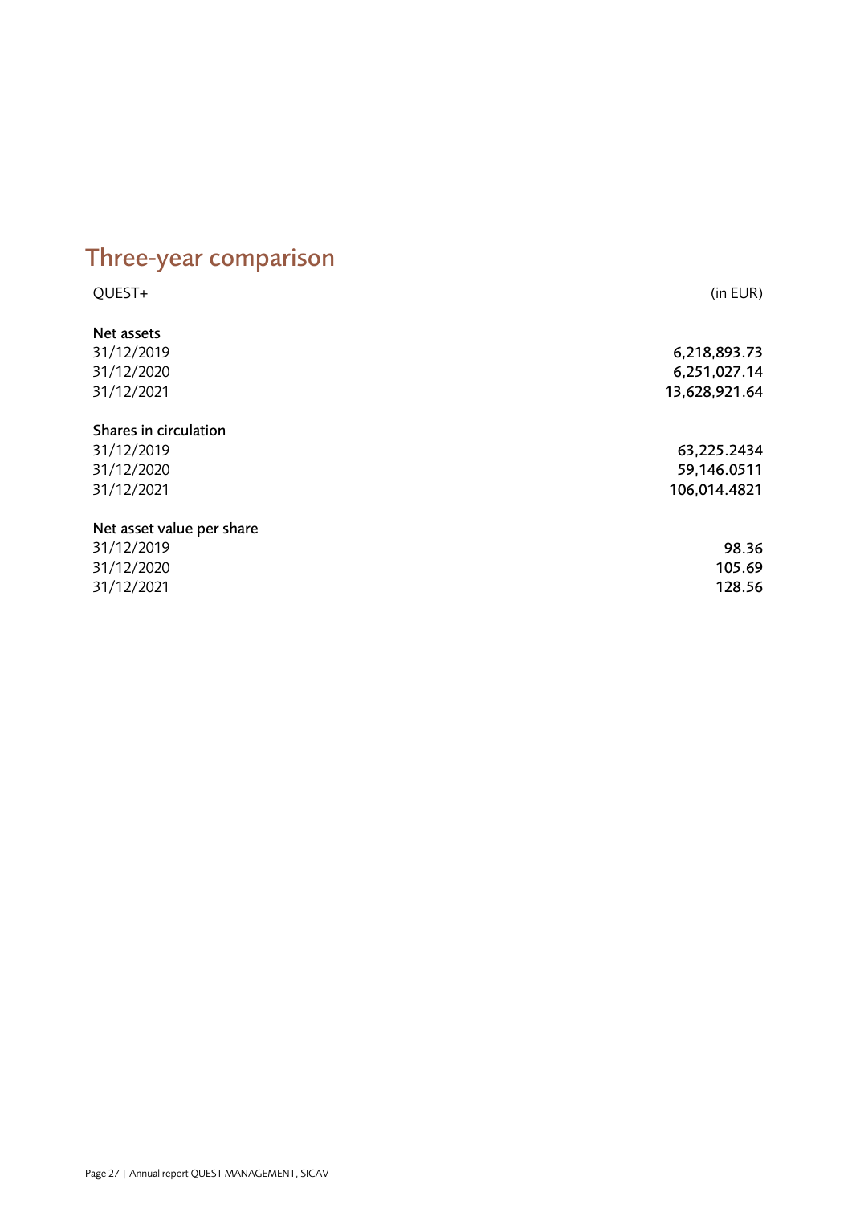# Three-year comparison

| QUEST+ | (in EUR) |
| --- | --- |
| **Net assets** | |
| 31/12/2019 | 6,218,893.73 |
| 31/12/2020 | 6,251,027.14 |
| 31/12/2021 | 13,628,921.64 |
| **Shares in circulation** | |
| 31/12/2019 | 63,225.2434 |
| 31/12/2020 | 59,146.0511 |
| 31/12/2021 | 106,014.4821 |
| **Net asset value per share** | |
| 31/12/2019 | 98.36 |
| 31/12/2020 | 105.69 |
| 31/12/2021 | 128.56 |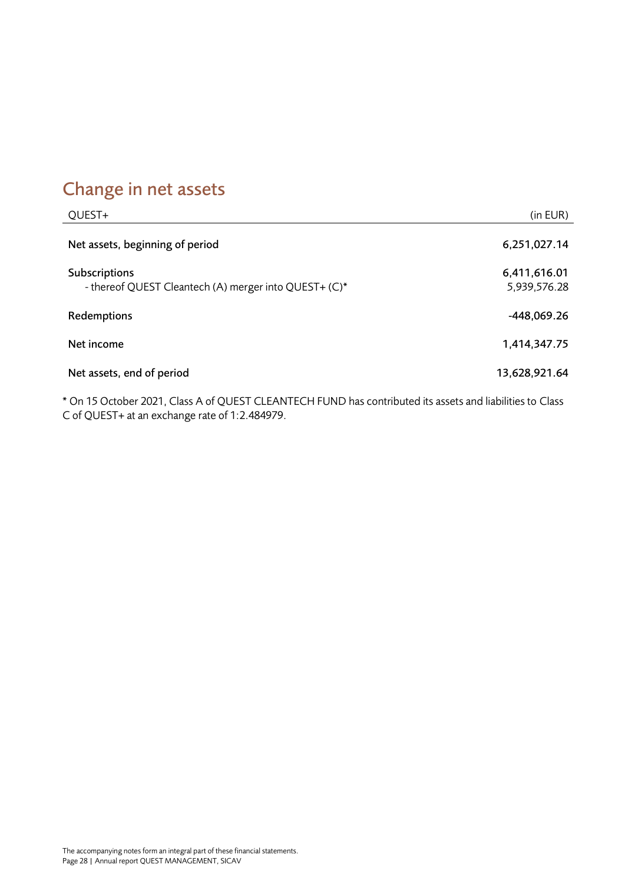## Change in net assets

| QUEST+ | (in EUR) |
|---|---|
| Net assets, beginning of period | 6,251,027.14 |
| Subscriptions | 6,411,616.01 |
| - thereof QUEST Cleantech (A) merger into QUEST+ (C)* | 5,939,576.28 |
| Redemptions | -448,069.26 |
| Net income | 1,414,347.75 |
| Net assets, end of period | 13,628,921.64 |

* On 15 October 2021, Class A of QUEST CLEANTECH FUND has contributed its assets and liabilities to Class C of QUEST+ at an exchange rate of 1:2.484979.

The accompanying notes form an integral part of these financial statements.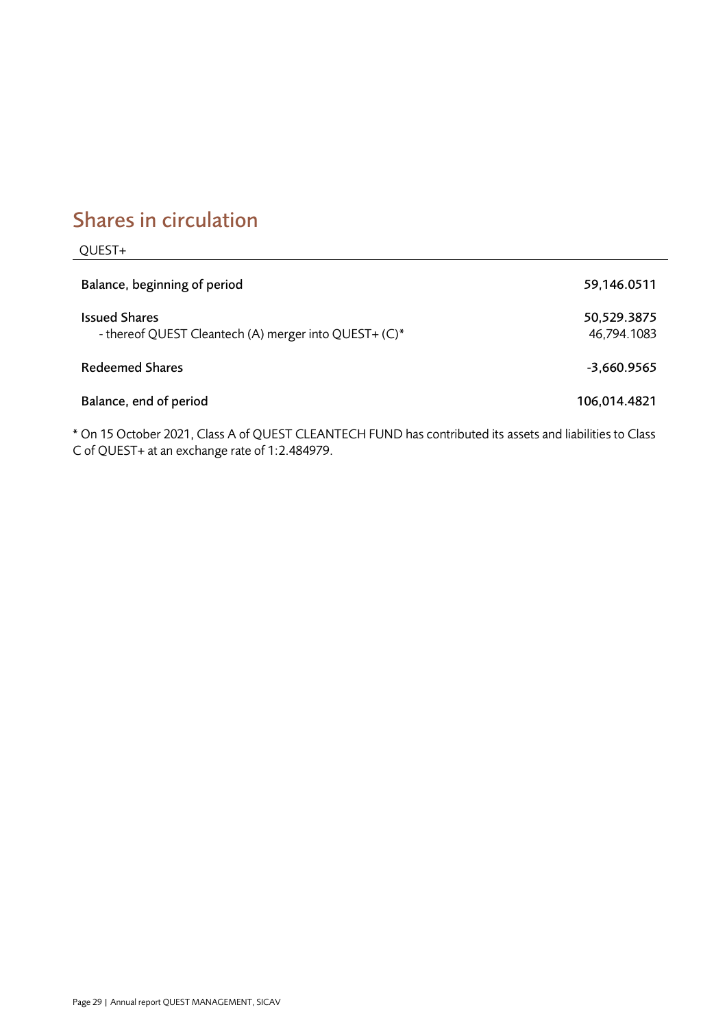## Shares in circulation

| QUEST+ | |
|---|---|
| Balance, beginning of period | 59,146.0511 |
| Issued Shares | 50,529.3875 |
| - thereof QUEST Cleantech (A) merger into QUEST+ (C)* | 46,794.1083 |
| Redeemed Shares | -3,660.9565 |
| Balance, end of period | 106,014.4821 |

* On 15 October 2021, Class A of QUEST CLEANTECH FUND has contributed its assets and liabilities to Class C of QUEST+ at an exchange rate of 1:2.484979.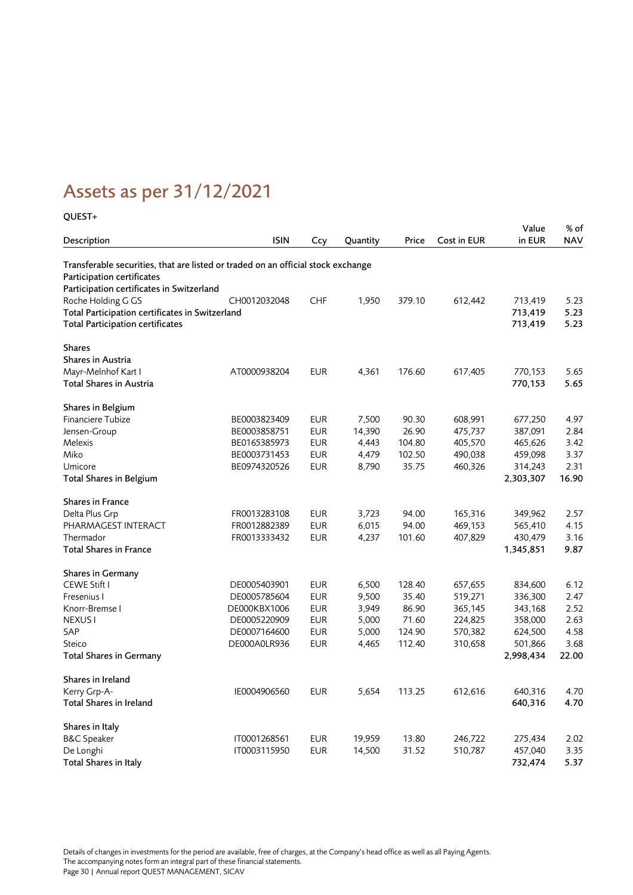# Assets as per 31/12/2021

**QUEST+**

| Description | ISIN | Ccy | Quantity | Price | Cost in EUR | Value in EUR | % of NAV |
|---|---|---|---|---|---|---|---|
| **Transferable securities, that are listed or traded on an official stock exchange** | | | | | | | |
| **Participation certificates** | | | | | | | |
| **Participation certificates in Switzerland** | | | | | | | |
| Roche Holding G GS | CH0012032048 | CHF | 1,950 | 379.10 | 612,442 | 713,419 | 5.23 |
| **Total Participation certificates in Switzerland** | | | | | | **713,419** | **5.23** |
| **Total Participation certificates** | | | | | | **713,419** | **5.23** |
| **Shares** | | | | | | | |
| **Shares in Austria** | | | | | | | |
| Mayr-Melnhof Kart I | AT0000938204 | EUR | 4,361 | 176.60 | 617,405 | 770,153 | 5.65 |
| **Total Shares in Austria** | | | | | | **770,153** | **5.65** |
| **Shares in Belgium** | | | | | | | |
| Financiere Tubize | BE0003823409 | EUR | 7,500 | 90.30 | 608,991 | 677,250 | 4.97 |
| Jensen-Group | BE0003858751 | EUR | 14,390 | 26.90 | 475,737 | 387,091 | 2.84 |
| Melexis | BE0165385973 | EUR | 4,443 | 104.80 | 405,570 | 465,626 | 3.42 |
| Miko | BE0003731453 | EUR | 4,479 | 102.50 | 490,038 | 459,098 | 3.37 |
| Umicore | BE0974320526 | EUR | 8,790 | 35.75 | 460,326 | 314,243 | 2.31 |
| **Total Shares in Belgium** | | | | | | **2,303,307** | **16.90** |
| **Shares in France** | | | | | | | |
| Delta Plus Grp | FR0013283108 | EUR | 3,723 | 94.00 | 165,316 | 349,962 | 2.57 |
| PHARMAGEST INTERACT | FR0012882389 | EUR | 6,015 | 94.00 | 469,153 | 565,410 | 4.15 |
| Thermador | FR0013333432 | EUR | 4,237 | 101.60 | 407,829 | 430,479 | 3.16 |
| **Total Shares in France** | | | | | | **1,345,851** | **9.87** |
| **Shares in Germany** | | | | | | | |
| CEWE Stift I | DE0005403901 | EUR | 6,500 | 128.40 | 657,655 | 834,600 | 6.12 |
| Fresenius I | DE0005785604 | EUR | 9,500 | 35.40 | 519,271 | 336,300 | 2.47 |
| Knorr-Bremse I | DE000KBX1006 | EUR | 3,949 | 86.90 | 365,145 | 343,168 | 2.52 |
| NEXUS I | DE0005220909 | EUR | 5,000 | 71.60 | 224,825 | 358,000 | 2.63 |
| SAP | DE0007164600 | EUR | 5,000 | 124.90 | 570,382 | 624,500 | 4.58 |
| Steico | DE000A0LR936 | EUR | 4,465 | 112.40 | 310,658 | 501,866 | 3.68 |
| **Total Shares in Germany** | | | | | | **2,998,434** | **22.00** |
| **Shares in Ireland** | | | | | | | |
| Kerry Grp-A- | IE0004906560 | EUR | 5,654 | 113.25 | 612,616 | 640,316 | 4.70 |
| **Total Shares in Ireland** | | | | | | **640,316** | **4.70** |
| **Shares in Italy** | | | | | | | |
| B&C Speaker | IT0001268561 | EUR | 19,959 | 13.80 | 246,722 | 275,434 | 2.02 |
| De Longhi | IT0003115950 | EUR | 14,500 | 31.52 | 510,787 | 457,040 | 3.35 |
| **Total Shares in Italy** | | | | | | **732,474** | **5.37** |

Details of changes in investments for the period are available, free of charges, at the Company's head office as well as all Paying Agents.
The accompanying notes form an integral part of these financial statements.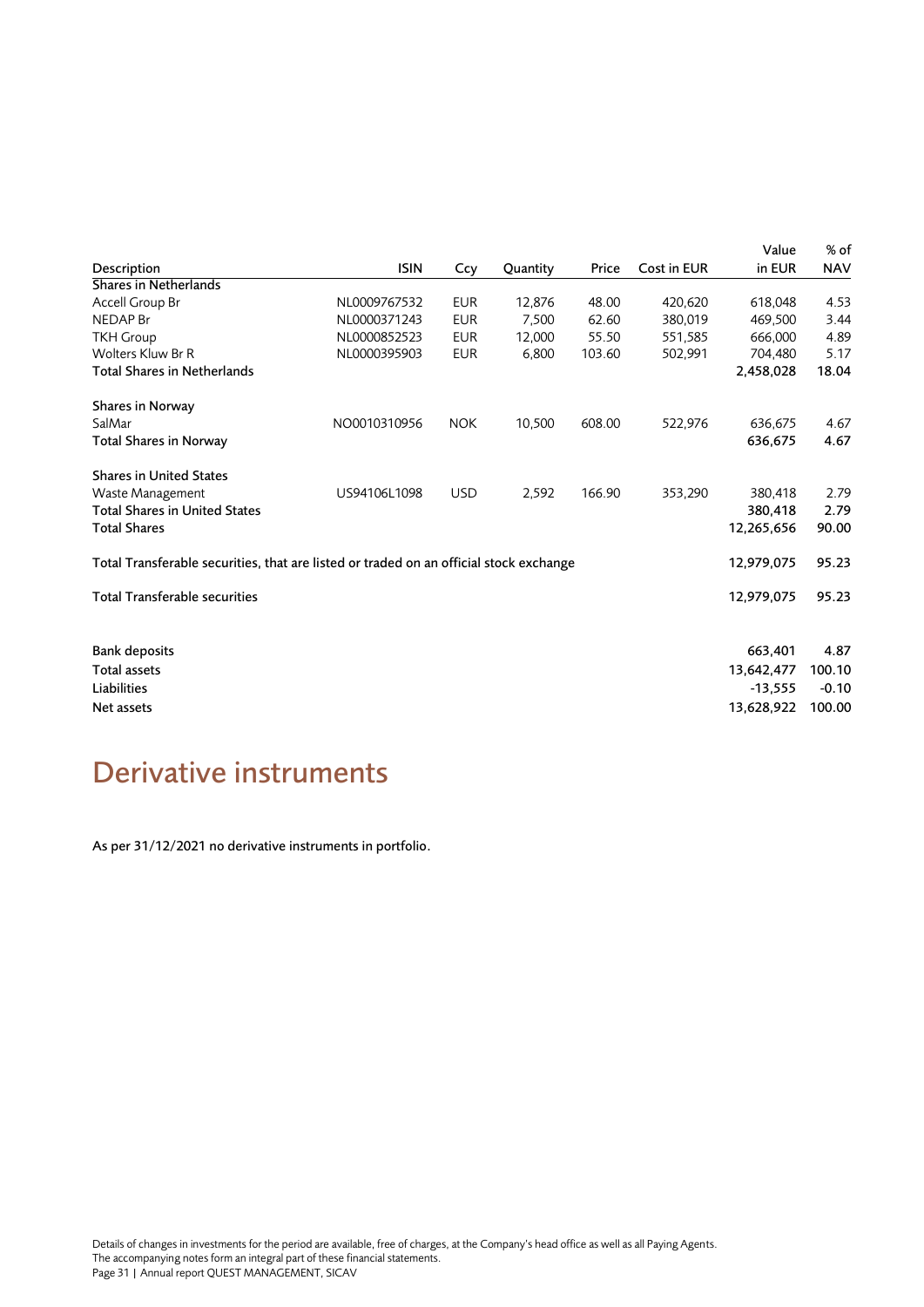| Description | ISIN | Ccy | Quantity | Price | Cost in EUR | Value in EUR | % of NAV |
|---|---|---|---|---|---|---|---|
| Shares in Netherlands | | | | | | | |
| Accell Group Br | NL0009767532 | EUR | 12,876 | 48.00 | 420,620 | 618,048 | 4.53 |
| NEDAP Br | NL0000371243 | EUR | 7,500 | 62.60 | 380,019 | 469,500 | 3.44 |
| TKH Group | NL0000852523 | EUR | 12,000 | 55.50 | 551,585 | 666,000 | 4.89 |
| Wolters Kluw Br R | NL0000395903 | EUR | 6,800 | 103.60 | 502,991 | 704,480 | 5.17 |
| **Total Shares in Netherlands** | | | | | | **2,458,028** | **18.04** |
| | | | | | | | |
| Shares in Norway | | | | | | | |
| SalMar | NO0010310956 | NOK | 10,500 | 608.00 | 522,976 | 636,675 | 4.67 |
| **Total Shares in Norway** | | | | | | **636,675** | **4.67** |
| | | | | | | | |
| Shares in United States | | | | | | | |
| Waste Management | US94106L1098 | USD | 2,592 | 166.90 | 353,290 | 380,418 | 2.79 |
| **Total Shares in United States** | | | | | | **380,418** | **2.79** |
| **Total Shares** | | | | | | **12,265,656** | **90.00** |
| | | | | | | | |
| **Total Transferable securities, that are listed or traded on an official stock exchange** | | | | | | **12,979,075** | **95.23** |
| | | | | | | | |
| **Total Transferable securities** | | | | | | **12,979,075** | **95.23** |
| | | | | | | | |
| Bank deposits | | | | | | 663,401 | 4.87 |
| Total assets | | | | | | 13,642,477 | 100.10 |
| Liabilities | | | | | | -13,555 | -0.10 |
| Net assets | | | | | | 13,628,922 | 100.00 |

# Derivative instruments

As per 31/12/2021 no derivative instruments in portfolio.

Details of changes in investments for the period are available, free of charges, at the Company's head office as well as all Paying Agents.
The accompanying notes form an integral part of these financial statements.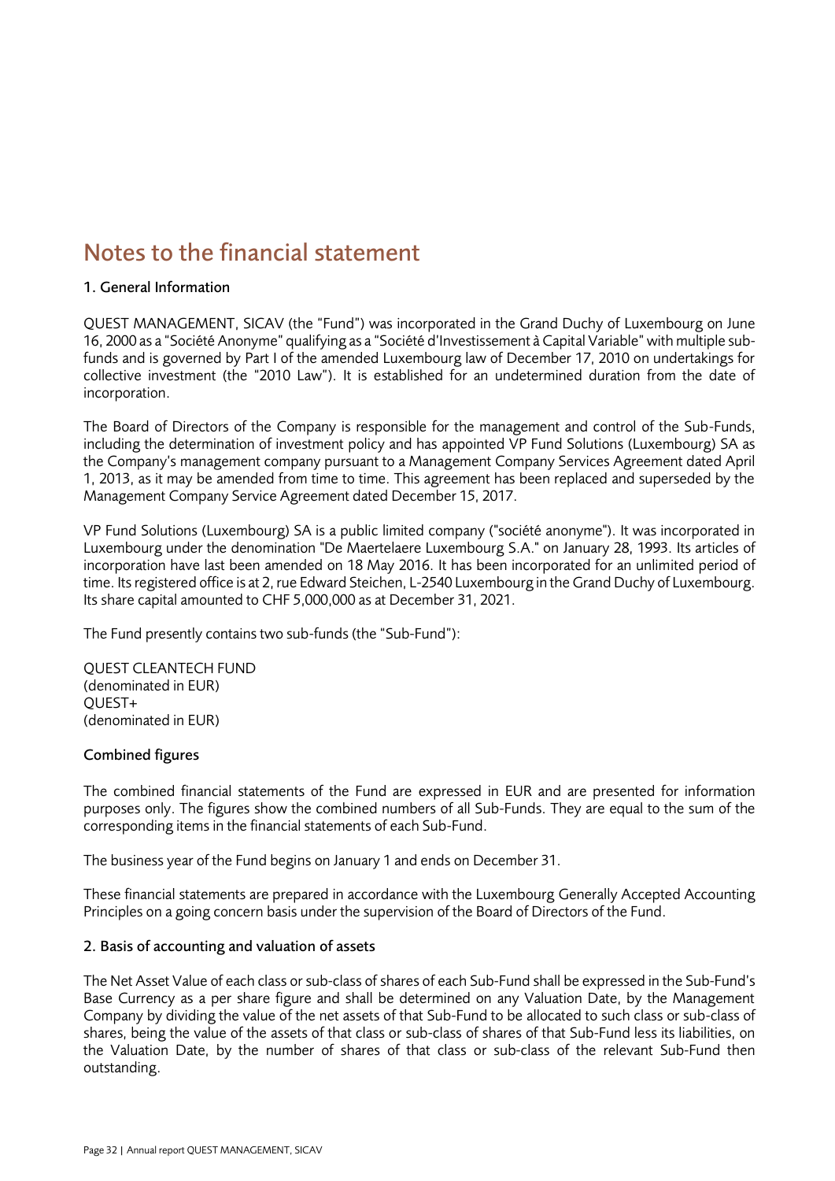# Notes to the financial statement

## 1. General Information

QUEST MANAGEMENT, SICAV (the "Fund") was incorporated in the Grand Duchy of Luxembourg on June 16, 2000 as a "Société Anonyme" qualifying as a "Société d'Investissement à Capital Variable" with multiple sub-funds and is governed by Part I of the amended Luxembourg law of December 17, 2010 on undertakings for collective investment (the "2010 Law"). It is established for an undetermined duration from the date of incorporation.

The Board of Directors of the Company is responsible for the management and control of the Sub-Funds, including the determination of investment policy and has appointed VP Fund Solutions (Luxembourg) SA as the Company's management company pursuant to a Management Company Services Agreement dated April 1, 2013, as it may be amended from time to time. This agreement has been replaced and superseded by the Management Company Service Agreement dated December 15, 2017.

VP Fund Solutions (Luxembourg) SA is a public limited company ("société anonyme"). It was incorporated in Luxembourg under the denomination "De Maertelaere Luxembourg S.A." on January 28, 1993. Its articles of incorporation have last been amended on 18 May 2016. It has been incorporated for an unlimited period of time. Its registered office is at 2, rue Edward Steichen, L-2540 Luxembourg in the Grand Duchy of Luxembourg. Its share capital amounted to CHF 5,000,000 as at December 31, 2021.

The Fund presently contains two sub-funds (the "Sub-Fund"):

QUEST CLEANTECH FUND
(denominated in EUR)
QUEST+
(denominated in EUR)

### Combined figures

The combined financial statements of the Fund are expressed in EUR and are presented for information purposes only. The figures show the combined numbers of all Sub-Funds. They are equal to the sum of the corresponding items in the financial statements of each Sub-Fund.

The business year of the Fund begins on January 1 and ends on December 31.

These financial statements are prepared in accordance with the Luxembourg Generally Accepted Accounting Principles on a going concern basis under the supervision of the Board of Directors of the Fund.

## 2. Basis of accounting and valuation of assets

The Net Asset Value of each class or sub-class of shares of each Sub-Fund shall be expressed in the Sub-Fund's Base Currency as a per share figure and shall be determined on any Valuation Date, by the Management Company by dividing the value of the net assets of that Sub-Fund to be allocated to such class or sub-class of shares, being the value of the assets of that class or sub-class of shares of that Sub-Fund less its liabilities, on the Valuation Date, by the number of shares of that class or sub-class of the relevant Sub-Fund then outstanding.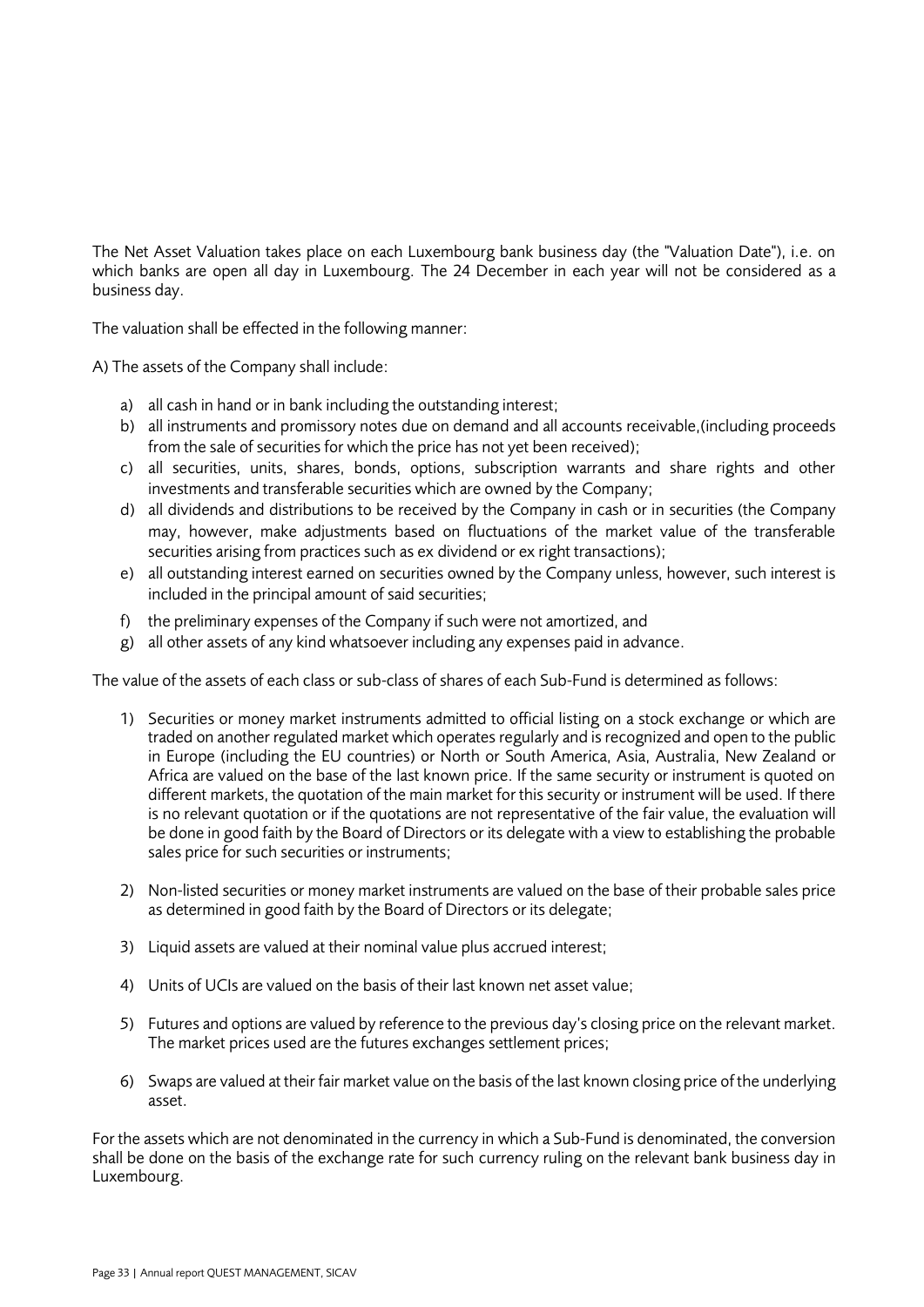The Net Asset Valuation takes place on each Luxembourg bank business day (the "Valuation Date"), i.e. on which banks are open all day in Luxembourg. The 24 December in each year will not be considered as a business day.

The valuation shall be effected in the following manner:

A) The assets of the Company shall include:

a) all cash in hand or in bank including the outstanding interest;
b) all instruments and promissory notes due on demand and all accounts receivable,(including proceeds from the sale of securities for which the price has not yet been received);
c) all securities, units, shares, bonds, options, subscription warrants and share rights and other investments and transferable securities which are owned by the Company;
d) all dividends and distributions to be received by the Company in cash or in securities (the Company may, however, make adjustments based on fluctuations of the market value of the transferable securities arising from practices such as ex dividend or ex right transactions);
e) all outstanding interest earned on securities owned by the Company unless, however, such interest is included in the principal amount of said securities;
f) the preliminary expenses of the Company if such were not amortized, and
g) all other assets of any kind whatsoever including any expenses paid in advance.

The value of the assets of each class or sub-class of shares of each Sub-Fund is determined as follows:

1) Securities or money market instruments admitted to official listing on a stock exchange or which are traded on another regulated market which operates regularly and is recognized and open to the public in Europe (including the EU countries) or North or South America, Asia, Australia, New Zealand or Africa are valued on the base of the last known price. If the same security or instrument is quoted on different markets, the quotation of the main market for this security or instrument will be used. If there is no relevant quotation or if the quotations are not representative of the fair value, the evaluation will be done in good faith by the Board of Directors or its delegate with a view to establishing the probable sales price for such securities or instruments;

2) Non-listed securities or money market instruments are valued on the base of their probable sales price as determined in good faith by the Board of Directors or its delegate;

3) Liquid assets are valued at their nominal value plus accrued interest;

4) Units of UCIs are valued on the basis of their last known net asset value;

5) Futures and options are valued by reference to the previous day's closing price on the relevant market. The market prices used are the futures exchanges settlement prices;

6) Swaps are valued at their fair market value on the basis of the last known closing price of the underlying asset.

For the assets which are not denominated in the currency in which a Sub-Fund is denominated, the conversion shall be done on the basis of the exchange rate for such currency ruling on the relevant bank business day in Luxembourg.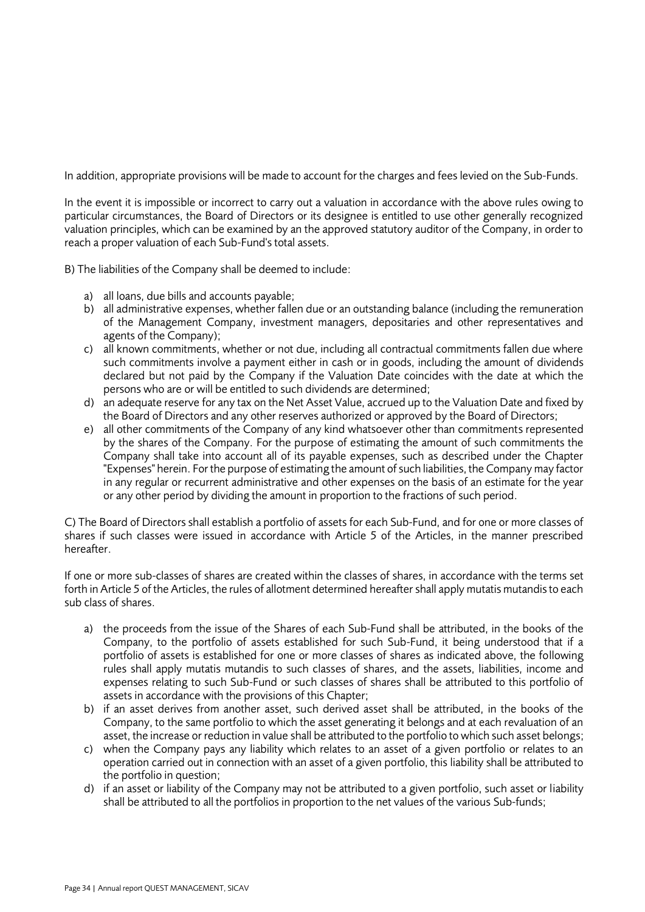In addition, appropriate provisions will be made to account for the charges and fees levied on the Sub-Funds.

In the event it is impossible or incorrect to carry out a valuation in accordance with the above rules owing to particular circumstances, the Board of Directors or its designee is entitled to use other generally recognized valuation principles, which can be examined by an the approved statutory auditor of the Company, in order to reach a proper valuation of each Sub-Fund's total assets.

B) The liabilities of the Company shall be deemed to include:

a) all loans, due bills and accounts payable;
b) all administrative expenses, whether fallen due or an outstanding balance (including the remuneration of the Management Company, investment managers, depositaries and other representatives and agents of the Company);
c) all known commitments, whether or not due, including all contractual commitments fallen due where such commitments involve a payment either in cash or in goods, including the amount of dividends declared but not paid by the Company if the Valuation Date coincides with the date at which the persons who are or will be entitled to such dividends are determined;
d) an adequate reserve for any tax on the Net Asset Value, accrued up to the Valuation Date and fixed by the Board of Directors and any other reserves authorized or approved by the Board of Directors;
e) all other commitments of the Company of any kind whatsoever other than commitments represented by the shares of the Company. For the purpose of estimating the amount of such commitments the Company shall take into account all of its payable expenses, such as described under the Chapter "Expenses" herein. For the purpose of estimating the amount of such liabilities, the Company may factor in any regular or recurrent administrative and other expenses on the basis of an estimate for the year or any other period by dividing the amount in proportion to the fractions of such period.

C) The Board of Directors shall establish a portfolio of assets for each Sub-Fund, and for one or more classes of shares if such classes were issued in accordance with Article 5 of the Articles, in the manner prescribed hereafter.

If one or more sub-classes of shares are created within the classes of shares, in accordance with the terms set forth in Article 5 of the Articles, the rules of allotment determined hereafter shall apply mutatis mutandis to each sub class of shares.

a) the proceeds from the issue of the Shares of each Sub-Fund shall be attributed, in the books of the Company, to the portfolio of assets established for such Sub-Fund, it being understood that if a portfolio of assets is established for one or more classes of shares as indicated above, the following rules shall apply mutatis mutandis to such classes of shares, and the assets, liabilities, income and expenses relating to such Sub-Fund or such classes of shares shall be attributed to this portfolio of assets in accordance with the provisions of this Chapter;
b) if an asset derives from another asset, such derived asset shall be attributed, in the books of the Company, to the same portfolio to which the asset generating it belongs and at each revaluation of an asset, the increase or reduction in value shall be attributed to the portfolio to which such asset belongs;
c) when the Company pays any liability which relates to an asset of a given portfolio or relates to an operation carried out in connection with an asset of a given portfolio, this liability shall be attributed to the portfolio in question;
d) if an asset or liability of the Company may not be attributed to a given portfolio, such asset or liability shall be attributed to all the portfolios in proportion to the net values of the various Sub-funds;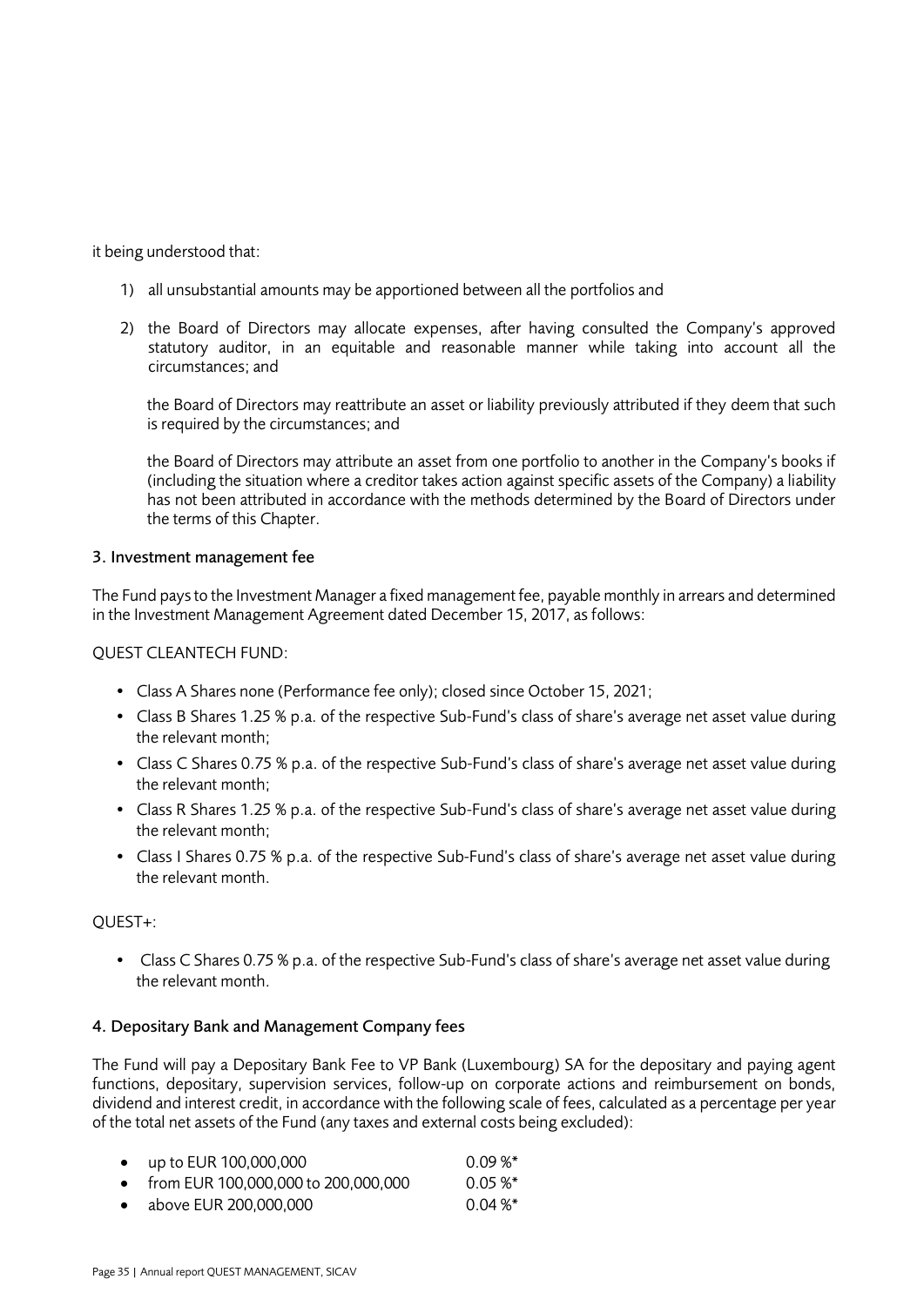it being understood that:

1) all unsubstantial amounts may be apportioned between all the portfolios and

2) the Board of Directors may allocate expenses, after having consulted the Company's approved statutory auditor, in an equitable and reasonable manner while taking into account all the circumstances; and

   the Board of Directors may reattribute an asset or liability previously attributed if they deem that such is required by the circumstances; and

   the Board of Directors may attribute an asset from one portfolio to another in the Company's books if (including the situation where a creditor takes action against specific assets of the Company) a liability has not been attributed in accordance with the methods determined by the Board of Directors under the terms of this Chapter.

## 3. Investment management fee

The Fund pays to the Investment Manager a fixed management fee, payable monthly in arrears and determined in the Investment Management Agreement dated December 15, 2017, as follows:

QUEST CLEANTECH FUND:

- Class A Shares none (Performance fee only); closed since October 15, 2021;
- Class B Shares 1.25 % p.a. of the respective Sub-Fund's class of share's average net asset value during the relevant month;
- Class C Shares 0.75 % p.a. of the respective Sub-Fund's class of share's average net asset value during the relevant month;
- Class R Shares 1.25 % p.a. of the respective Sub-Fund's class of share's average net asset value during the relevant month;
- Class I Shares 0.75 % p.a. of the respective Sub-Fund's class of share's average net asset value during the relevant month.

QUEST+:

- Class C Shares 0.75 % p.a. of the respective Sub-Fund's class of share's average net asset value during the relevant month.

## 4. Depositary Bank and Management Company fees

The Fund will pay a Depositary Bank Fee to VP Bank (Luxembourg) SA for the depositary and paying agent functions, depositary, supervision services, follow-up on corporate actions and reimbursement on bonds, dividend and interest credit, in accordance with the following scale of fees, calculated as a percentage per year of the total net assets of the Fund (any taxes and external costs being excluded):

- up to EUR 100,000,000 0.09 %*
- from EUR 100,000,000 to 200,000,000 0.05 %*
- above EUR 200,000,000 0.04 %*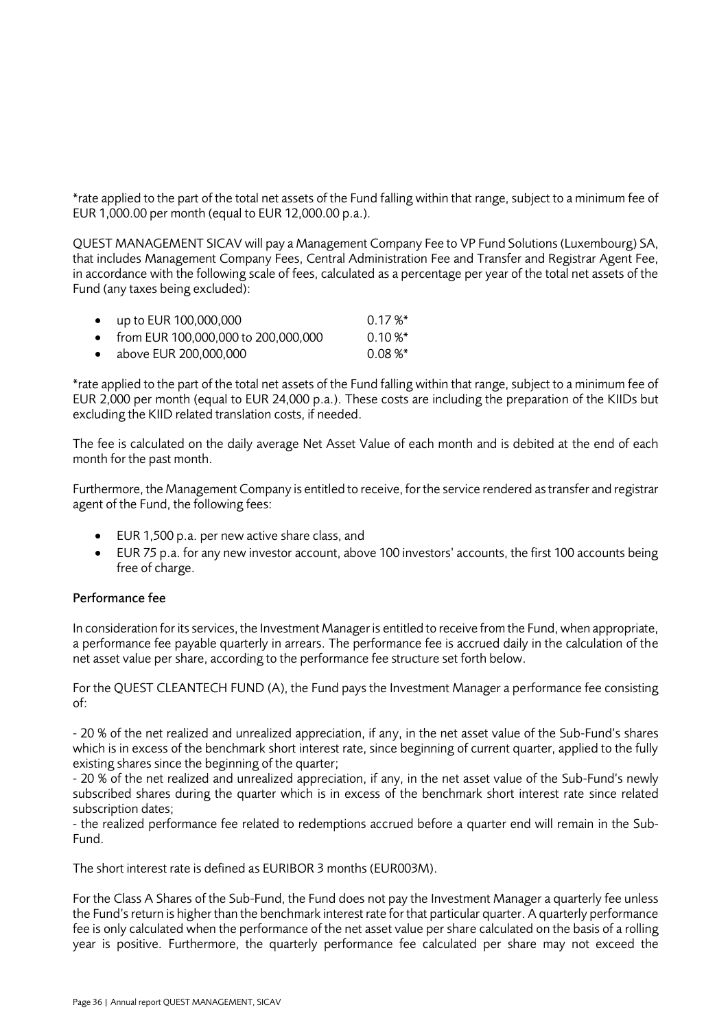*rate applied to the part of the total net assets of the Fund falling within that range, subject to a minimum fee of EUR 1,000.00 per month (equal to EUR 12,000.00 p.a.).

QUEST MANAGEMENT SICAV will pay a Management Company Fee to VP Fund Solutions (Luxembourg) SA, that includes Management Company Fees, Central Administration Fee and Transfer and Registrar Agent Fee, in accordance with the following scale of fees, calculated as a percentage per year of the total net assets of the Fund (any taxes being excluded):

- up to EUR 100,000,000 0.17 %*
- from EUR 100,000,000 to 200,000,000 0.10 %*
- above EUR 200,000,000 0.08 %*

*rate applied to the part of the total net assets of the Fund falling within that range, subject to a minimum fee of EUR 2,000 per month (equal to EUR 24,000 p.a.). These costs are including the preparation of the KIIDs but excluding the KIID related translation costs, if needed.

The fee is calculated on the daily average Net Asset Value of each month and is debited at the end of each month for the past month.

Furthermore, the Management Company is entitled to receive, for the service rendered as transfer and registrar agent of the Fund, the following fees:

- EUR 1,500 p.a. per new active share class, and
- EUR 75 p.a. for any new investor account, above 100 investors' accounts, the first 100 accounts being free of charge.

#### Performance fee

In consideration for its services, the Investment Manager is entitled to receive from the Fund, when appropriate, a performance fee payable quarterly in arrears. The performance fee is accrued daily in the calculation of the net asset value per share, according to the performance fee structure set forth below.

For the QUEST CLEANTECH FUND (A), the Fund pays the Investment Manager a performance fee consisting of:

- 20 % of the net realized and unrealized appreciation, if any, in the net asset value of the Sub-Fund's shares which is in excess of the benchmark short interest rate, since beginning of current quarter, applied to the fully existing shares since the beginning of the quarter;

- 20 % of the net realized and unrealized appreciation, if any, in the net asset value of the Sub-Fund's newly subscribed shares during the quarter which is in excess of the benchmark short interest rate since related subscription dates;

- the realized performance fee related to redemptions accrued before a quarter end will remain in the Sub-Fund.

The short interest rate is defined as EURIBOR 3 months (EUR003M).

For the Class A Shares of the Sub-Fund, the Fund does not pay the Investment Manager a quarterly fee unless the Fund's return is higher than the benchmark interest rate for that particular quarter. A quarterly performance fee is only calculated when the performance of the net asset value per share calculated on the basis of a rolling year is positive. Furthermore, the quarterly performance fee calculated per share may not exceed the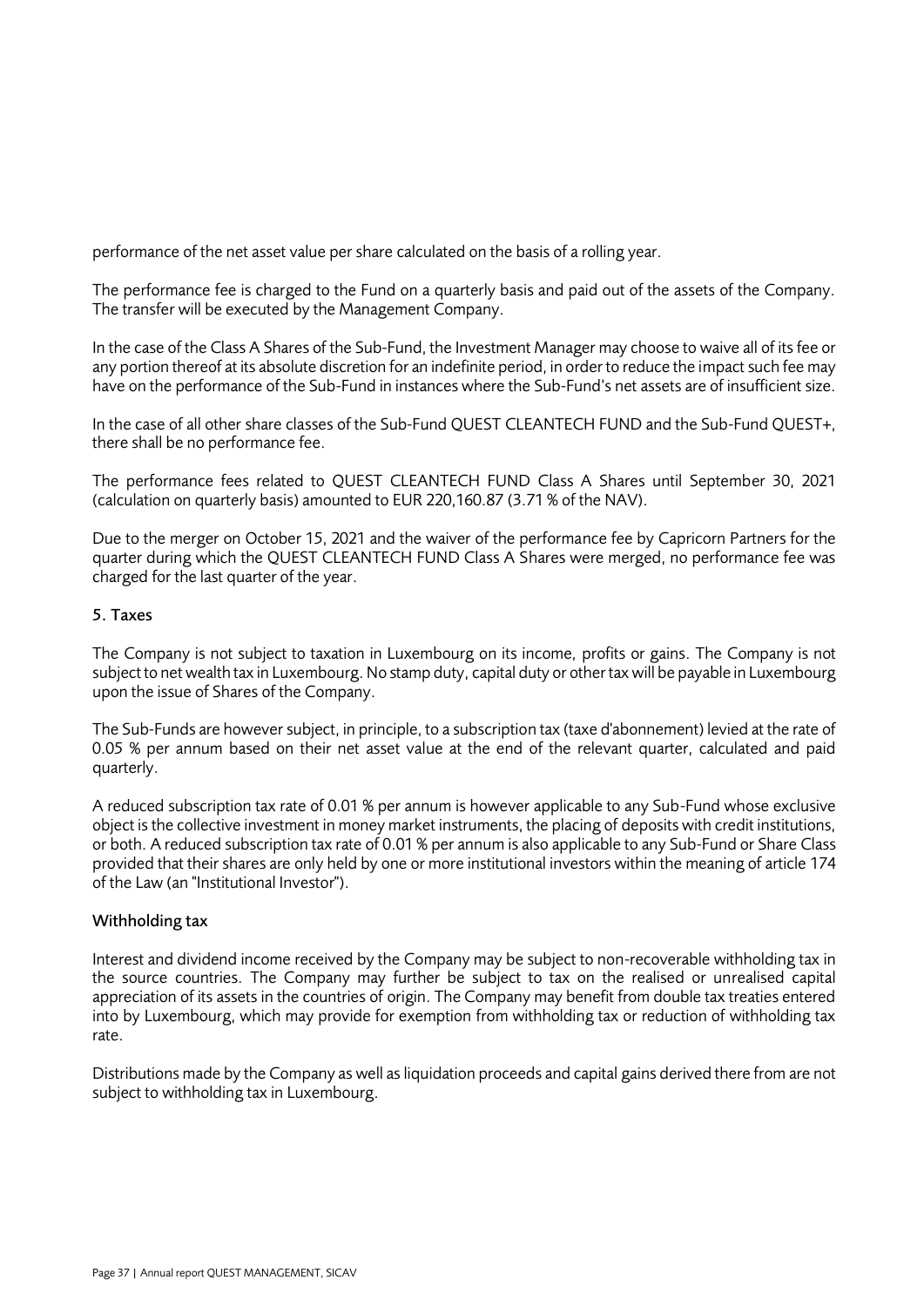performance of the net asset value per share calculated on the basis of a rolling year.

The performance fee is charged to the Fund on a quarterly basis and paid out of the assets of the Company. The transfer will be executed by the Management Company.

In the case of the Class A Shares of the Sub-Fund, the Investment Manager may choose to waive all of its fee or any portion thereof at its absolute discretion for an indefinite period, in order to reduce the impact such fee may have on the performance of the Sub-Fund in instances where the Sub-Fund's net assets are of insufficient size.

In the case of all other share classes of the Sub-Fund QUEST CLEANTECH FUND and the Sub-Fund QUEST+, there shall be no performance fee.

The performance fees related to QUEST CLEANTECH FUND Class A Shares until September 30, 2021 (calculation on quarterly basis) amounted to EUR 220,160.87 (3.71 % of the NAV).

Due to the merger on October 15, 2021 and the waiver of the performance fee by Capricorn Partners for the quarter during which the QUEST CLEANTECH FUND Class A Shares were merged, no performance fee was charged for the last quarter of the year.

## 5. Taxes

The Company is not subject to taxation in Luxembourg on its income, profits or gains. The Company is not subject to net wealth tax in Luxembourg. No stamp duty, capital duty or other tax will be payable in Luxembourg upon the issue of Shares of the Company.

The Sub-Funds are however subject, in principle, to a subscription tax (taxe d'abonnement) levied at the rate of 0.05 % per annum based on their net asset value at the end of the relevant quarter, calculated and paid quarterly.

A reduced subscription tax rate of 0.01 % per annum is however applicable to any Sub-Fund whose exclusive object is the collective investment in money market instruments, the placing of deposits with credit institutions, or both. A reduced subscription tax rate of 0.01 % per annum is also applicable to any Sub-Fund or Share Class provided that their shares are only held by one or more institutional investors within the meaning of article 174 of the Law (an "Institutional Investor").

### Withholding tax

Interest and dividend income received by the Company may be subject to non-recoverable withholding tax in the source countries. The Company may further be subject to tax on the realised or unrealised capital appreciation of its assets in the countries of origin. The Company may benefit from double tax treaties entered into by Luxembourg, which may provide for exemption from withholding tax or reduction of withholding tax rate.

Distributions made by the Company as well as liquidation proceeds and capital gains derived there from are not subject to withholding tax in Luxembourg.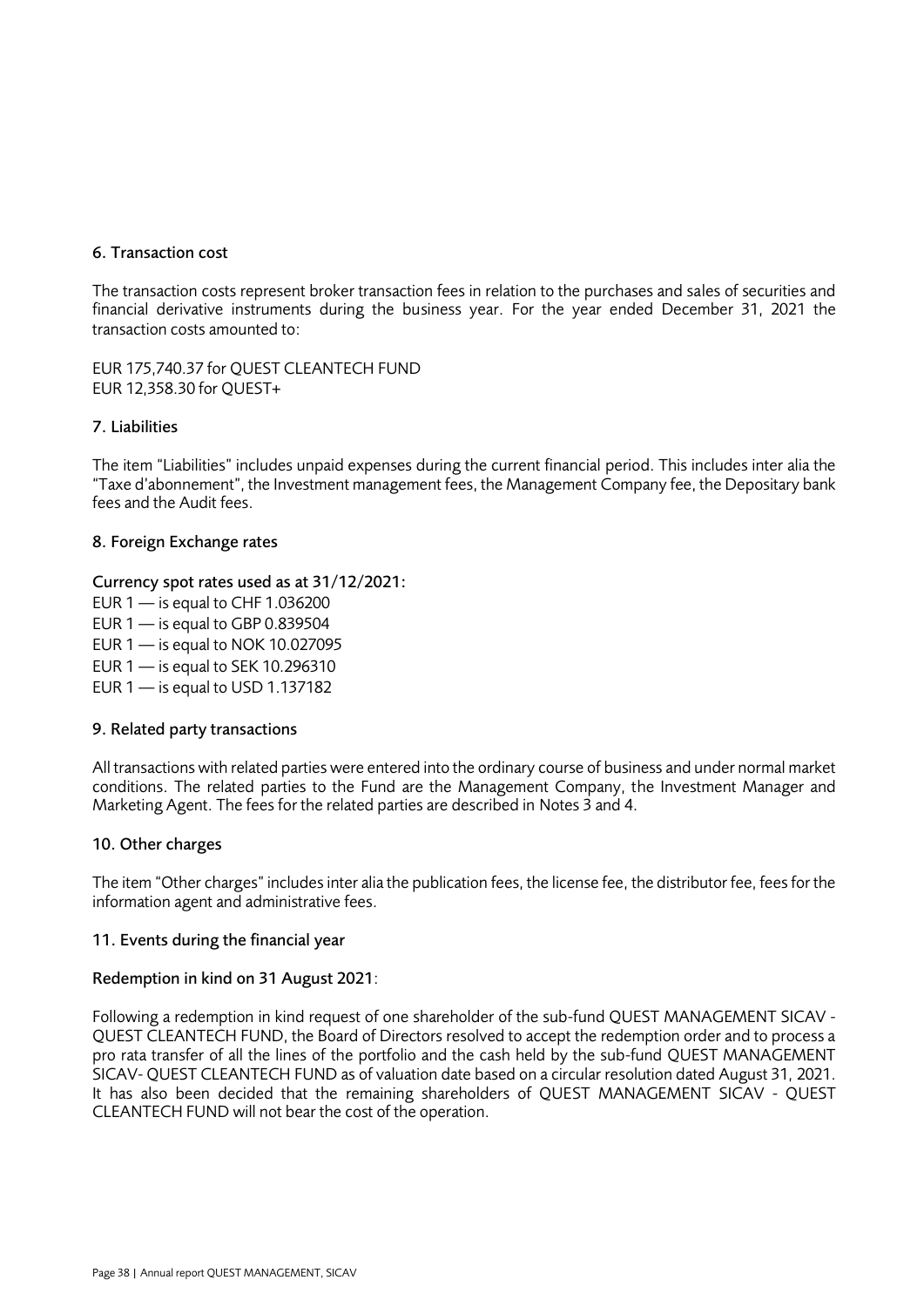## 6. Transaction cost

The transaction costs represent broker transaction fees in relation to the purchases and sales of securities and financial derivative instruments during the business year. For the year ended December 31, 2021 the transaction costs amounted to:

EUR 175,740.37 for QUEST CLEANTECH FUND
EUR 12,358.30 for QUEST+

## 7. Liabilities

The item "Liabilities" includes unpaid expenses during the current financial period. This includes inter alia the "Taxe d'abonnement", the Investment management fees, the Management Company fee, the Depositary bank fees and the Audit fees.

## 8. Foreign Exchange rates

### Currency spot rates used as at 31/12/2021:

EUR 1 — is equal to CHF 1.036200
EUR 1 — is equal to GBP 0.839504
EUR 1 — is equal to NOK 10.027095
EUR 1 — is equal to SEK 10.296310
EUR 1 — is equal to USD 1.137182

## 9. Related party transactions

All transactions with related parties were entered into the ordinary course of business and under normal market conditions. The related parties to the Fund are the Management Company, the Investment Manager and Marketing Agent. The fees for the related parties are described in Notes 3 and 4.

## 10. Other charges

The item "Other charges" includes inter alia the publication fees, the license fee, the distributor fee, fees for the information agent and administrative fees.

## 11. Events during the financial year

### Redemption in kind on 31 August 2021:

Following a redemption in kind request of one shareholder of the sub-fund QUEST MANAGEMENT SICAV - QUEST CLEANTECH FUND, the Board of Directors resolved to accept the redemption order and to process a pro rata transfer of all the lines of the portfolio and the cash held by the sub-fund QUEST MANAGEMENT SICAV- QUEST CLEANTECH FUND as of valuation date based on a circular resolution dated August 31, 2021. It has also been decided that the remaining shareholders of QUEST MANAGEMENT SICAV - QUEST CLEANTECH FUND will not bear the cost of the operation.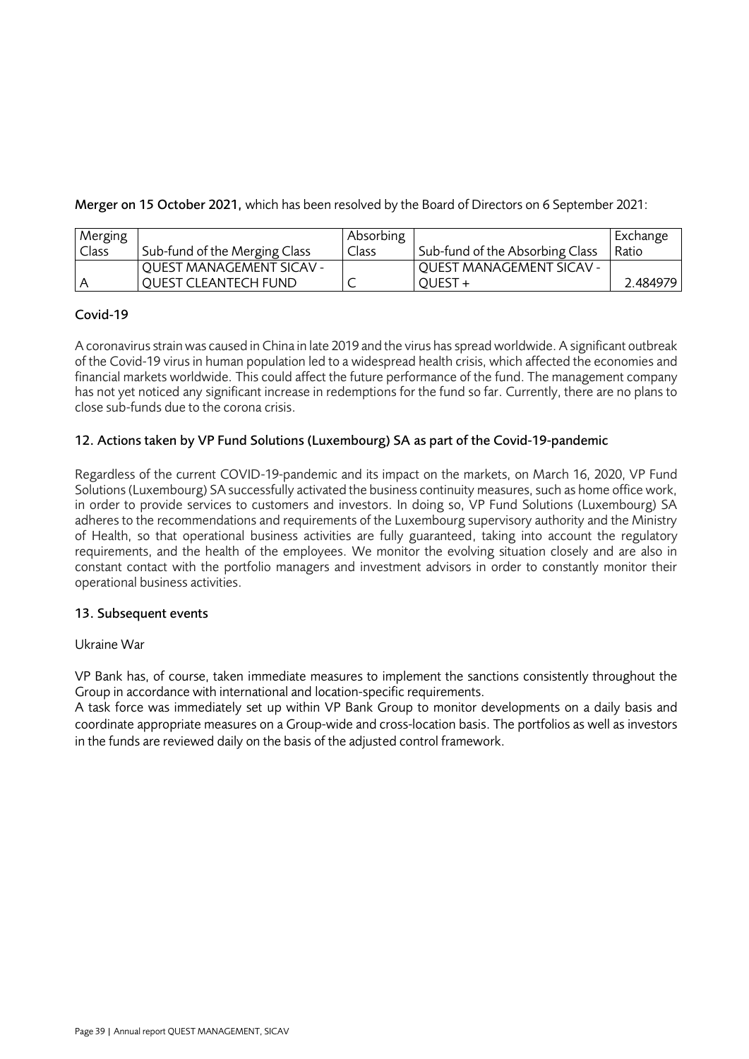**Merger on 15 October 2021,** which has been resolved by the Board of Directors on 6 September 2021:

| Merging Class | Sub-fund of the Merging Class | Absorbing Class | Sub-fund of the Absorbing Class | Exchange Ratio |
|---|---|---|---|---|
| A | QUEST MANAGEMENT SICAV - QUEST CLEANTECH FUND | C | QUEST MANAGEMENT SICAV - QUEST + | 2.484979 |

### Covid-19

A coronavirus strain was caused in China in late 2019 and the virus has spread worldwide. A significant outbreak of the Covid-19 virus in human population led to a widespread health crisis, which affected the economies and financial markets worldwide. This could affect the future performance of the fund. The management company has not yet noticed any significant increase in redemptions for the fund so far. Currently, there are no plans to close sub-funds due to the corona crisis.

## 12. Actions taken by VP Fund Solutions (Luxembourg) SA as part of the Covid-19-pandemic

Regardless of the current COVID-19-pandemic and its impact on the markets, on March 16, 2020, VP Fund Solutions (Luxembourg) SA successfully activated the business continuity measures, such as home office work, in order to provide services to customers and investors. In doing so, VP Fund Solutions (Luxembourg) SA adheres to the recommendations and requirements of the Luxembourg supervisory authority and the Ministry of Health, so that operational business activities are fully guaranteed, taking into account the regulatory requirements, and the health of the employees. We monitor the evolving situation closely and are also in constant contact with the portfolio managers and investment advisors in order to constantly monitor their operational business activities.

## 13. Subsequent events

Ukraine War

VP Bank has, of course, taken immediate measures to implement the sanctions consistently throughout the Group in accordance with international and location-specific requirements.
A task force was immediately set up within VP Bank Group to monitor developments on a daily basis and coordinate appropriate measures on a Group-wide and cross-location basis. The portfolios as well as investors in the funds are reviewed daily on the basis of the adjusted control framework.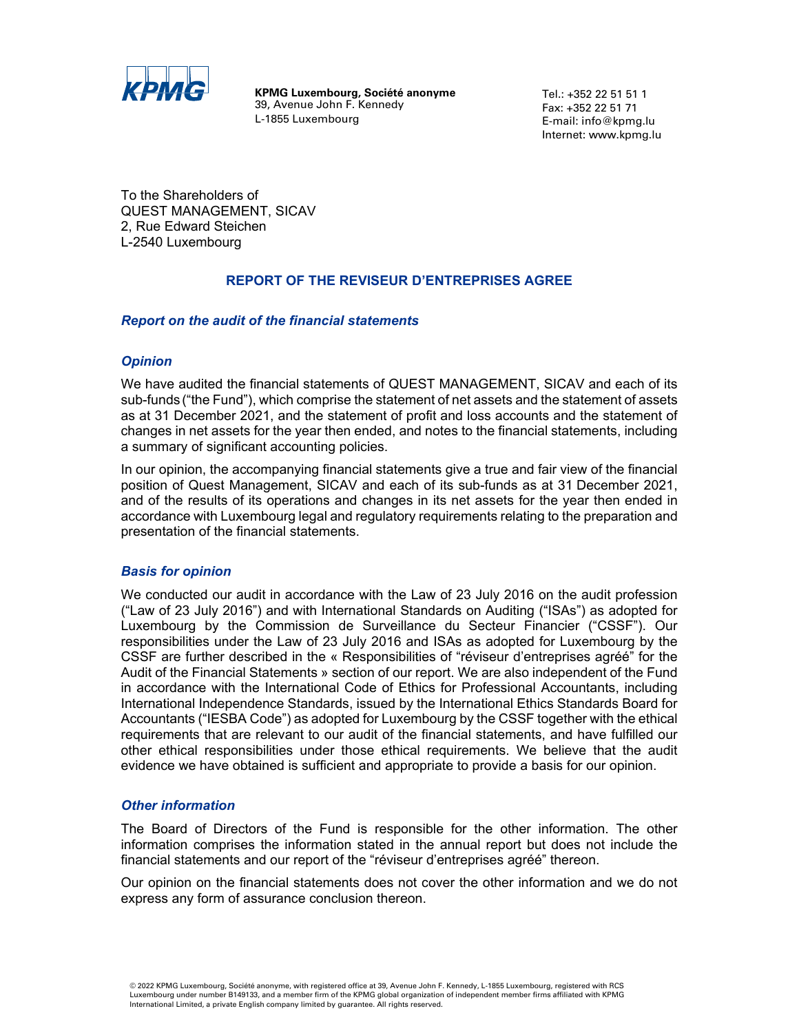**KPMG Luxembourg, Société anonyme**
39, Avenue John F. Kennedy
L-1855 Luxembourg

Tel.: +352 22 51 51 1
Fax: +352 22 51 71
E-mail: info@kpmg.lu
Internet: www.kpmg.lu

To the Shareholders of
QUEST MANAGEMENT, SICAV
2, Rue Edward Steichen
L-2540 Luxembourg

## REPORT OF THE REVISEUR D'ENTREPRISES AGREE

### *Report on the audit of the financial statements*

### *Opinion*

We have audited the financial statements of QUEST MANAGEMENT, SICAV and each of its sub-funds ("the Fund"), which comprise the statement of net assets and the statement of assets as at 31 December 2021, and the statement of profit and loss accounts and the statement of changes in net assets for the year then ended, and notes to the financial statements, including a summary of significant accounting policies.

In our opinion, the accompanying financial statements give a true and fair view of the financial position of Quest Management, SICAV and each of its sub-funds as at 31 December 2021, and of the results of its operations and changes in its net assets for the year then ended in accordance with Luxembourg legal and regulatory requirements relating to the preparation and presentation of the financial statements.

### *Basis for opinion*

We conducted our audit in accordance with the Law of 23 July 2016 on the audit profession ("Law of 23 July 2016") and with International Standards on Auditing ("ISAs") as adopted for Luxembourg by the Commission de Surveillance du Secteur Financier ("CSSF"). Our responsibilities under the Law of 23 July 2016 and ISAs as adopted for Luxembourg by the CSSF are further described in the « Responsibilities of "réviseur d'entreprises agréé" for the Audit of the Financial Statements » section of our report. We are also independent of the Fund in accordance with the International Code of Ethics for Professional Accountants, including International Independence Standards, issued by the International Ethics Standards Board for Accountants ("IESBA Code") as adopted for Luxembourg by the CSSF together with the ethical requirements that are relevant to our audit of the financial statements, and have fulfilled our other ethical responsibilities under those ethical requirements. We believe that the audit evidence we have obtained is sufficient and appropriate to provide a basis for our opinion.

### *Other information*

The Board of Directors of the Fund is responsible for the other information. The other information comprises the information stated in the annual report but does not include the financial statements and our report of the "réviseur d'entreprises agréé" thereon.

Our opinion on the financial statements does not cover the other information and we do not express any form of assurance conclusion thereon.

© 2022 KPMG Luxembourg, Société anonyme, with registered office at 39, Avenue John F. Kennedy, L-1855 Luxembourg, registered with RCS Luxembourg under number B149133, and a member firm of the KPMG global organization of independent member firms affiliated with KPMG International Limited, a private English company limited by guarantee. All rights reserved.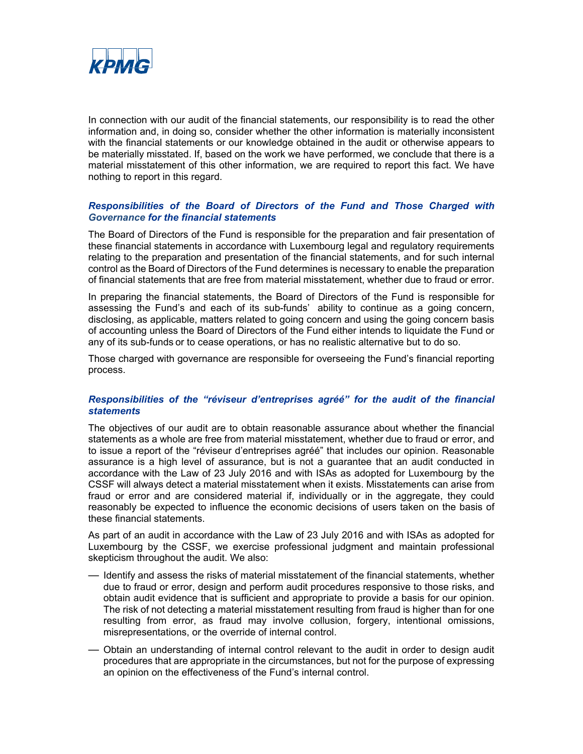In connection with our audit of the financial statements, our responsibility is to read the other information and, in doing so, consider whether the other information is materially inconsistent with the financial statements or our knowledge obtained in the audit or otherwise appears to be materially misstated. If, based on the work we have performed, we conclude that there is a material misstatement of this other information, we are required to report this fact. We have nothing to report in this regard.

### *Responsibilities of the Board of Directors of the Fund and Those Charged with Governance for the financial statements*

The Board of Directors of the Fund is responsible for the preparation and fair presentation of these financial statements in accordance with Luxembourg legal and regulatory requirements relating to the preparation and presentation of the financial statements, and for such internal control as the Board of Directors of the Fund determines is necessary to enable the preparation of financial statements that are free from material misstatement, whether due to fraud or error.

In preparing the financial statements, the Board of Directors of the Fund is responsible for assessing the Fund's and each of its sub-funds' ability to continue as a going concern, disclosing, as applicable, matters related to going concern and using the going concern basis of accounting unless the Board of Directors of the Fund either intends to liquidate the Fund or any of its sub-funds or to cease operations, or has no realistic alternative but to do so.

Those charged with governance are responsible for overseeing the Fund's financial reporting process.

### *Responsibilities of the "réviseur d'entreprises agréé" for the audit of the financial statements*

The objectives of our audit are to obtain reasonable assurance about whether the financial statements as a whole are free from material misstatement, whether due to fraud or error, and to issue a report of the "réviseur d'entreprises agréé" that includes our opinion. Reasonable assurance is a high level of assurance, but is not a guarantee that an audit conducted in accordance with the Law of 23 July 2016 and with ISAs as adopted for Luxembourg by the CSSF will always detect a material misstatement when it exists. Misstatements can arise from fraud or error and are considered material if, individually or in the aggregate, they could reasonably be expected to influence the economic decisions of users taken on the basis of these financial statements.

As part of an audit in accordance with the Law of 23 July 2016 and with ISAs as adopted for Luxembourg by the CSSF, we exercise professional judgment and maintain professional skepticism throughout the audit. We also:

- Identify and assess the risks of material misstatement of the financial statements, whether due to fraud or error, design and perform audit procedures responsive to those risks, and obtain audit evidence that is sufficient and appropriate to provide a basis for our opinion. The risk of not detecting a material misstatement resulting from fraud is higher than for one resulting from error, as fraud may involve collusion, forgery, intentional omissions, misrepresentations, or the override of internal control.
- Obtain an understanding of internal control relevant to the audit in order to design audit procedures that are appropriate in the circumstances, but not for the purpose of expressing an opinion on the effectiveness of the Fund's internal control.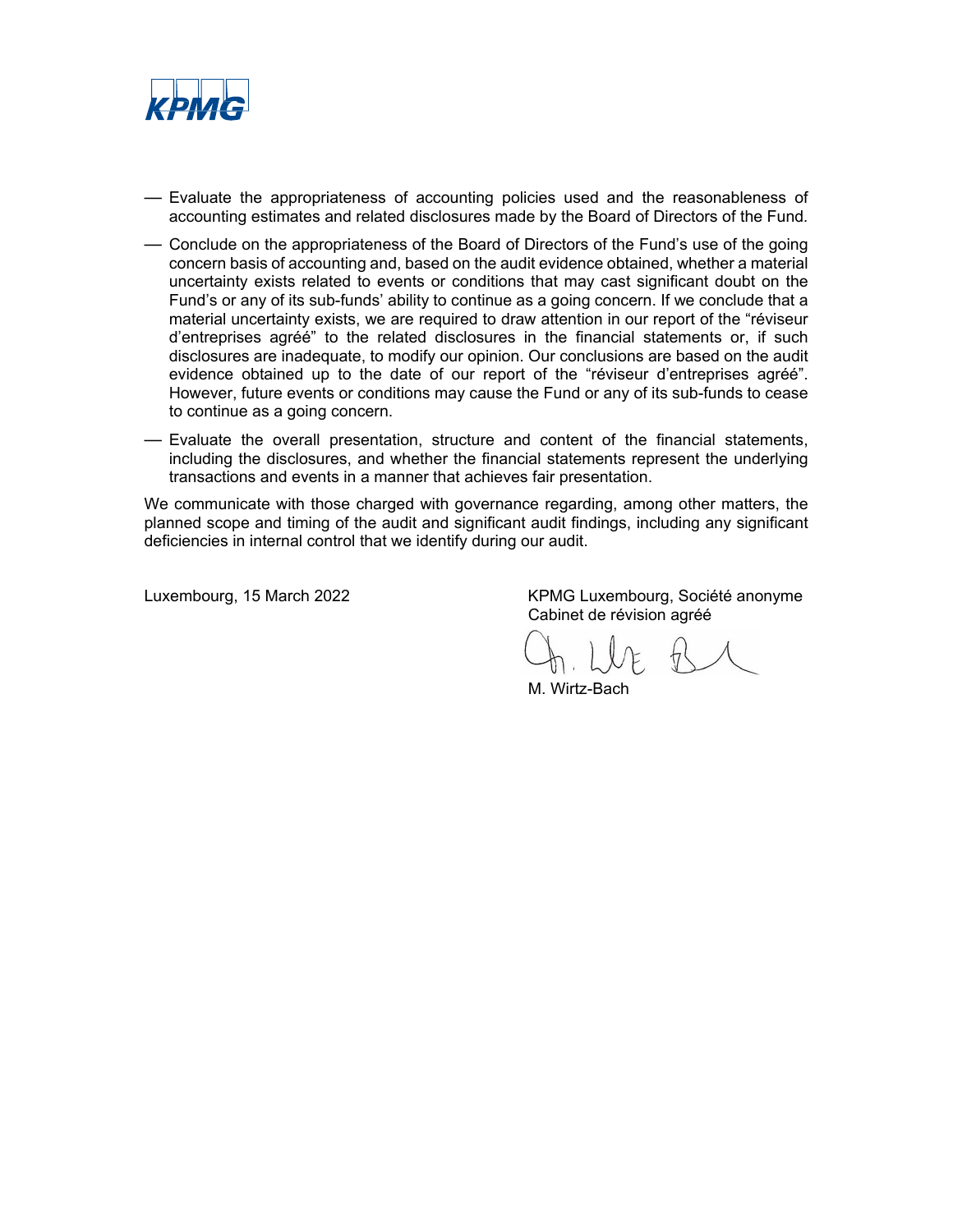- Evaluate the appropriateness of accounting policies used and the reasonableness of accounting estimates and related disclosures made by the Board of Directors of the Fund.
- Conclude on the appropriateness of the Board of Directors of the Fund's use of the going concern basis of accounting and, based on the audit evidence obtained, whether a material uncertainty exists related to events or conditions that may cast significant doubt on the Fund's or any of its sub-funds' ability to continue as a going concern. If we conclude that a material uncertainty exists, we are required to draw attention in our report of the "réviseur d'entreprises agréé" to the related disclosures in the financial statements or, if such disclosures are inadequate, to modify our opinion. Our conclusions are based on the audit evidence obtained up to the date of our report of the "réviseur d'entreprises agréé". However, future events or conditions may cause the Fund or any of its sub-funds to cease to continue as a going concern.
- Evaluate the overall presentation, structure and content of the financial statements, including the disclosures, and whether the financial statements represent the underlying transactions and events in a manner that achieves fair presentation.

We communicate with those charged with governance regarding, among other matters, the planned scope and timing of the audit and significant audit findings, including any significant deficiencies in internal control that we identify during our audit.

Luxembourg, 15 March 2022

KPMG Luxembourg, Société anonyme
Cabinet de révision agréé

M. Wirtz-Bach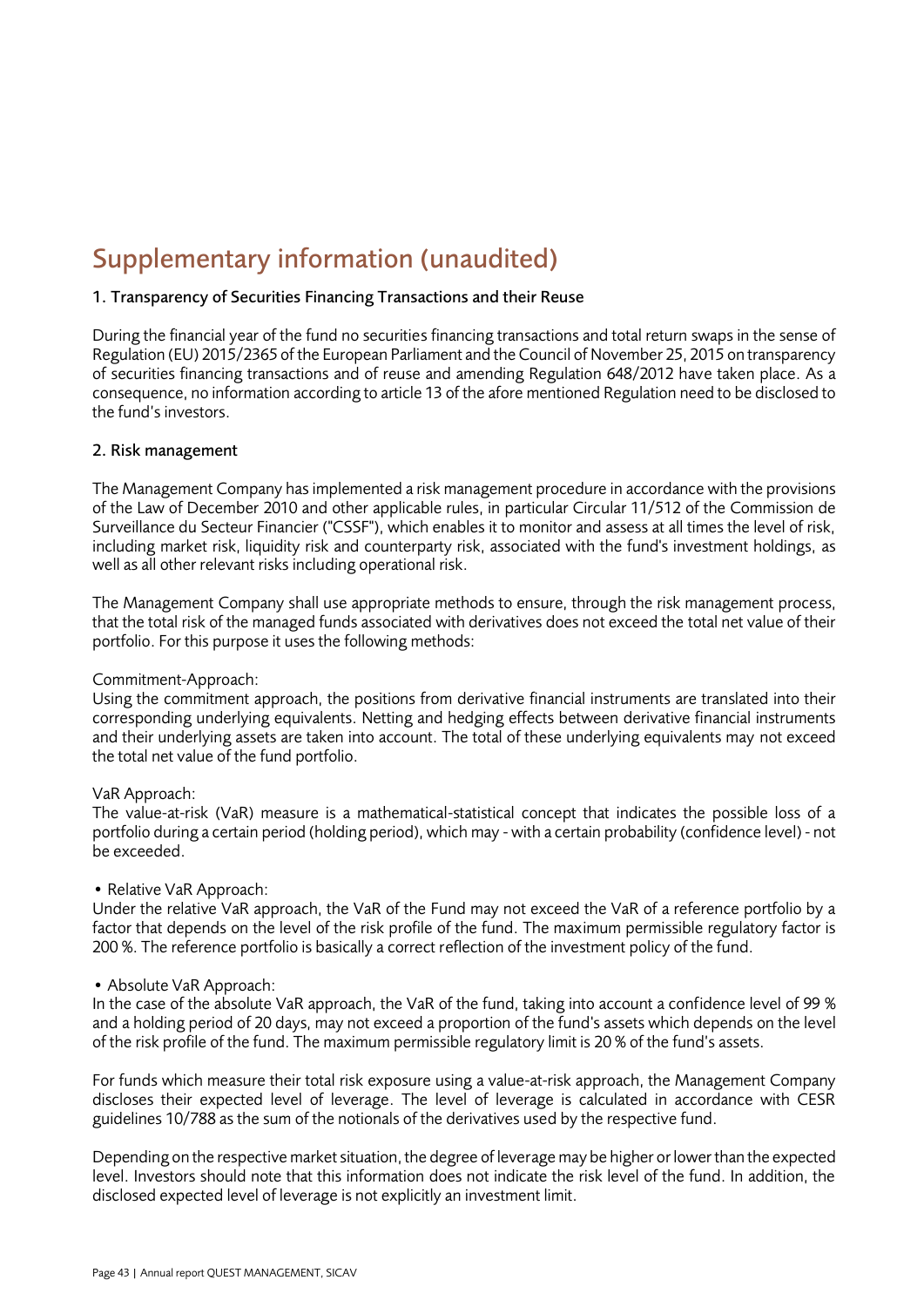# Supplementary information (unaudited)

## 1. Transparency of Securities Financing Transactions and their Reuse

During the financial year of the fund no securities financing transactions and total return swaps in the sense of Regulation (EU) 2015/2365 of the European Parliament and the Council of November 25, 2015 on transparency of securities financing transactions and of reuse and amending Regulation 648/2012 have taken place. As a consequence, no information according to article 13 of the afore mentioned Regulation need to be disclosed to the fund's investors.

## 2. Risk management

The Management Company has implemented a risk management procedure in accordance with the provisions of the Law of December 2010 and other applicable rules, in particular Circular 11/512 of the Commission de Surveillance du Secteur Financier ("CSSF"), which enables it to monitor and assess at all times the level of risk, including market risk, liquidity risk and counterparty risk, associated with the fund's investment holdings, as well as all other relevant risks including operational risk.

The Management Company shall use appropriate methods to ensure, through the risk management process, that the total risk of the managed funds associated with derivatives does not exceed the total net value of their portfolio. For this purpose it uses the following methods:

Commitment-Approach:
Using the commitment approach, the positions from derivative financial instruments are translated into their corresponding underlying equivalents. Netting and hedging effects between derivative financial instruments and their underlying assets are taken into account. The total of these underlying equivalents may not exceed the total net value of the fund portfolio.

VaR Approach:
The value-at-risk (VaR) measure is a mathematical-statistical concept that indicates the possible loss of a portfolio during a certain period (holding period), which may - with a certain probability (confidence level) - not be exceeded.

- Relative VaR Approach:
Under the relative VaR approach, the VaR of the Fund may not exceed the VaR of a reference portfolio by a factor that depends on the level of the risk profile of the fund. The maximum permissible regulatory factor is 200 %. The reference portfolio is basically a correct reflection of the investment policy of the fund.

- Absolute VaR Approach:
In the case of the absolute VaR approach, the VaR of the fund, taking into account a confidence level of 99 % and a holding period of 20 days, may not exceed a proportion of the fund's assets which depends on the level of the risk profile of the fund. The maximum permissible regulatory limit is 20 % of the fund's assets.

For funds which measure their total risk exposure using a value-at-risk approach, the Management Company discloses their expected level of leverage. The level of leverage is calculated in accordance with CESR guidelines 10/788 as the sum of the notionals of the derivatives used by the respective fund.

Depending on the respective market situation, the degree of leverage may be higher or lower than the expected level. Investors should note that this information does not indicate the risk level of the fund. In addition, the disclosed expected level of leverage is not explicitly an investment limit.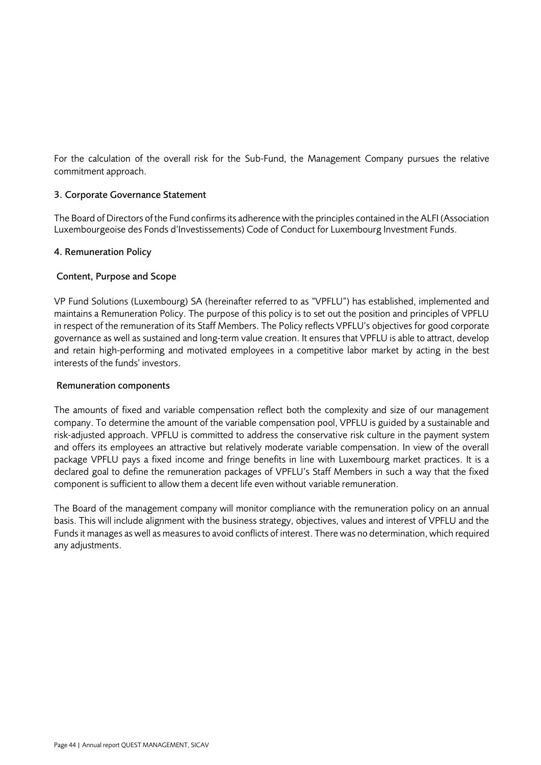For the calculation of the overall risk for the Sub-Fund, the Management Company pursues the relative commitment approach.

## 3. Corporate Governance Statement

The Board of Directors of the Fund confirms its adherence with the principles contained in the ALFI (Association Luxembourgeoise des Fonds d'Investissements) Code of Conduct for Luxembourg Investment Funds.

## 4. Remuneration Policy

### Content, Purpose and Scope

VP Fund Solutions (Luxembourg) SA (hereinafter referred to as "VPFLU") has established, implemented and maintains a Remuneration Policy. The purpose of this policy is to set out the position and principles of VPFLU in respect of the remuneration of its Staff Members. The Policy reflects VPFLU's objectives for good corporate governance as well as sustained and long-term value creation. It ensures that VPFLU is able to attract, develop and retain high-performing and motivated employees in a competitive labor market by acting in the best interests of the funds' investors.

### Remuneration components

The amounts of fixed and variable compensation reflect both the complexity and size of our management company. To determine the amount of the variable compensation pool, VPFLU is guided by a sustainable and risk-adjusted approach. VPFLU is committed to address the conservative risk culture in the payment system and offers its employees an attractive but relatively moderate variable compensation. In view of the overall package VPFLU pays a fixed income and fringe benefits in line with Luxembourg market practices. It is a declared goal to define the remuneration packages of VPFLU's Staff Members in such a way that the fixed component is sufficient to allow them a decent life even without variable remuneration.

The Board of the management company will monitor compliance with the remuneration policy on an annual basis. This will include alignment with the business strategy, objectives, values and interest of VPFLU and the Funds it manages as well as measures to avoid conflicts of interest. There was no determination, which required any adjustments.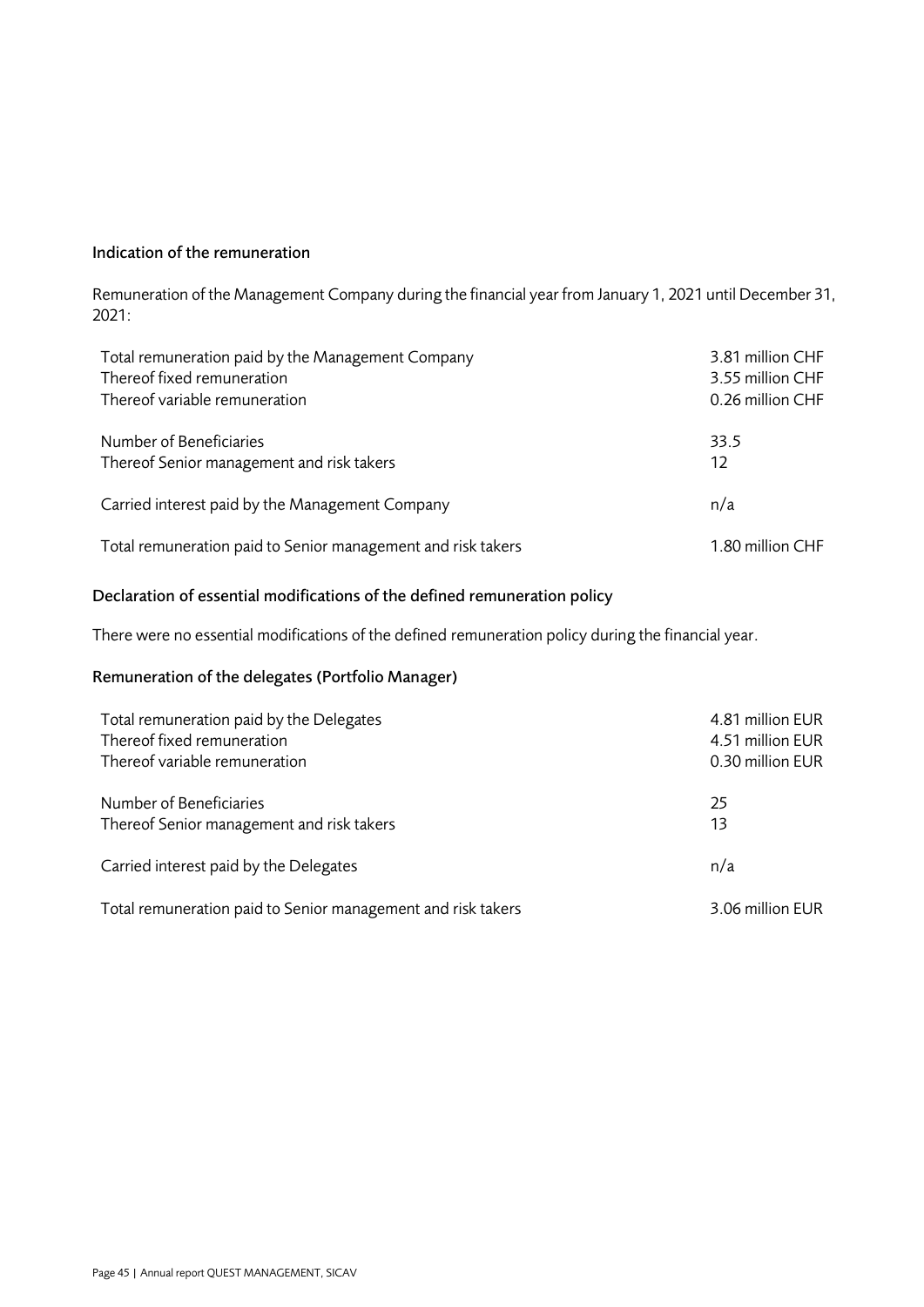### Indication of the remuneration

Remuneration of the Management Company during the financial year from January 1, 2021 until December 31, 2021:

| | |
|---|---|
| Total remuneration paid by the Management Company | 3.81 million CHF |
| Thereof fixed remuneration | 3.55 million CHF |
| Thereof variable remuneration | 0.26 million CHF |
| | |
| Number of Beneficiaries | 33.5 |
| Thereof Senior management and risk takers | 12 |
| | |
| Carried interest paid by the Management Company | n/a |
| | |
| Total remuneration paid to Senior management and risk takers | 1.80 million CHF |

### Declaration of essential modifications of the defined remuneration policy

There were no essential modifications of the defined remuneration policy during the financial year.

### Remuneration of the delegates (Portfolio Manager)

| | |
|---|---|
| Total remuneration paid by the Delegates | 4.81 million EUR |
| Thereof fixed remuneration | 4.51 million EUR |
| Thereof variable remuneration | 0.30 million EUR |
| | |
| Number of Beneficiaries | 25 |
| Thereof Senior management and risk takers | 13 |
| | |
| Carried interest paid by the Delegates | n/a |
| | |
| Total remuneration paid to Senior management and risk takers | 3.06 million EUR |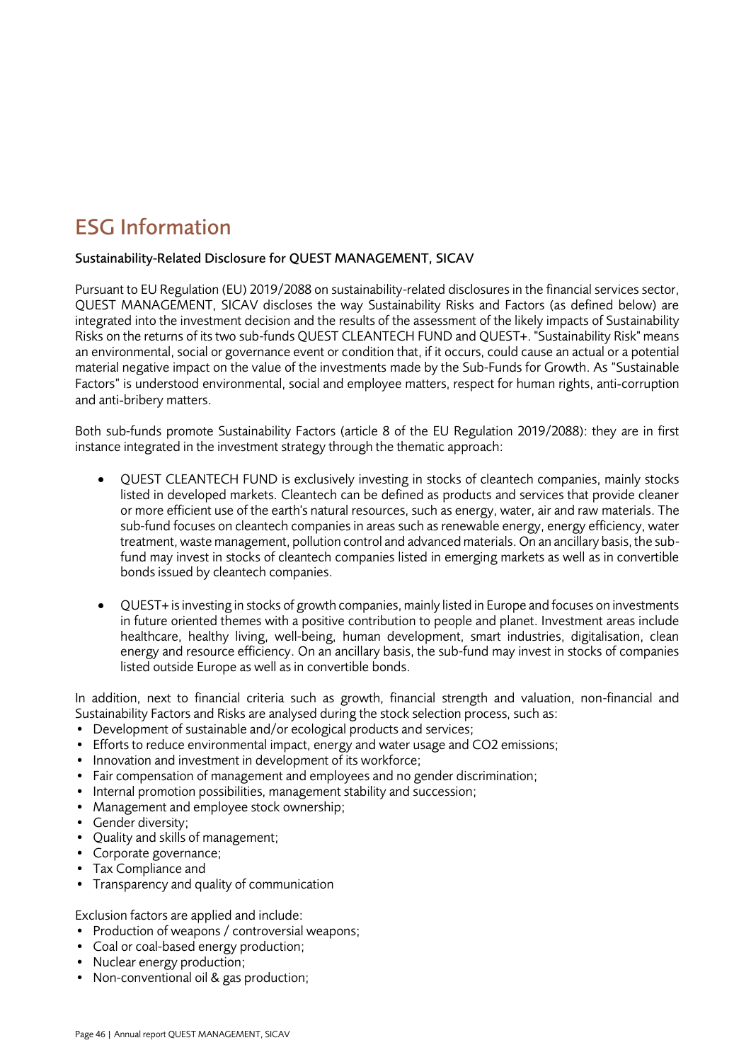# ESG Information

### Sustainability-Related Disclosure for QUEST MANAGEMENT, SICAV

Pursuant to EU Regulation (EU) 2019/2088 on sustainability-related disclosures in the financial services sector, QUEST MANAGEMENT, SICAV discloses the way Sustainability Risks and Factors (as defined below) are integrated into the investment decision and the results of the assessment of the likely impacts of Sustainability Risks on the returns of its two sub-funds QUEST CLEANTECH FUND and QUEST+. "Sustainability Risk" means an environmental, social or governance event or condition that, if it occurs, could cause an actual or a potential material negative impact on the value of the investments made by the Sub-Funds for Growth. As "Sustainable Factors" is understood environmental, social and employee matters, respect for human rights, anti-corruption and anti-bribery matters.

Both sub-funds promote Sustainability Factors (article 8 of the EU Regulation 2019/2088): they are in first instance integrated in the investment strategy through the thematic approach:

- QUEST CLEANTECH FUND is exclusively investing in stocks of cleantech companies, mainly stocks listed in developed markets. Cleantech can be defined as products and services that provide cleaner or more efficient use of the earth's natural resources, such as energy, water, air and raw materials. The sub-fund focuses on cleantech companies in areas such as renewable energy, energy efficiency, water treatment, waste management, pollution control and advanced materials. On an ancillary basis, the sub-fund may invest in stocks of cleantech companies listed in emerging markets as well as in convertible bonds issued by cleantech companies.

- QUEST+ is investing in stocks of growth companies, mainly listed in Europe and focuses on investments in future oriented themes with a positive contribution to people and planet. Investment areas include healthcare, healthy living, well-being, human development, smart industries, digitalisation, clean energy and resource efficiency. On an ancillary basis, the sub-fund may invest in stocks of companies listed outside Europe as well as in convertible bonds.

In addition, next to financial criteria such as growth, financial strength and valuation, non-financial and Sustainability Factors and Risks are analysed during the stock selection process, such as:

- Development of sustainable and/or ecological products and services;
- Efforts to reduce environmental impact, energy and water usage and CO2 emissions;
- Innovation and investment in development of its workforce;
- Fair compensation of management and employees and no gender discrimination;
- Internal promotion possibilities, management stability and succession;
- Management and employee stock ownership;
- Gender diversity;
- Quality and skills of management;
- Corporate governance;
- Tax Compliance and
- Transparency and quality of communication

Exclusion factors are applied and include:

- Production of weapons / controversial weapons;
- Coal or coal-based energy production;
- Nuclear energy production;
- Non-conventional oil & gas production;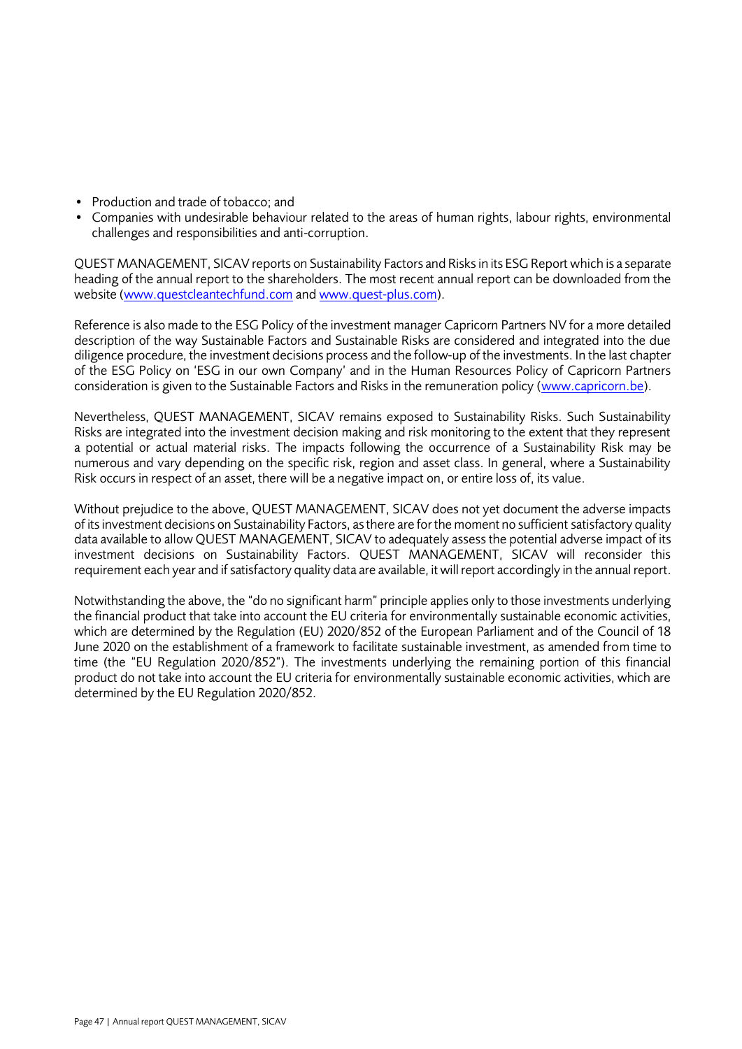- Production and trade of tobacco; and
- Companies with undesirable behaviour related to the areas of human rights, labour rights, environmental challenges and responsibilities and anti-corruption.

QUEST MANAGEMENT, SICAV reports on Sustainability Factors and Risks in its ESG Report which is a separate heading of the annual report to the shareholders. The most recent annual report can be downloaded from the website (www.questcleantechfund.com and www.quest-plus.com).

Reference is also made to the ESG Policy of the investment manager Capricorn Partners NV for a more detailed description of the way Sustainable Factors and Sustainable Risks are considered and integrated into the due diligence procedure, the investment decisions process and the follow-up of the investments. In the last chapter of the ESG Policy on 'ESG in our own Company' and in the Human Resources Policy of Capricorn Partners consideration is given to the Sustainable Factors and Risks in the remuneration policy (www.capricorn.be).

Nevertheless, QUEST MANAGEMENT, SICAV remains exposed to Sustainability Risks. Such Sustainability Risks are integrated into the investment decision making and risk monitoring to the extent that they represent a potential or actual material risks. The impacts following the occurrence of a Sustainability Risk may be numerous and vary depending on the specific risk, region and asset class. In general, where a Sustainability Risk occurs in respect of an asset, there will be a negative impact on, or entire loss of, its value.

Without prejudice to the above, QUEST MANAGEMENT, SICAV does not yet document the adverse impacts of its investment decisions on Sustainability Factors, as there are for the moment no sufficient satisfactory quality data available to allow QUEST MANAGEMENT, SICAV to adequately assess the potential adverse impact of its investment decisions on Sustainability Factors. QUEST MANAGEMENT, SICAV will reconsider this requirement each year and if satisfactory quality data are available, it will report accordingly in the annual report.

Notwithstanding the above, the "do no significant harm" principle applies only to those investments underlying the financial product that take into account the EU criteria for environmentally sustainable economic activities, which are determined by the Regulation (EU) 2020/852 of the European Parliament and of the Council of 18 June 2020 on the establishment of a framework to facilitate sustainable investment, as amended from time to time (the "EU Regulation 2020/852"). The investments underlying the remaining portion of this financial product do not take into account the EU criteria for environmentally sustainable economic activities, which are determined by the EU Regulation 2020/852.